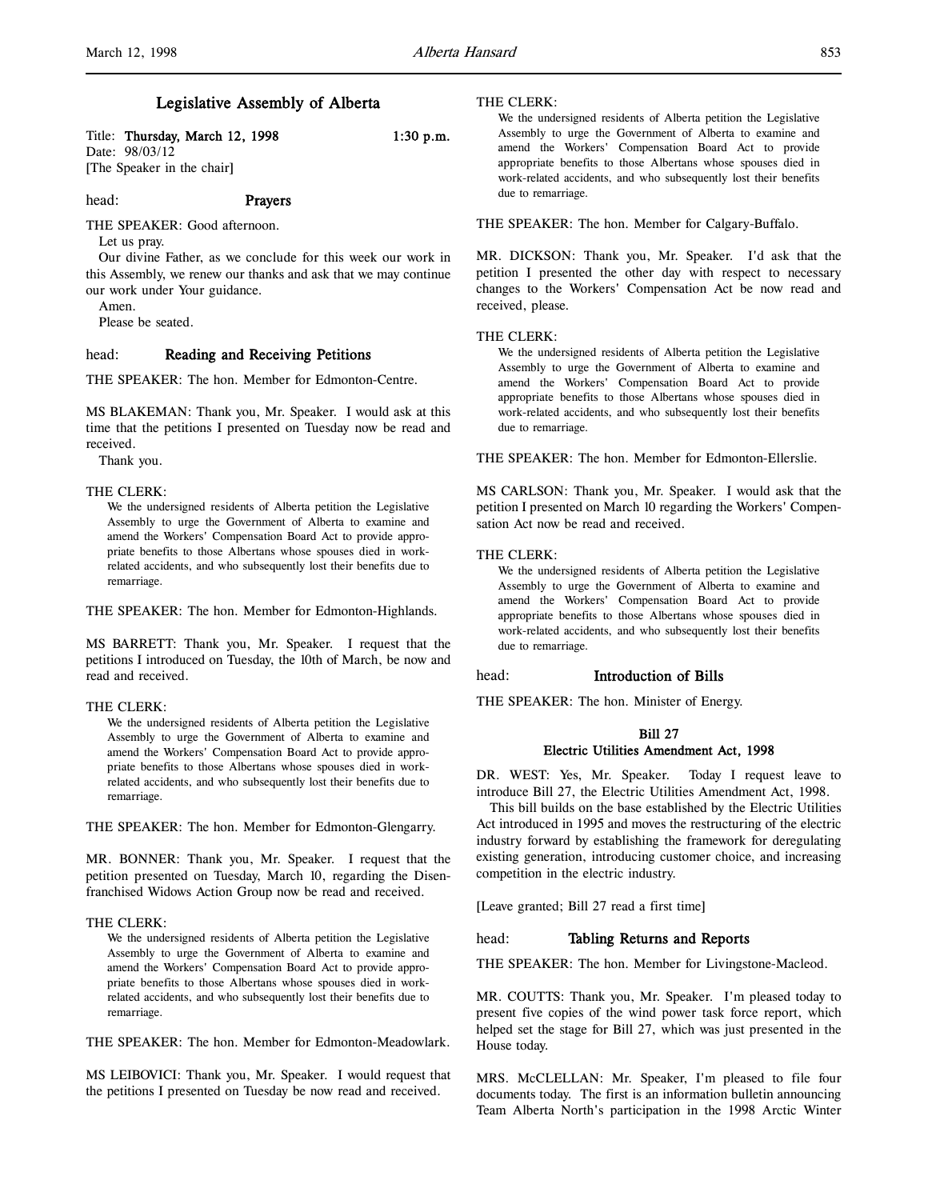## Legislative Assembly of Alberta

Title: **Thursday, March 12, 1998** 1:30 p.m.
Date: 98/03/12
[The Speaker in the chair]

head: **Prayers**

THE SPEAKER: Good afternoon.

Let us pray.

Our divine Father, as we conclude for this week our work in this Assembly, we renew our thanks and ask that we may continue our work under Your guidance.

Amen.

Please be seated.

head: **Reading and Receiving Petitions**

THE SPEAKER: The hon. Member for Edmonton-Centre.

MS BLAKEMAN: Thank you, Mr. Speaker. I would ask at this time that the petitions I presented on Tuesday now be read and received.

Thank you.

THE CLERK:

> We the undersigned residents of Alberta petition the Legislative Assembly to urge the Government of Alberta to examine and amend the Workers' Compensation Board Act to provide appropriate benefits to those Albertans whose spouses died in work-related accidents, and who subsequently lost their benefits due to remarriage.

THE SPEAKER: The hon. Member for Edmonton-Highlands.

MS BARRETT: Thank you, Mr. Speaker. I request that the petitions I introduced on Tuesday, the 10th of March, be now and read and received.

THE CLERK:

> We the undersigned residents of Alberta petition the Legislative Assembly to urge the Government of Alberta to examine and amend the Workers' Compensation Board Act to provide appropriate benefits to those Albertans whose spouses died in work-related accidents, and who subsequently lost their benefits due to remarriage.

THE SPEAKER: The hon. Member for Edmonton-Glengarry.

MR. BONNER: Thank you, Mr. Speaker. I request that the petition presented on Tuesday, March 10, regarding the Disenfranchised Widows Action Group now be read and received.

THE CLERK:

> We the undersigned residents of Alberta petition the Legislative Assembly to urge the Government of Alberta to examine and amend the Workers' Compensation Board Act to provide appropriate benefits to those Albertans whose spouses died in work-related accidents, and who subsequently lost their benefits due to remarriage.

THE SPEAKER: The hon. Member for Edmonton-Meadowlark.

MS LEIBOVICI: Thank you, Mr. Speaker. I would request that the petitions I presented on Tuesday be now read and received.

THE CLERK:

> We the undersigned residents of Alberta petition the Legislative Assembly to urge the Government of Alberta to examine and amend the Workers' Compensation Board Act to provide appropriate benefits to those Albertans whose spouses died in work-related accidents, and who subsequently lost their benefits due to remarriage.

THE SPEAKER: The hon. Member for Calgary-Buffalo.

MR. DICKSON: Thank you, Mr. Speaker. I'd ask that the petition I presented the other day with respect to necessary changes to the Workers' Compensation Act be now read and received, please.

THE CLERK:

> We the undersigned residents of Alberta petition the Legislative Assembly to urge the Government of Alberta to examine and amend the Workers' Compensation Board Act to provide appropriate benefits to those Albertans whose spouses died in work-related accidents, and who subsequently lost their benefits due to remarriage.

THE SPEAKER: The hon. Member for Edmonton-Ellerslie.

MS CARLSON: Thank you, Mr. Speaker. I would ask that the petition I presented on March 10 regarding the Workers' Compensation Act now be read and received.

THE CLERK:

> We the undersigned residents of Alberta petition the Legislative Assembly to urge the Government of Alberta to examine and amend the Workers' Compensation Board Act to provide appropriate benefits to those Albertans whose spouses died in work-related accidents, and who subsequently lost their benefits due to remarriage.

head: **Introduction of Bills**

THE SPEAKER: The hon. Minister of Energy.

### Bill 27
### Electric Utilities Amendment Act, 1998

DR. WEST: Yes, Mr. Speaker. Today I request leave to introduce Bill 27, the Electric Utilities Amendment Act, 1998.

This bill builds on the base established by the Electric Utilities Act introduced in 1995 and moves the restructuring of the electric industry forward by establishing the framework for deregulating existing generation, introducing customer choice, and increasing competition in the electric industry.

[Leave granted; Bill 27 read a first time]

head: **Tabling Returns and Reports**

THE SPEAKER: The hon. Member for Livingstone-Macleod.

MR. COUTTS: Thank you, Mr. Speaker. I'm pleased today to present five copies of the wind power task force report, which helped set the stage for Bill 27, which was just presented in the House today.

MRS. McCLELLAN: Mr. Speaker, I'm pleased to file four documents today. The first is an information bulletin announcing Team Alberta North's participation in the 1998 Arctic Winter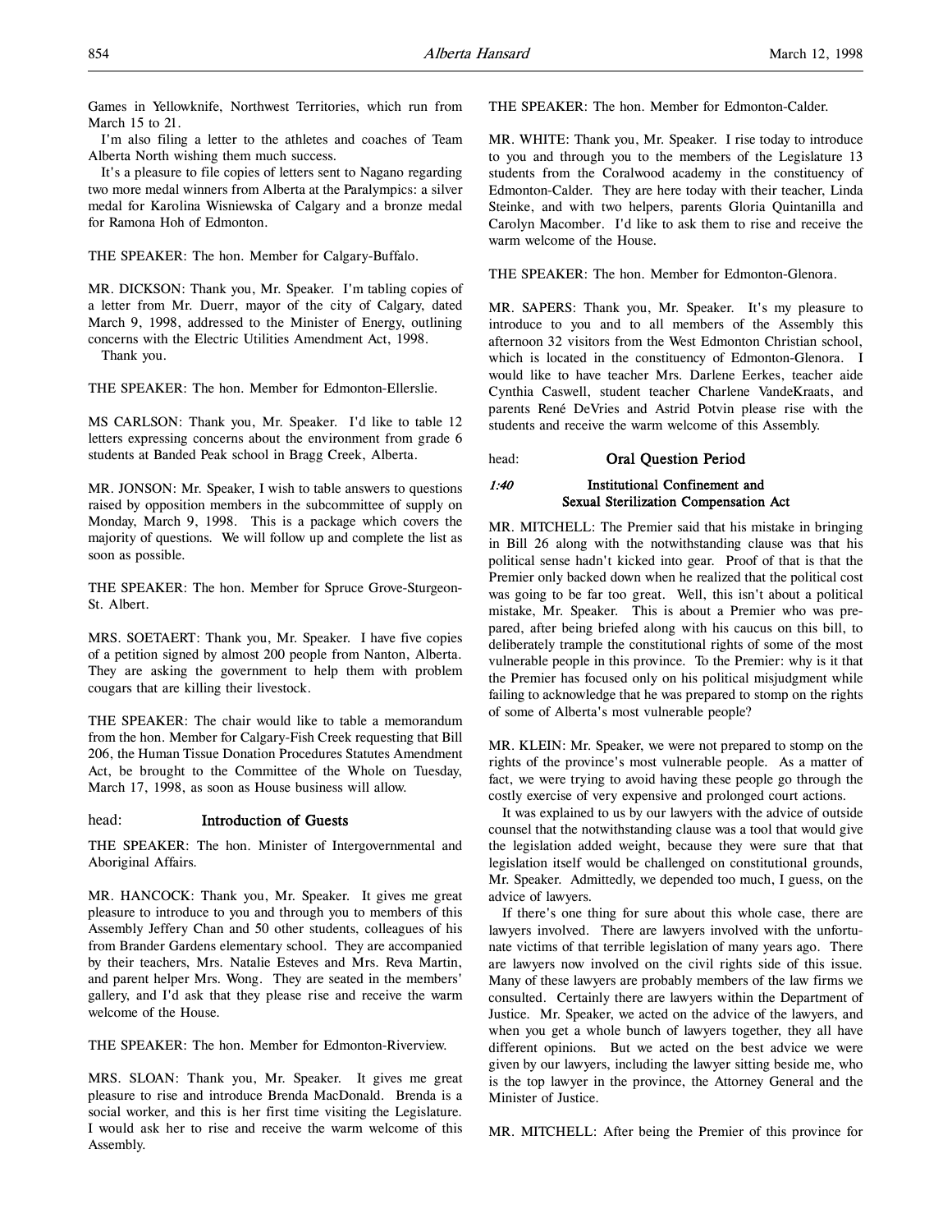Games in Yellowknife, Northwest Territories, which run from March 15 to 21.

I'm also filing a letter to the athletes and coaches of Team Alberta North wishing them much success.

It's a pleasure to file copies of letters sent to Nagano regarding two more medal winners from Alberta at the Paralympics: a silver medal for Karolina Wisniewska of Calgary and a bronze medal for Ramona Hoh of Edmonton.

THE SPEAKER: The hon. Member for Calgary-Buffalo.

MR. DICKSON: Thank you, Mr. Speaker. I'm tabling copies of a letter from Mr. Duerr, mayor of the city of Calgary, dated March 9, 1998, addressed to the Minister of Energy, outlining concerns with the Electric Utilities Amendment Act, 1998.

Thank you.

THE SPEAKER: The hon. Member for Edmonton-Ellerslie.

MS CARLSON: Thank you, Mr. Speaker. I'd like to table 12 letters expressing concerns about the environment from grade 6 students at Banded Peak school in Bragg Creek, Alberta.

MR. JONSON: Mr. Speaker, I wish to table answers to questions raised by opposition members in the subcommittee of supply on Monday, March 9, 1998. This is a package which covers the majority of questions. We will follow up and complete the list as soon as possible.

THE SPEAKER: The hon. Member for Spruce Grove-Sturgeon-St. Albert.

MRS. SOETAERT: Thank you, Mr. Speaker. I have five copies of a petition signed by almost 200 people from Nanton, Alberta. They are asking the government to help them with problem cougars that are killing their livestock.

THE SPEAKER: The chair would like to table a memorandum from the hon. Member for Calgary-Fish Creek requesting that Bill 206, the Human Tissue Donation Procedures Statutes Amendment Act, be brought to the Committee of the Whole on Tuesday, March 17, 1998, as soon as House business will allow.

## Introduction of Guests

THE SPEAKER: The hon. Minister of Intergovernmental and Aboriginal Affairs.

MR. HANCOCK: Thank you, Mr. Speaker. It gives me great pleasure to introduce to you and through you to members of this Assembly Jeffery Chan and 50 other students, colleagues of his from Brander Gardens elementary school. They are accompanied by their teachers, Mrs. Natalie Esteves and Mrs. Reva Martin, and parent helper Mrs. Wong. They are seated in the members' gallery, and I'd ask that they please rise and receive the warm welcome of the House.

THE SPEAKER: The hon. Member for Edmonton-Riverview.

MRS. SLOAN: Thank you, Mr. Speaker. It gives me great pleasure to rise and introduce Brenda MacDonald. Brenda is a social worker, and this is her first time visiting the Legislature. I would ask her to rise and receive the warm welcome of this Assembly.

THE SPEAKER: The hon. Member for Edmonton-Calder.

MR. WHITE: Thank you, Mr. Speaker. I rise today to introduce to you and through you to the members of the Legislature 13 students from the Coralwood academy in the constituency of Edmonton-Calder. They are here today with their teacher, Linda Steinke, and with two helpers, parents Gloria Quintanilla and Carolyn Macomber. I'd like to ask them to rise and receive the warm welcome of the House.

THE SPEAKER: The hon. Member for Edmonton-Glenora.

MR. SAPERS: Thank you, Mr. Speaker. It's my pleasure to introduce to you and to all members of the Assembly this afternoon 32 visitors from the West Edmonton Christian school, which is located in the constituency of Edmonton-Glenora. I would like to have teacher Mrs. Darlene Eerkes, teacher aide Cynthia Caswell, student teacher Charlene VandeKraats, and parents René DeVries and Astrid Potvin please rise with the students and receive the warm welcome of this Assembly.

## Oral Question Period

### *1:40* Institutional Confinement and Sexual Sterilization Compensation Act

MR. MITCHELL: The Premier said that his mistake in bringing in Bill 26 along with the notwithstanding clause was that his political sense hadn't kicked into gear. Proof of that is that the Premier only backed down when he realized that the political cost was going to be far too great. Well, this isn't about a political mistake, Mr. Speaker. This is about a Premier who was prepared, after being briefed along with his caucus on this bill, to deliberately trample the constitutional rights of some of the most vulnerable people in this province. To the Premier: why is it that the Premier has focused only on his political misjudgment while failing to acknowledge that he was prepared to stomp on the rights of some of Alberta's most vulnerable people?

MR. KLEIN: Mr. Speaker, we were not prepared to stomp on the rights of the province's most vulnerable people. As a matter of fact, we were trying to avoid having these people go through the costly exercise of very expensive and prolonged court actions.

It was explained to us by our lawyers with the advice of outside counsel that the notwithstanding clause was a tool that would give the legislation added weight, because they were sure that that legislation itself would be challenged on constitutional grounds, Mr. Speaker. Admittedly, we depended too much, I guess, on the advice of lawyers.

If there's one thing for sure about this whole case, there are lawyers involved. There are lawyers involved with the unfortunate victims of that terrible legislation of many years ago. There are lawyers now involved on the civil rights side of this issue. Many of these lawyers are probably members of the law firms we consulted. Certainly there are lawyers within the Department of Justice. Mr. Speaker, we acted on the advice of the lawyers, and when you get a whole bunch of lawyers together, they all have different opinions. But we acted on the best advice we were given by our lawyers, including the lawyer sitting beside me, who is the top lawyer in the province, the Attorney General and the Minister of Justice.

MR. MITCHELL: After being the Premier of this province for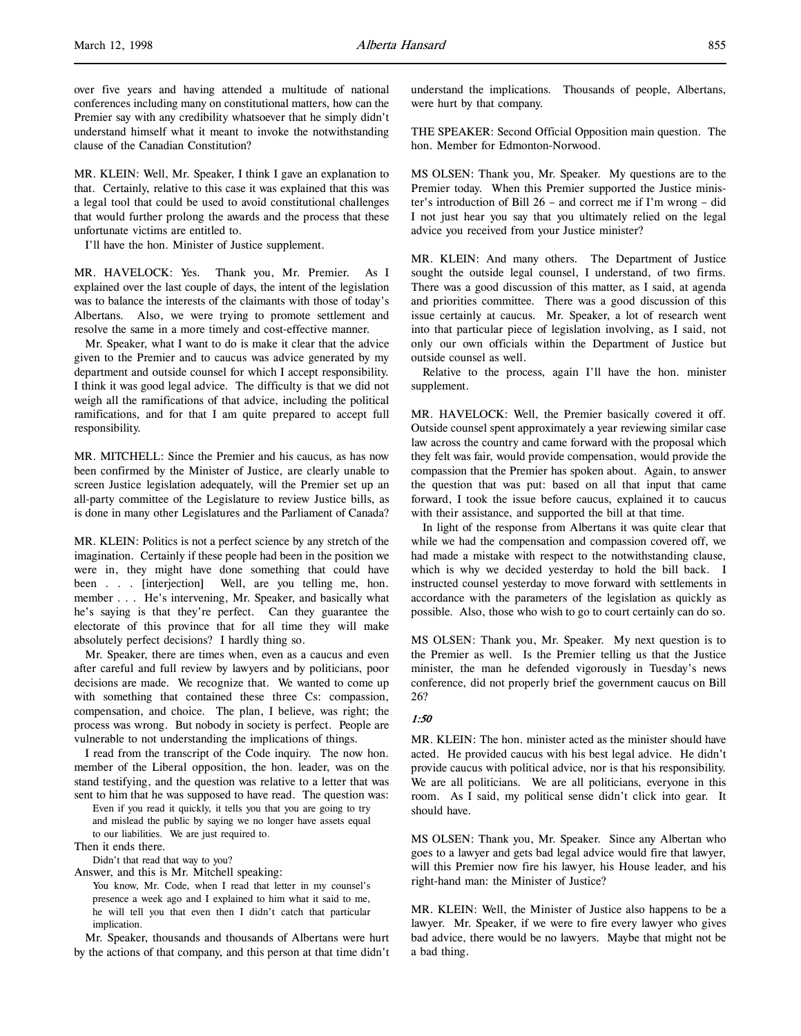over five years and having attended a multitude of national conferences including many on constitutional matters, how can the Premier say with any credibility whatsoever that he simply didn't understand himself what it meant to invoke the notwithstanding clause of the Canadian Constitution?

MR. KLEIN: Well, Mr. Speaker, I think I gave an explanation to that. Certainly, relative to this case it was explained that this was a legal tool that could be used to avoid constitutional challenges that would further prolong the awards and the process that these unfortunate victims are entitled to.

I'll have the hon. Minister of Justice supplement.

MR. HAVELOCK: Yes. Thank you, Mr. Premier. As I explained over the last couple of days, the intent of the legislation was to balance the interests of the claimants with those of today's Albertans. Also, we were trying to promote settlement and resolve the same in a more timely and cost-effective manner.

Mr. Speaker, what I want to do is make it clear that the advice given to the Premier and to caucus was advice generated by my department and outside counsel for which I accept responsibility. I think it was good legal advice. The difficulty is that we did not weigh all the ramifications of that advice, including the political ramifications, and for that I am quite prepared to accept full responsibility.

MR. MITCHELL: Since the Premier and his caucus, as has now been confirmed by the Minister of Justice, are clearly unable to screen Justice legislation adequately, will the Premier set up an all-party committee of the Legislature to review Justice bills, as is done in many other Legislatures and the Parliament of Canada?

MR. KLEIN: Politics is not a perfect science by any stretch of the imagination. Certainly if these people had been in the position we were in, they might have done something that could have been . . . [interjection] Well, are you telling me, hon. member . . . He's intervening, Mr. Speaker, and basically what he's saying is that they're perfect. Can they guarantee the electorate of this province that for all time they will make absolutely perfect decisions? I hardly thing so.

Mr. Speaker, there are times when, even as a caucus and even after careful and full review by lawyers and by politicians, poor decisions are made. We recognize that. We wanted to come up with something that contained these three Cs: compassion, compensation, and choice. The plan, I believe, was right; the process was wrong. But nobody in society is perfect. People are vulnerable to not understanding the implications of things.

I read from the transcript of the Code inquiry. The now hon. member of the Liberal opposition, the hon. leader, was on the stand testifying, and the question was relative to a letter that was sent to him that he was supposed to have read. The question was:

> Even if you read it quickly, it tells you that you are going to try and mislead the public by saying we no longer have assets equal to our liabilities. We are just required to.

Then it ends there.

> Didn't that read that way to you?

Answer, and this is Mr. Mitchell speaking:

> You know, Mr. Code, when I read that letter in my counsel's presence a week ago and I explained to him what it said to me, he will tell you that even then I didn't catch that particular implication.

Mr. Speaker, thousands and thousands of Albertans were hurt by the actions of that company, and this person at that time didn't understand the implications. Thousands of people, Albertans, were hurt by that company.

THE SPEAKER: Second Official Opposition main question. The hon. Member for Edmonton-Norwood.

MS OLSEN: Thank you, Mr. Speaker. My questions are to the Premier today. When this Premier supported the Justice minister's introduction of Bill 26 – and correct me if I'm wrong – did I not just hear you say that you ultimately relied on the legal advice you received from your Justice minister?

MR. KLEIN: And many others. The Department of Justice sought the outside legal counsel, I understand, of two firms. There was a good discussion of this matter, as I said, at agenda and priorities committee. There was a good discussion of this issue certainly at caucus. Mr. Speaker, a lot of research went into that particular piece of legislation involving, as I said, not only our own officials within the Department of Justice but outside counsel as well.

Relative to the process, again I'll have the hon. minister supplement.

MR. HAVELOCK: Well, the Premier basically covered it off. Outside counsel spent approximately a year reviewing similar case law across the country and came forward with the proposal which they felt was fair, would provide compensation, would provide the compassion that the Premier has spoken about. Again, to answer the question that was put: based on all that input that came forward, I took the issue before caucus, explained it to caucus with their assistance, and supported the bill at that time.

In light of the response from Albertans it was quite clear that while we had the compensation and compassion covered off, we had made a mistake with respect to the notwithstanding clause, which is why we decided yesterday to hold the bill back. I instructed counsel yesterday to move forward with settlements in accordance with the parameters of the legislation as quickly as possible. Also, those who wish to go to court certainly can do so.

MS OLSEN: Thank you, Mr. Speaker. My next question is to the Premier as well. Is the Premier telling us that the Justice minister, the man he defended vigorously in Tuesday's news conference, did not properly brief the government caucus on Bill 26?

*1:50*

MR. KLEIN: The hon. minister acted as the minister should have acted. He provided caucus with his best legal advice. He didn't provide caucus with political advice, nor is that his responsibility. We are all politicians. We are all politicians, everyone in this room. As I said, my political sense didn't click into gear. It should have.

MS OLSEN: Thank you, Mr. Speaker. Since any Albertan who goes to a lawyer and gets bad legal advice would fire that lawyer, will this Premier now fire his lawyer, his House leader, and his right-hand man: the Minister of Justice?

MR. KLEIN: Well, the Minister of Justice also happens to be a lawyer. Mr. Speaker, if we were to fire every lawyer who gives bad advice, there would be no lawyers. Maybe that might not be a bad thing.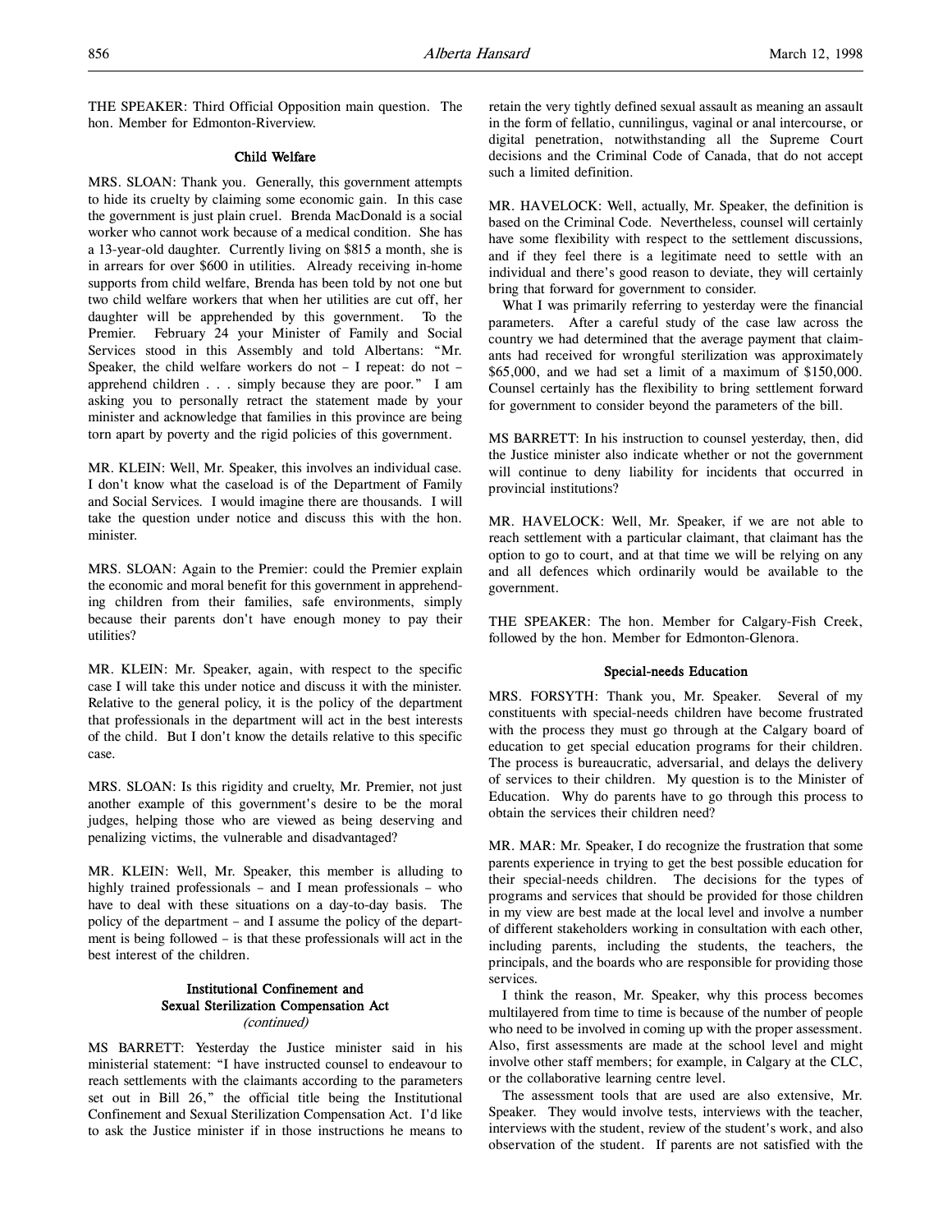THE SPEAKER: Third Official Opposition main question. The hon. Member for Edmonton-Riverview.

### Child Welfare

MRS. SLOAN: Thank you. Generally, this government attempts to hide its cruelty by claiming some economic gain. In this case the government is just plain cruel. Brenda MacDonald is a social worker who cannot work because of a medical condition. She has a 13-year-old daughter. Currently living on $815 a month, she is in arrears for over $600 in utilities. Already receiving in-home supports from child welfare, Brenda has been told by not one but two child welfare workers that when her utilities are cut off, her daughter will be apprehended by this government. To the Premier. February 24 your Minister of Family and Social Services stood in this Assembly and told Albertans: "Mr. Speaker, the child welfare workers do not – I repeat: do not – apprehend children . . . simply because they are poor." I am asking you to personally retract the statement made by your minister and acknowledge that families in this province are being torn apart by poverty and the rigid policies of this government.

MR. KLEIN: Well, Mr. Speaker, this involves an individual case. I don't know what the caseload is of the Department of Family and Social Services. I would imagine there are thousands. I will take the question under notice and discuss this with the hon. minister.

MRS. SLOAN: Again to the Premier: could the Premier explain the economic and moral benefit for this government in apprehending children from their families, safe environments, simply because their parents don't have enough money to pay their utilities?

MR. KLEIN: Mr. Speaker, again, with respect to the specific case I will take this under notice and discuss it with the minister. Relative to the general policy, it is the policy of the department that professionals in the department will act in the best interests of the child. But I don't know the details relative to this specific case.

MRS. SLOAN: Is this rigidity and cruelty, Mr. Premier, not just another example of this government's desire to be the moral judges, helping those who are viewed as being deserving and penalizing victims, the vulnerable and disadvantaged?

MR. KLEIN: Well, Mr. Speaker, this member is alluding to highly trained professionals – and I mean professionals – who have to deal with these situations on a day-to-day basis. The policy of the department – and I assume the policy of the department is being followed – is that these professionals will act in the best interest of the children.

### Institutional Confinement and Sexual Sterilization Compensation Act
*(continued)*

MS BARRETT: Yesterday the Justice minister said in his ministerial statement: "I have instructed counsel to endeavour to reach settlements with the claimants according to the parameters set out in Bill 26," the official title being the Institutional Confinement and Sexual Sterilization Compensation Act. I'd like to ask the Justice minister if in those instructions he means to retain the very tightly defined sexual assault as meaning an assault in the form of fellatio, cunnilingus, vaginal or anal intercourse, or digital penetration, notwithstanding all the Supreme Court decisions and the Criminal Code of Canada, that do not accept such a limited definition.

MR. HAVELOCK: Well, actually, Mr. Speaker, the definition is based on the Criminal Code. Nevertheless, counsel will certainly have some flexibility with respect to the settlement discussions, and if they feel there is a legitimate need to settle with an individual and there's good reason to deviate, they will certainly bring that forward for government to consider.

What I was primarily referring to yesterday were the financial parameters. After a careful study of the case law across the country we had determined that the average payment that claimants had received for wrongful sterilization was approximately $65,000, and we had set a limit of a maximum of $150,000. Counsel certainly has the flexibility to bring settlement forward for government to consider beyond the parameters of the bill.

MS BARRETT: In his instruction to counsel yesterday, then, did the Justice minister also indicate whether or not the government will continue to deny liability for incidents that occurred in provincial institutions?

MR. HAVELOCK: Well, Mr. Speaker, if we are not able to reach settlement with a particular claimant, that claimant has the option to go to court, and at that time we will be relying on any and all defences which ordinarily would be available to the government.

THE SPEAKER: The hon. Member for Calgary-Fish Creek, followed by the hon. Member for Edmonton-Glenora.

### Special-needs Education

MRS. FORSYTH: Thank you, Mr. Speaker. Several of my constituents with special-needs children have become frustrated with the process they must go through at the Calgary board of education to get special education programs for their children. The process is bureaucratic, adversarial, and delays the delivery of services to their children. My question is to the Minister of Education. Why do parents have to go through this process to obtain the services their children need?

MR. MAR: Mr. Speaker, I do recognize the frustration that some parents experience in trying to get the best possible education for their special-needs children. The decisions for the types of programs and services that should be provided for those children in my view are best made at the local level and involve a number of different stakeholders working in consultation with each other, including parents, including the students, the teachers, the principals, and the boards who are responsible for providing those services.

I think the reason, Mr. Speaker, why this process becomes multilayered from time to time is because of the number of people who need to be involved in coming up with the proper assessment. Also, first assessments are made at the school level and might involve other staff members; for example, in Calgary at the CLC, or the collaborative learning centre level.

The assessment tools that are used are also extensive, Mr. Speaker. They would involve tests, interviews with the teacher, interviews with the student, review of the student's work, and also observation of the student. If parents are not satisfied with the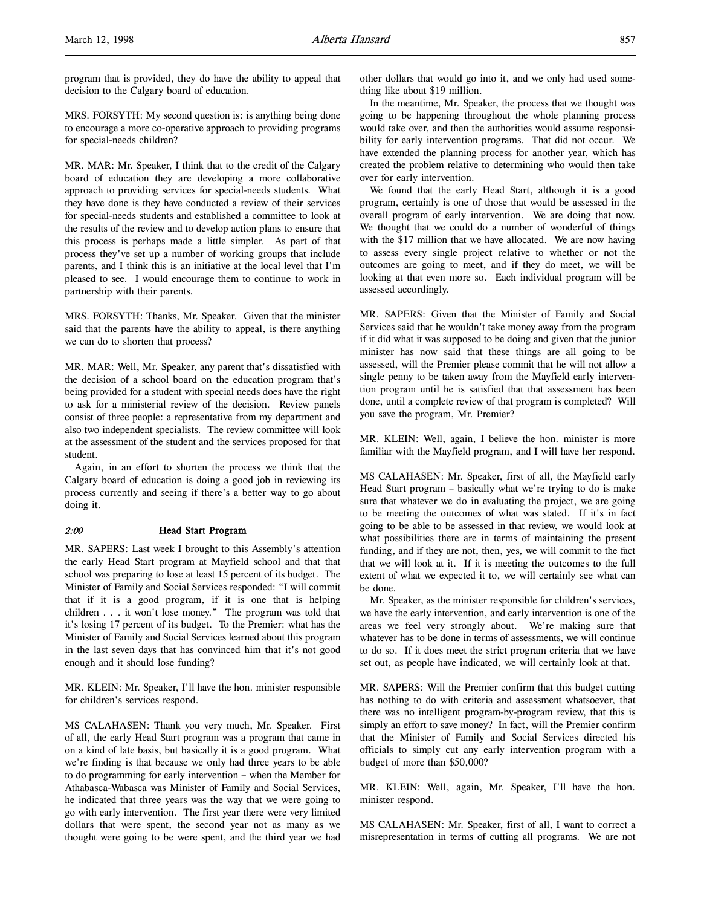program that is provided, they do have the ability to appeal that decision to the Calgary board of education.

MRS. FORSYTH: My second question is: is anything being done to encourage a more co-operative approach to providing programs for special-needs children?

MR. MAR: Mr. Speaker, I think that to the credit of the Calgary board of education they are developing a more collaborative approach to providing services for special-needs students. What they have done is they have conducted a review of their services for special-needs students and established a committee to look at the results of the review and to develop action plans to ensure that this process is perhaps made a little simpler. As part of that process they've set up a number of working groups that include parents, and I think this is an initiative at the local level that I'm pleased to see. I would encourage them to continue to work in partnership with their parents.

MRS. FORSYTH: Thanks, Mr. Speaker. Given that the minister said that the parents have the ability to appeal, is there anything we can do to shorten that process?

MR. MAR: Well, Mr. Speaker, any parent that's dissatisfied with the decision of a school board on the education program that's being provided for a student with special needs does have the right to ask for a ministerial review of the decision. Review panels consist of three people: a representative from my department and also two independent specialists. The review committee will look at the assessment of the student and the services proposed for that student.

Again, in an effort to shorten the process we think that the Calgary board of education is doing a good job in reviewing its process currently and seeing if there's a better way to go about doing it.

### *2:00* Head Start Program

MR. SAPERS: Last week I brought to this Assembly's attention the early Head Start program at Mayfield school and that that school was preparing to lose at least 15 percent of its budget. The Minister of Family and Social Services responded: "I will commit that if it is a good program, if it is one that is helping children . . . it won't lose money." The program was told that it's losing 17 percent of its budget. To the Premier: what has the Minister of Family and Social Services learned about this program in the last seven days that has convinced him that it's not good enough and it should lose funding?

MR. KLEIN: Mr. Speaker, I'll have the hon. minister responsible for children's services respond.

MS CALAHASEN: Thank you very much, Mr. Speaker. First of all, the early Head Start program was a program that came in on a kind of late basis, but basically it is a good program. What we're finding is that because we only had three years to be able to do programming for early intervention – when the Member for Athabasca-Wabasca was Minister of Family and Social Services, he indicated that three years was the way that we were going to go with early intervention. The first year there were very limited dollars that were spent, the second year not as many as we thought were going to be were spent, and the third year we had other dollars that would go into it, and we only had used something like about $19 million.

In the meantime, Mr. Speaker, the process that we thought was going to be happening throughout the whole planning process would take over, and then the authorities would assume responsibility for early intervention programs. That did not occur. We have extended the planning process for another year, which has created the problem relative to determining who would then take over for early intervention.

We found that the early Head Start, although it is a good program, certainly is one of those that would be assessed in the overall program of early intervention. We are doing that now. We thought that we could do a number of wonderful of things with the $17 million that we have allocated. We are now having to assess every single project relative to whether or not the outcomes are going to meet, and if they do meet, we will be looking at that even more so. Each individual program will be assessed accordingly.

MR. SAPERS: Given that the Minister of Family and Social Services said that he wouldn't take money away from the program if it did what it was supposed to be doing and given that the junior minister has now said that these things are all going to be assessed, will the Premier please commit that he will not allow a single penny to be taken away from the Mayfield early intervention program until he is satisfied that that assessment has been done, until a complete review of that program is completed? Will you save the program, Mr. Premier?

MR. KLEIN: Well, again, I believe the hon. minister is more familiar with the Mayfield program, and I will have her respond.

MS CALAHASEN: Mr. Speaker, first of all, the Mayfield early Head Start program – basically what we're trying to do is make sure that whatever we do in evaluating the project, we are going to be meeting the outcomes of what was stated. If it's in fact going to be able to be assessed in that review, we would look at what possibilities there are in terms of maintaining the present funding, and if they are not, then, yes, we will commit to the fact that we will look at it. If it is meeting the outcomes to the full extent of what we expected it to, we will certainly see what can be done.

Mr. Speaker, as the minister responsible for children's services, we have the early intervention, and early intervention is one of the areas we feel very strongly about. We're making sure that whatever has to be done in terms of assessments, we will continue to do so. If it does meet the strict program criteria that we have set out, as people have indicated, we will certainly look at that.

MR. SAPERS: Will the Premier confirm that this budget cutting has nothing to do with criteria and assessment whatsoever, that there was no intelligent program-by-program review, that this is simply an effort to save money? In fact, will the Premier confirm that the Minister of Family and Social Services directed his officials to simply cut any early intervention program with a budget of more than $50,000?

MR. KLEIN: Well, again, Mr. Speaker, I'll have the hon. minister respond.

MS CALAHASEN: Mr. Speaker, first of all, I want to correct a misrepresentation in terms of cutting all programs. We are not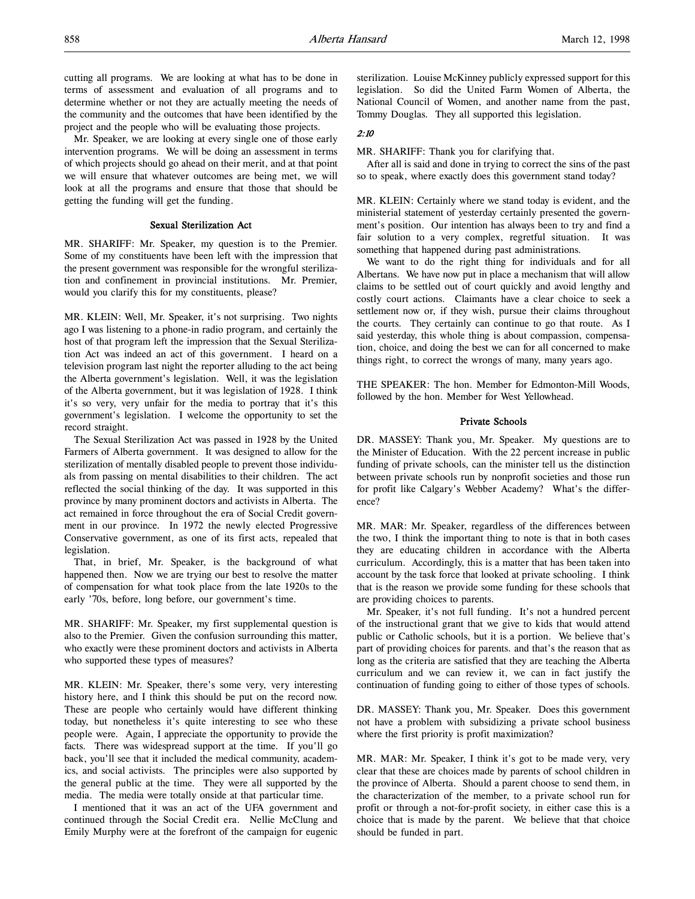cutting all programs. We are looking at what has to be done in terms of assessment and evaluation of all programs and to determine whether or not they are actually meeting the needs of the community and the outcomes that have been identified by the project and the people who will be evaluating those projects.

Mr. Speaker, we are looking at every single one of those early intervention programs. We will be doing an assessment in terms of which projects should go ahead on their merit, and at that point we will ensure that whatever outcomes are being met, we will look at all the programs and ensure that those that should be getting the funding will get the funding.

### Sexual Sterilization Act

MR. SHARIFF: Mr. Speaker, my question is to the Premier. Some of my constituents have been left with the impression that the present government was responsible for the wrongful sterilization and confinement in provincial institutions. Mr. Premier, would you clarify this for my constituents, please?

MR. KLEIN: Well, Mr. Speaker, it's not surprising. Two nights ago I was listening to a phone-in radio program, and certainly the host of that program left the impression that the Sexual Sterilization Act was indeed an act of this government. I heard on a television program last night the reporter alluding to the act being the Alberta government's legislation. Well, it was the legislation of the Alberta government, but it was legislation of 1928. I think it's so very, very unfair for the media to portray that it's this government's legislation. I welcome the opportunity to set the record straight.

The Sexual Sterilization Act was passed in 1928 by the United Farmers of Alberta government. It was designed to allow for the sterilization of mentally disabled people to prevent those individuals from passing on mental disabilities to their children. The act reflected the social thinking of the day. It was supported in this province by many prominent doctors and activists in Alberta. The act remained in force throughout the era of Social Credit government in our province. In 1972 the newly elected Progressive Conservative government, as one of its first acts, repealed that legislation.

That, in brief, Mr. Speaker, is the background of what happened then. Now we are trying our best to resolve the matter of compensation for what took place from the late 1920s to the early '70s, before, long before, our government's time.

MR. SHARIFF: Mr. Speaker, my first supplemental question is also to the Premier. Given the confusion surrounding this matter, who exactly were these prominent doctors and activists in Alberta who supported these types of measures?

MR. KLEIN: Mr. Speaker, there's some very, very interesting history here, and I think this should be put on the record now. These are people who certainly would have different thinking today, but nonetheless it's quite interesting to see who these people were. Again, I appreciate the opportunity to provide the facts. There was widespread support at the time. If you'll go back, you'll see that it included the medical community, academics, and social activists. The principles were also supported by the general public at the time. They were all supported by the media. The media were totally onside at that particular time.

I mentioned that it was an act of the UFA government and continued through the Social Credit era. Nellie McClung and Emily Murphy were at the forefront of the campaign for eugenic sterilization. Louise McKinney publicly expressed support for this legislation. So did the United Farm Women of Alberta, the National Council of Women, and another name from the past, Tommy Douglas. They all supported this legislation.

*2:10*

MR. SHARIFF: Thank you for clarifying that.

After all is said and done in trying to correct the sins of the past so to speak, where exactly does this government stand today?

MR. KLEIN: Certainly where we stand today is evident, and the ministerial statement of yesterday certainly presented the government's position. Our intention has always been to try and find a fair solution to a very complex, regretful situation. It was something that happened during past administrations.

We want to do the right thing for individuals and for all Albertans. We have now put in place a mechanism that will allow claims to be settled out of court quickly and avoid lengthy and costly court actions. Claimants have a clear choice to seek a settlement now or, if they wish, pursue their claims throughout the courts. They certainly can continue to go that route. As I said yesterday, this whole thing is about compassion, compensation, choice, and doing the best we can for all concerned to make things right, to correct the wrongs of many, many years ago.

THE SPEAKER: The hon. Member for Edmonton-Mill Woods, followed by the hon. Member for West Yellowhead.

### Private Schools

DR. MASSEY: Thank you, Mr. Speaker. My questions are to the Minister of Education. With the 22 percent increase in public funding of private schools, can the minister tell us the distinction between private schools run by nonprofit societies and those run for profit like Calgary's Webber Academy? What's the difference?

MR. MAR: Mr. Speaker, regardless of the differences between the two, I think the important thing to note is that in both cases they are educating children in accordance with the Alberta curriculum. Accordingly, this is a matter that has been taken into account by the task force that looked at private schooling. I think that is the reason we provide some funding for these schools that are providing choices to parents.

Mr. Speaker, it's not full funding. It's not a hundred percent of the instructional grant that we give to kids that would attend public or Catholic schools, but it is a portion. We believe that's part of providing choices for parents. and that's the reason that as long as the criteria are satisfied that they are teaching the Alberta curriculum and we can review it, we can in fact justify the continuation of funding going to either of those types of schools.

DR. MASSEY: Thank you, Mr. Speaker. Does this government not have a problem with subsidizing a private school business where the first priority is profit maximization?

MR. MAR: Mr. Speaker, I think it's got to be made very, very clear that these are choices made by parents of school children in the province of Alberta. Should a parent choose to send them, in the characterization of the member, to a private school run for profit or through a not-for-profit society, in either case this is a choice that is made by the parent. We believe that that choice should be funded in part.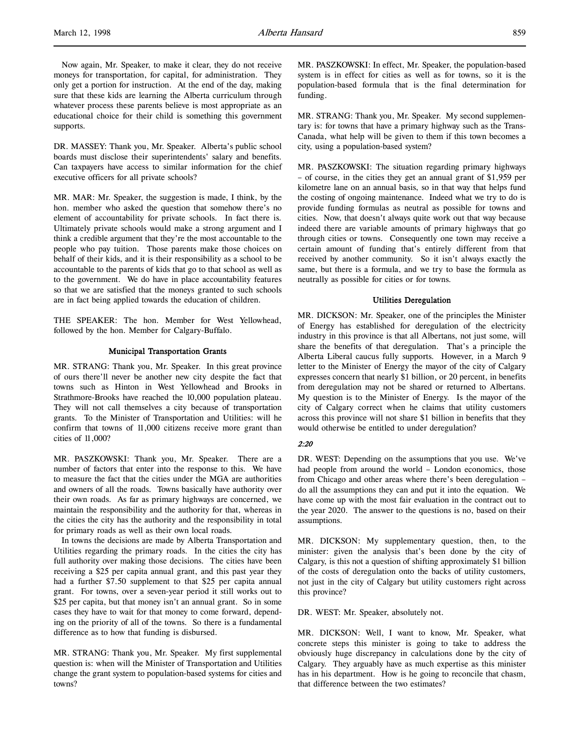Now again, Mr. Speaker, to make it clear, they do not receive moneys for transportation, for capital, for administration. They only get a portion for instruction. At the end of the day, making sure that these kids are learning the Alberta curriculum through whatever process these parents believe is most appropriate as an educational choice for their child is something this government supports.

DR. MASSEY: Thank you, Mr. Speaker. Alberta's public school boards must disclose their superintendents' salary and benefits. Can taxpayers have access to similar information for the chief executive officers for all private schools?

MR. MAR: Mr. Speaker, the suggestion is made, I think, by the hon. member who asked the question that somehow there's no element of accountability for private schools. In fact there is. Ultimately private schools would make a strong argument and I think a credible argument that they're the most accountable to the people who pay tuition. Those parents make those choices on behalf of their kids, and it is their responsibility as a school to be accountable to the parents of kids that go to that school as well as to the government. We do have in place accountability features so that we are satisfied that the moneys granted to such schools are in fact being applied towards the education of children.

THE SPEAKER: The hon. Member for West Yellowhead, followed by the hon. Member for Calgary-Buffalo.

### Municipal Transportation Grants

MR. STRANG: Thank you, Mr. Speaker. In this great province of ours there'll never be another new city despite the fact that towns such as Hinton in West Yellowhead and Brooks in Strathmore-Brooks have reached the 10,000 population plateau. They will not call themselves a city because of transportation grants. To the Minister of Transportation and Utilities: will he confirm that towns of 11,000 citizens receive more grant than cities of 11,000?

MR. PASZKOWSKI: Thank you, Mr. Speaker. There are a number of factors that enter into the response to this. We have to measure the fact that the cities under the MGA are authorities and owners of all the roads. Towns basically have authority over their own roads. As far as primary highways are concerned, we maintain the responsibility and the authority for that, whereas in the cities the city has the authority and the responsibility in total for primary roads as well as their own local roads.

In towns the decisions are made by Alberta Transportation and Utilities regarding the primary roads. In the cities the city has full authority over making those decisions. The cities have been receiving a $25 per capita annual grant, and this past year they had a further $7.50 supplement to that $25 per capita annual grant. For towns, over a seven-year period it still works out to $25 per capita, but that money isn't an annual grant. So in some cases they have to wait for that money to come forward, depending on the priority of all of the towns. So there is a fundamental difference as to how that funding is disbursed.

MR. STRANG: Thank you, Mr. Speaker. My first supplemental question is: when will the Minister of Transportation and Utilities change the grant system to population-based systems for cities and towns?

MR. PASZKOWSKI: In effect, Mr. Speaker, the population-based system is in effect for cities as well as for towns, so it is the population-based formula that is the final determination for funding.

MR. STRANG: Thank you, Mr. Speaker. My second supplementary is: for towns that have a primary highway such as the Trans-Canada, what help will be given to them if this town becomes a city, using a population-based system?

MR. PASZKOWSKI: The situation regarding primary highways – of course, in the cities they get an annual grant of $1,959 per kilometre lane on an annual basis, so in that way that helps fund the costing of ongoing maintenance. Indeed what we try to do is provide funding formulas as neutral as possible for towns and cities. Now, that doesn't always quite work out that way because indeed there are variable amounts of primary highways that go through cities or towns. Consequently one town may receive a certain amount of funding that's entirely different from that received by another community. So it isn't always exactly the same, but there is a formula, and we try to base the formula as neutrally as possible for cities or for towns.

### Utilities Deregulation

MR. DICKSON: Mr. Speaker, one of the principles the Minister of Energy has established for deregulation of the electricity industry in this province is that all Albertans, not just some, will share the benefits of that deregulation. That's a principle the Alberta Liberal caucus fully supports. However, in a March 9 letter to the Minister of Energy the mayor of the city of Calgary expresses concern that nearly $1 billion, or 20 percent, in benefits from deregulation may not be shared or returned to Albertans. My question is to the Minister of Energy. Is the mayor of the city of Calgary correct when he claims that utility customers across this province will not share $1 billion in benefits that they would otherwise be entitled to under deregulation?

*2:20*

DR. WEST: Depending on the assumptions that you use. We've had people from around the world – London economics, those from Chicago and other areas where there's been deregulation – do all the assumptions they can and put it into the equation. We have come up with the most fair evaluation in the contract out to the year 2020. The answer to the questions is no, based on their assumptions.

MR. DICKSON: My supplementary question, then, to the minister: given the analysis that's been done by the city of Calgary, is this not a question of shifting approximately $1 billion of the costs of deregulation onto the backs of utility customers, not just in the city of Calgary but utility customers right across this province?

DR. WEST: Mr. Speaker, absolutely not.

MR. DICKSON: Well, I want to know, Mr. Speaker, what concrete steps this minister is going to take to address the obviously huge discrepancy in calculations done by the city of Calgary. They arguably have as much expertise as this minister has in his department. How is he going to reconcile that chasm, that difference between the two estimates?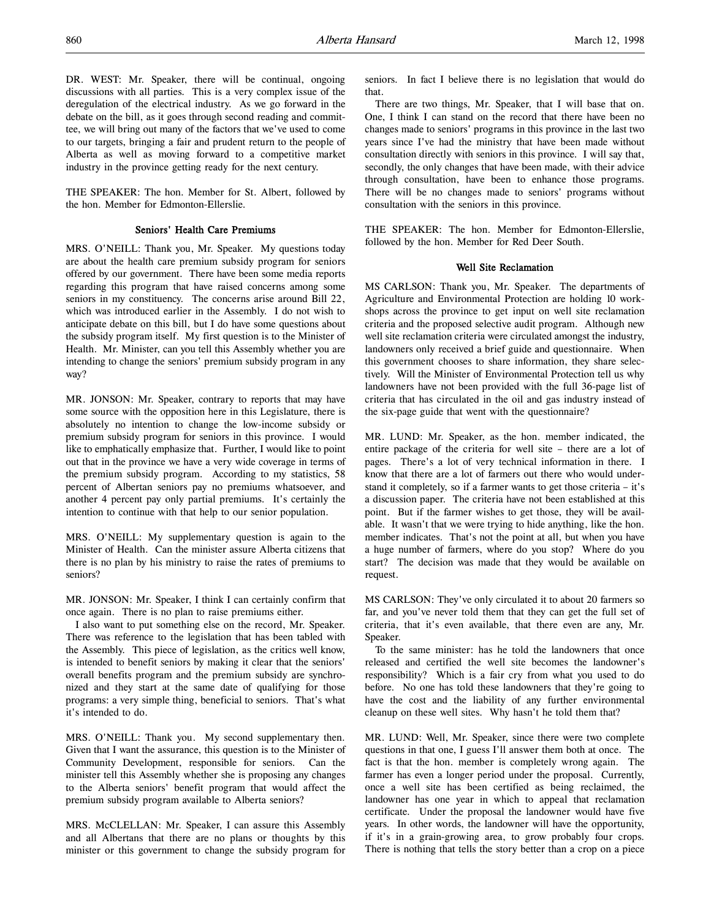DR. WEST: Mr. Speaker, there will be continual, ongoing discussions with all parties. This is a very complex issue of the deregulation of the electrical industry. As we go forward in the debate on the bill, as it goes through second reading and committee, we will bring out many of the factors that we've used to come to our targets, bringing a fair and prudent return to the people of Alberta as well as moving forward to a competitive market industry in the province getting ready for the next century.

THE SPEAKER: The hon. Member for St. Albert, followed by the hon. Member for Edmonton-Ellerslie.

### Seniors' Health Care Premiums

MRS. O'NEILL: Thank you, Mr. Speaker. My questions today are about the health care premium subsidy program for seniors offered by our government. There have been some media reports regarding this program that have raised concerns among some seniors in my constituency. The concerns arise around Bill 22, which was introduced earlier in the Assembly. I do not wish to anticipate debate on this bill, but I do have some questions about the subsidy program itself. My first question is to the Minister of Health. Mr. Minister, can you tell this Assembly whether you are intending to change the seniors' premium subsidy program in any way?

MR. JONSON: Mr. Speaker, contrary to reports that may have some source with the opposition here in this Legislature, there is absolutely no intention to change the low-income subsidy or premium subsidy program for seniors in this province. I would like to emphatically emphasize that. Further, I would like to point out that in the province we have a very wide coverage in terms of the premium subsidy program. According to my statistics, 58 percent of Albertan seniors pay no premiums whatsoever, and another 4 percent pay only partial premiums. It's certainly the intention to continue with that help to our senior population.

MRS. O'NEILL: My supplementary question is again to the Minister of Health. Can the minister assure Alberta citizens that there is no plan by his ministry to raise the rates of premiums to seniors?

MR. JONSON: Mr. Speaker, I think I can certainly confirm that once again. There is no plan to raise premiums either.

I also want to put something else on the record, Mr. Speaker. There was reference to the legislation that has been tabled with the Assembly. This piece of legislation, as the critics well know, is intended to benefit seniors by making it clear that the seniors' overall benefits program and the premium subsidy are synchronized and they start at the same date of qualifying for those programs: a very simple thing, beneficial to seniors. That's what it's intended to do.

MRS. O'NEILL: Thank you. My second supplementary then. Given that I want the assurance, this question is to the Minister of Community Development, responsible for seniors. Can the minister tell this Assembly whether she is proposing any changes to the Alberta seniors' benefit program that would affect the premium subsidy program available to Alberta seniors?

MRS. McCLELLAN: Mr. Speaker, I can assure this Assembly and all Albertans that there are no plans or thoughts by this minister or this government to change the subsidy program for seniors. In fact I believe there is no legislation that would do that.

There are two things, Mr. Speaker, that I will base that on. One, I think I can stand on the record that there have been no changes made to seniors' programs in this province in the last two years since I've had the ministry that have been made without consultation directly with seniors in this province. I will say that, secondly, the only changes that have been made, with their advice through consultation, have been to enhance those programs. There will be no changes made to seniors' programs without consultation with the seniors in this province.

THE SPEAKER: The hon. Member for Edmonton-Ellerslie, followed by the hon. Member for Red Deer South.

### Well Site Reclamation

MS CARLSON: Thank you, Mr. Speaker. The departments of Agriculture and Environmental Protection are holding 10 workshops across the province to get input on well site reclamation criteria and the proposed selective audit program. Although new well site reclamation criteria were circulated amongst the industry, landowners only received a brief guide and questionnaire. When this government chooses to share information, they share selectively. Will the Minister of Environmental Protection tell us why landowners have not been provided with the full 36-page list of criteria that has circulated in the oil and gas industry instead of the six-page guide that went with the questionnaire?

MR. LUND: Mr. Speaker, as the hon. member indicated, the entire package of the criteria for well site – there are a lot of pages. There's a lot of very technical information in there. I know that there are a lot of farmers out there who would understand it completely, so if a farmer wants to get those criteria – it's a discussion paper. The criteria have not been established at this point. But if the farmer wishes to get those, they will be available. It wasn't that we were trying to hide anything, like the hon. member indicates. That's not the point at all, but when you have a huge number of farmers, where do you stop? Where do you start? The decision was made that they would be available on request.

MS CARLSON: They've only circulated it to about 20 farmers so far, and you've never told them that they can get the full set of criteria, that it's even available, that there even are any, Mr. Speaker.

To the same minister: has he told the landowners that once released and certified the well site becomes the landowner's responsibility? Which is a fair cry from what you used to do before. No one has told these landowners that they're going to have the cost and the liability of any further environmental cleanup on these well sites. Why hasn't he told them that?

MR. LUND: Well, Mr. Speaker, since there were two complete questions in that one, I guess I'll answer them both at once. The fact is that the hon. member is completely wrong again. The farmer has even a longer period under the proposal. Currently, once a well site has been certified as being reclaimed, the landowner has one year in which to appeal that reclamation certificate. Under the proposal the landowner would have five years. In other words, the landowner will have the opportunity, if it's in a grain-growing area, to grow probably four crops. There is nothing that tells the story better than a crop on a piece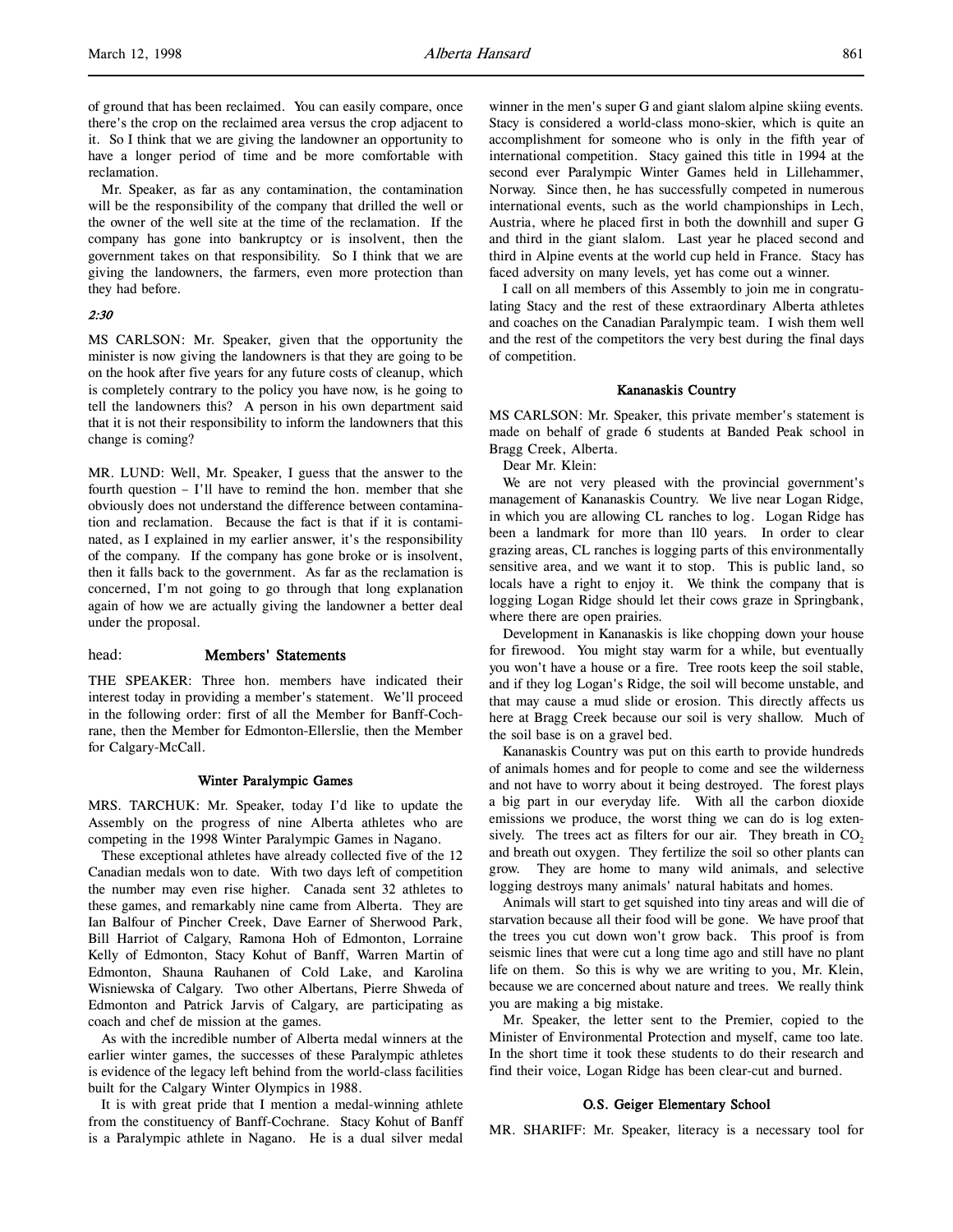of ground that has been reclaimed. You can easily compare, once there's the crop on the reclaimed area versus the crop adjacent to it. So I think that we are giving the landowner an opportunity to have a longer period of time and be more comfortable with reclamation.

Mr. Speaker, as far as any contamination, the contamination will be the responsibility of the company that drilled the well or the owner of the well site at the time of the reclamation. If the company has gone into bankruptcy or is insolvent, then the government takes on that responsibility. So I think that we are giving the landowners, the farmers, even more protection than they had before.

*2:30*

MS CARLSON: Mr. Speaker, given that the opportunity the minister is now giving the landowners is that they are going to be on the hook after five years for any future costs of cleanup, which is completely contrary to the policy you have now, is he going to tell the landowners this? A person in his own department said that it is not their responsibility to inform the landowners that this change is coming?

MR. LUND: Well, Mr. Speaker, I guess that the answer to the fourth question – I'll have to remind the hon. member that she obviously does not understand the difference between contamination and reclamation. Because the fact is that if it is contaminated, as I explained in my earlier answer, it's the responsibility of the company. If the company has gone broke or is insolvent, then it falls back to the government. As far as the reclamation is concerned, I'm not going to go through that long explanation again of how we are actually giving the landowner a better deal under the proposal.

## head: Members' Statements

THE SPEAKER: Three hon. members have indicated their interest today in providing a member's statement. We'll proceed in the following order: first of all the Member for Banff-Cochrane, then the Member for Edmonton-Ellerslie, then the Member for Calgary-McCall.

### Winter Paralympic Games

MRS. TARCHUK: Mr. Speaker, today I'd like to update the Assembly on the progress of nine Alberta athletes who are competing in the 1998 Winter Paralympic Games in Nagano.

These exceptional athletes have already collected five of the 12 Canadian medals won to date. With two days left of competition the number may even rise higher. Canada sent 32 athletes to these games, and remarkably nine came from Alberta. They are Ian Balfour of Pincher Creek, Dave Earner of Sherwood Park, Bill Harriot of Calgary, Ramona Hoh of Edmonton, Lorraine Kelly of Edmonton, Stacy Kohut of Banff, Warren Martin of Edmonton, Shauna Rauhanen of Cold Lake, and Karolina Wisniewska of Calgary. Two other Albertans, Pierre Shweda of Edmonton and Patrick Jarvis of Calgary, are participating as coach and chef de mission at the games.

As with the incredible number of Alberta medal winners at the earlier winter games, the successes of these Paralympic athletes is evidence of the legacy left behind from the world-class facilities built for the Calgary Winter Olympics in 1988.

It is with great pride that I mention a medal-winning athlete from the constituency of Banff-Cochrane. Stacy Kohut of Banff is a Paralympic athlete in Nagano. He is a dual silver medal winner in the men's super G and giant slalom alpine skiing events. Stacy is considered a world-class mono-skier, which is quite an accomplishment for someone who is only in the fifth year of international competition. Stacy gained this title in 1994 at the second ever Paralympic Winter Games held in Lillehammer, Norway. Since then, he has successfully competed in numerous international events, such as the world championships in Lech, Austria, where he placed first in both the downhill and super G and third in the giant slalom. Last year he placed second and third in Alpine events at the world cup held in France. Stacy has faced adversity on many levels, yet has come out a winner.

I call on all members of this Assembly to join me in congratulating Stacy and the rest of these extraordinary Alberta athletes and coaches on the Canadian Paralympic team. I wish them well and the rest of the competitors the very best during the final days of competition.

### Kananaskis Country

MS CARLSON: Mr. Speaker, this private member's statement is made on behalf of grade 6 students at Banded Peak school in Bragg Creek, Alberta.

Dear Mr. Klein:

We are not very pleased with the provincial government's management of Kananaskis Country. We live near Logan Ridge, in which you are allowing CL ranches to log. Logan Ridge has been a landmark for more than 110 years. In order to clear grazing areas, CL ranches is logging parts of this environmentally sensitive area, and we want it to stop. This is public land, so locals have a right to enjoy it. We think the company that is logging Logan Ridge should let their cows graze in Springbank, where there are open prairies.

Development in Kananaskis is like chopping down your house for firewood. You might stay warm for a while, but eventually you won't have a house or a fire. Tree roots keep the soil stable, and if they log Logan's Ridge, the soil will become unstable, and that may cause a mud slide or erosion. This directly affects us here at Bragg Creek because our soil is very shallow. Much of the soil base is on a gravel bed.

Kananaskis Country was put on this earth to provide hundreds of animals homes and for people to come and see the wilderness and not have to worry about it being destroyed. The forest plays a big part in our everyday life. With all the carbon dioxide emissions we produce, the worst thing we can do is log extensively. The trees act as filters for our air. They breath in $CO_2$ and breath out oxygen. They fertilize the soil so other plants can grow. They are home to many wild animals, and selective logging destroys many animals' natural habitats and homes.

Animals will start to get squished into tiny areas and will die of starvation because all their food will be gone. We have proof that the trees you cut down won't grow back. This proof is from seismic lines that were cut a long time ago and still have no plant life on them. So this is why we are writing to you, Mr. Klein, because we are concerned about nature and trees. We really think you are making a big mistake.

Mr. Speaker, the letter sent to the Premier, copied to the Minister of Environmental Protection and myself, came too late. In the short time it took these students to do their research and find their voice, Logan Ridge has been clear-cut and burned.

### O.S. Geiger Elementary School

MR. SHARIFF: Mr. Speaker, literacy is a necessary tool for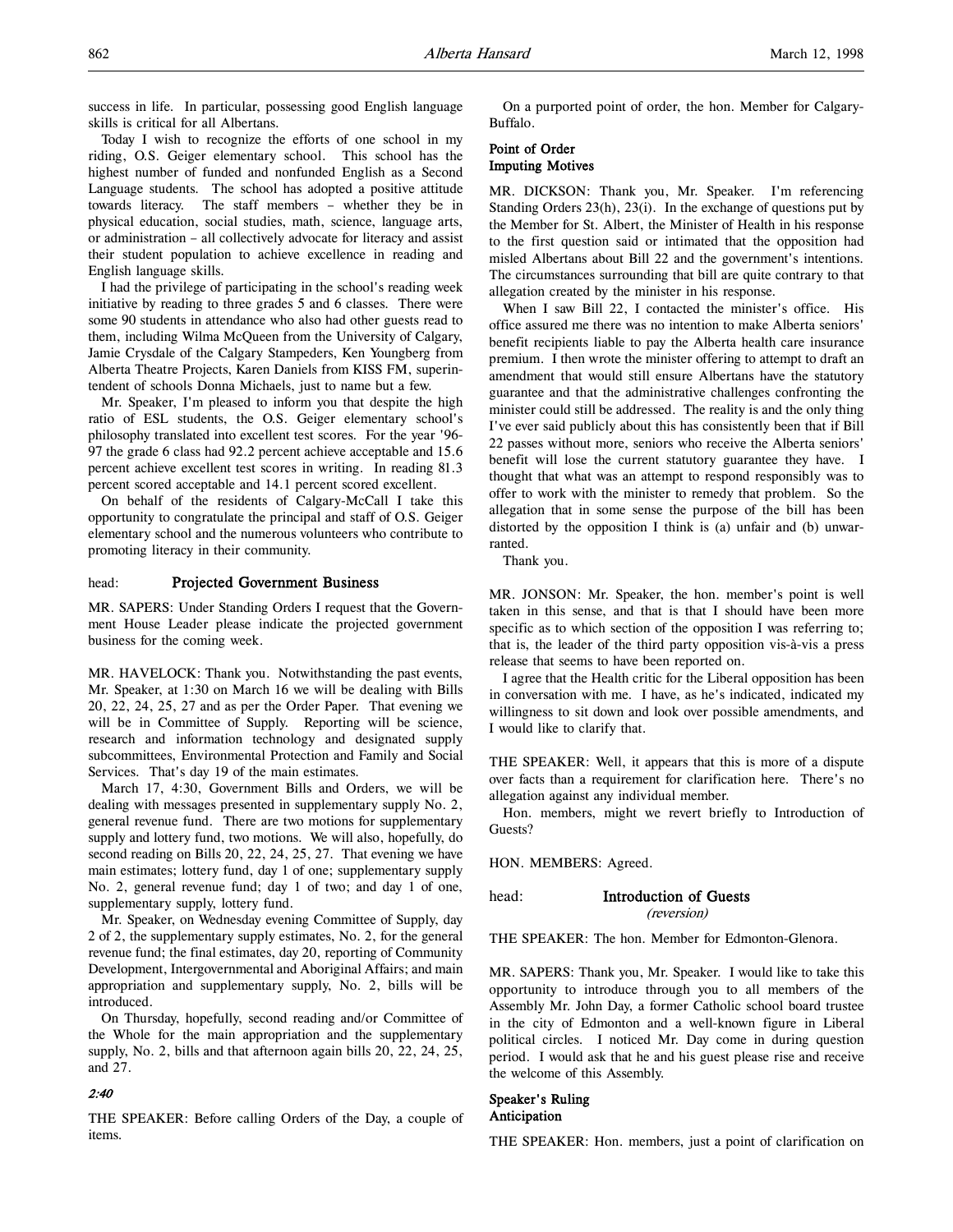success in life. In particular, possessing good English language skills is critical for all Albertans.

Today I wish to recognize the efforts of one school in my riding, O.S. Geiger elementary school. This school has the highest number of funded and nonfunded English as a Second Language students. The school has adopted a positive attitude towards literacy. The staff members – whether they be in physical education, social studies, math, science, language arts, or administration – all collectively advocate for literacy and assist their student population to achieve excellence in reading and English language skills.

I had the privilege of participating in the school's reading week initiative by reading to three grades 5 and 6 classes. There were some 90 students in attendance who also had other guests read to them, including Wilma McQueen from the University of Calgary, Jamie Crysdale of the Calgary Stampeders, Ken Youngberg from Alberta Theatre Projects, Karen Daniels from KISS FM, superintendent of schools Donna Michaels, just to name but a few.

Mr. Speaker, I'm pleased to inform you that despite the high ratio of ESL students, the O.S. Geiger elementary school's philosophy translated into excellent test scores. For the year '96-97 the grade 6 class had 92.2 percent achieve acceptable and 15.6 percent achieve excellent test scores in writing. In reading 81.3 percent scored acceptable and 14.1 percent scored excellent.

On behalf of the residents of Calgary-McCall I take this opportunity to congratulate the principal and staff of O.S. Geiger elementary school and the numerous volunteers who contribute to promoting literacy in their community.

## head: Projected Government Business

MR. SAPERS: Under Standing Orders I request that the Government House Leader please indicate the projected government business for the coming week.

MR. HAVELOCK: Thank you. Notwithstanding the past events, Mr. Speaker, at 1:30 on March 16 we will be dealing with Bills 20, 22, 24, 25, 27 and as per the Order Paper. That evening we will be in Committee of Supply. Reporting will be science, research and information technology and designated supply subcommittees, Environmental Protection and Family and Social Services. That's day 19 of the main estimates.

March 17, 4:30, Government Bills and Orders, we will be dealing with messages presented in supplementary supply No. 2, general revenue fund. There are two motions for supplementary supply and lottery fund, two motions. We will also, hopefully, do second reading on Bills 20, 22, 24, 25, 27. That evening we have main estimates; lottery fund, day 1 of one; supplementary supply No. 2, general revenue fund; day 1 of two; and day 1 of one, supplementary supply, lottery fund.

Mr. Speaker, on Wednesday evening Committee of Supply, day 2 of 2, the supplementary supply estimates, No. 2, for the general revenue fund; the final estimates, day 20, reporting of Community Development, Intergovernmental and Aboriginal Affairs; and main appropriation and supplementary supply, No. 2, bills will be introduced.

On Thursday, hopefully, second reading and/or Committee of the Whole for the main appropriation and the supplementary supply, No. 2, bills and that afternoon again bills 20, 22, 24, 25, and 27.

*2:40*

THE SPEAKER: Before calling Orders of the Day, a couple of items.

On a purported point of order, the hon. Member for Calgary-Buffalo.

### Point of Order
### Imputing Motives

MR. DICKSON: Thank you, Mr. Speaker. I'm referencing Standing Orders 23(h), 23(i). In the exchange of questions put by the Member for St. Albert, the Minister of Health in his response to the first question said or intimated that the opposition had misled Albertans about Bill 22 and the government's intentions. The circumstances surrounding that bill are quite contrary to that allegation created by the minister in his response.

When I saw Bill 22, I contacted the minister's office. His office assured me there was no intention to make Alberta seniors' benefit recipients liable to pay the Alberta health care insurance premium. I then wrote the minister offering to attempt to draft an amendment that would still ensure Albertans have the statutory guarantee and that the administrative challenges confronting the minister could still be addressed. The reality is and the only thing I've ever said publicly about this has consistently been that if Bill 22 passes without more, seniors who receive the Alberta seniors' benefit will lose the current statutory guarantee they have. I thought that what was an attempt to respond responsibly was to offer to work with the minister to remedy that problem. So the allegation that in some sense the purpose of the bill has been distorted by the opposition I think is (a) unfair and (b) unwarranted.

Thank you.

MR. JONSON: Mr. Speaker, the hon. member's point is well taken in this sense, and that is that I should have been more specific as to which section of the opposition I was referring to; that is, the leader of the third party opposition vis-à-vis a press release that seems to have been reported on.

I agree that the Health critic for the Liberal opposition has been in conversation with me. I have, as he's indicated, indicated my willingness to sit down and look over possible amendments, and I would like to clarify that.

THE SPEAKER: Well, it appears that this is more of a dispute over facts than a requirement for clarification here. There's no allegation against any individual member.

Hon. members, might we revert briefly to Introduction of Guests?

HON. MEMBERS: Agreed.

## head: Introduction of Guests
*(reversion)*

THE SPEAKER: The hon. Member for Edmonton-Glenora.

MR. SAPERS: Thank you, Mr. Speaker. I would like to take this opportunity to introduce through you to all members of the Assembly Mr. John Day, a former Catholic school board trustee in the city of Edmonton and a well-known figure in Liberal political circles. I noticed Mr. Day come in during question period. I would ask that he and his guest please rise and receive the welcome of this Assembly.

### Speaker's Ruling
### Anticipation

THE SPEAKER: Hon. members, just a point of clarification on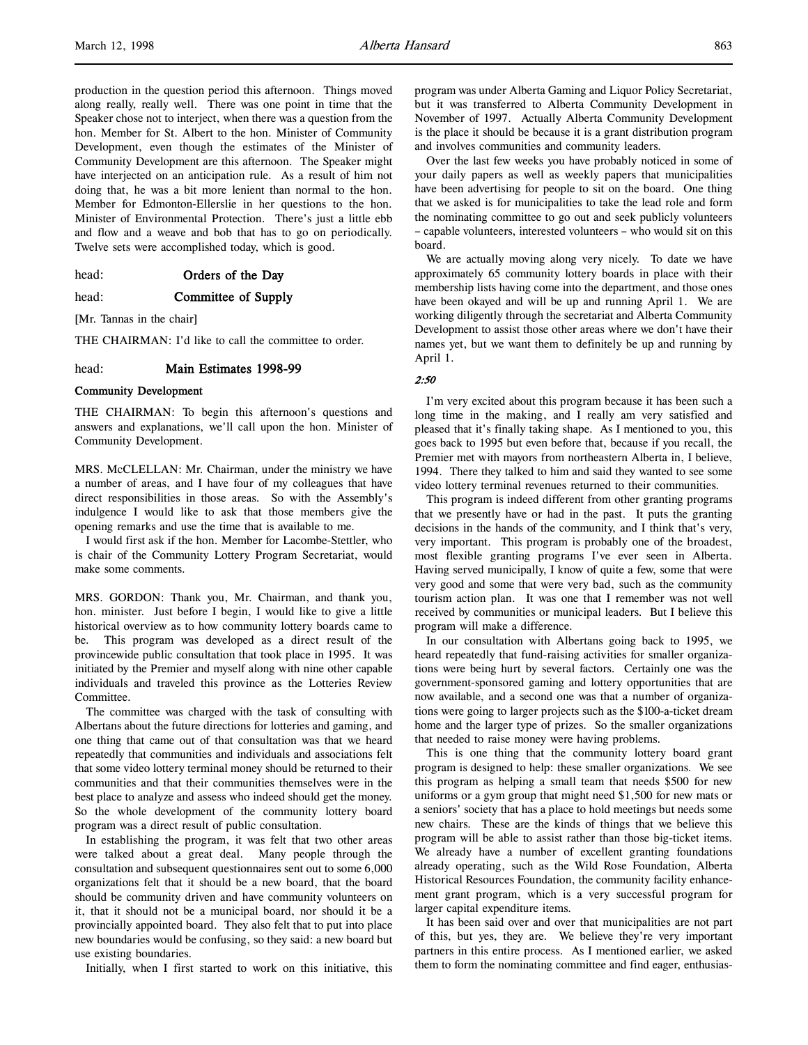production in the question period this afternoon. Things moved along really, really well. There was one point in time that the Speaker chose not to interject, when there was a question from the hon. Member for St. Albert to the hon. Minister of Community Development, even though the estimates of the Minister of Community Development are this afternoon. The Speaker might have interjected on an anticipation rule. As a result of him not doing that, he was a bit more lenient than normal to the hon. Member for Edmonton-Ellerslie in her questions to the hon. Minister of Environmental Protection. There's just a little ebb and flow and a weave and bob that has to go on periodically. Twelve sets were accomplished today, which is good.

head: **Orders of the Day**

head: **Committee of Supply**

[Mr. Tannas in the chair]

THE CHAIRMAN: I'd like to call the committee to order.

head: **Main Estimates 1998-99**

**Community Development**

THE CHAIRMAN: To begin this afternoon's questions and answers and explanations, we'll call upon the hon. Minister of Community Development.

MRS. McCLELLAN: Mr. Chairman, under the ministry we have a number of areas, and I have four of my colleagues that have direct responsibilities in those areas. So with the Assembly's indulgence I would like to ask that those members give the opening remarks and use the time that is available to me.

I would first ask if the hon. Member for Lacombe-Stettler, who is chair of the Community Lottery Program Secretariat, would make some comments.

MRS. GORDON: Thank you, Mr. Chairman, and thank you, hon. minister. Just before I begin, I would like to give a little historical overview as to how community lottery boards came to be. This program was developed as a direct result of the provincewide public consultation that took place in 1995. It was initiated by the Premier and myself along with nine other capable individuals and traveled this province as the Lotteries Review Committee.

The committee was charged with the task of consulting with Albertans about the future directions for lotteries and gaming, and one thing that came out of that consultation was that we heard repeatedly that communities and individuals and associations felt that some video lottery terminal money should be returned to their communities and that their communities themselves were in the best place to analyze and assess who indeed should get the money. So the whole development of the community lottery board program was a direct result of public consultation.

In establishing the program, it was felt that two other areas were talked about a great deal. Many people through the consultation and subsequent questionnaires sent out to some 6,000 organizations felt that it should be a new board, that the board should be community driven and have community volunteers on it, that it should not be a municipal board, nor should it be a provincially appointed board. They also felt that to put into place new boundaries would be confusing, so they said: a new board but use existing boundaries.

Initially, when I first started to work on this initiative, this program was under Alberta Gaming and Liquor Policy Secretariat, but it was transferred to Alberta Community Development in November of 1997. Actually Alberta Community Development is the place it should be because it is a grant distribution program and involves communities and community leaders.

Over the last few weeks you have probably noticed in some of your daily papers as well as weekly papers that municipalities have been advertising for people to sit on the board. One thing that we asked is for municipalities to take the lead role and form the nominating committee to go out and seek publicly volunteers – capable volunteers, interested volunteers – who would sit on this board.

We are actually moving along very nicely. To date we have approximately 65 community lottery boards in place with their membership lists having come into the department, and those ones have been okayed and will be up and running April 1. We are working diligently through the secretariat and Alberta Community Development to assist those other areas where we don't have their names yet, but we want them to definitely be up and running by April 1.

*2:50*

I'm very excited about this program because it has been such a long time in the making, and I really am very satisfied and pleased that it's finally taking shape. As I mentioned to you, this goes back to 1995 but even before that, because if you recall, the Premier met with mayors from northeastern Alberta in, I believe, 1994. There they talked to him and said they wanted to see some video lottery terminal revenues returned to their communities.

This program is indeed different from other granting programs that we presently have or had in the past. It puts the granting decisions in the hands of the community, and I think that's very, very important. This program is probably one of the broadest, most flexible granting programs I've ever seen in Alberta. Having served municipally, I know of quite a few, some that were very good and some that were very bad, such as the community tourism action plan. It was one that I remember was not well received by communities or municipal leaders. But I believe this program will make a difference.

In our consultation with Albertans going back to 1995, we heard repeatedly that fund-raising activities for smaller organizations were being hurt by several factors. Certainly one was the government-sponsored gaming and lottery opportunities that are now available, and a second one was that a number of organizations were going to larger projects such as the $100-a-ticket dream home and the larger type of prizes. So the smaller organizations that needed to raise money were having problems.

This is one thing that the community lottery board grant program is designed to help: these smaller organizations. We see this program as helping a small team that needs $500 for new uniforms or a gym group that might need $1,500 for new mats or a seniors' society that has a place to hold meetings but needs some new chairs. These are the kinds of things that we believe this program will be able to assist rather than those big-ticket items. We already have a number of excellent granting foundations already operating, such as the Wild Rose Foundation, Alberta Historical Resources Foundation, the community facility enhancement grant program, which is a very successful program for larger capital expenditure items.

It has been said over and over that municipalities are not part of this, but yes, they are. We believe they're very important partners in this entire process. As I mentioned earlier, we asked them to form the nominating committee and find eager, enthusias-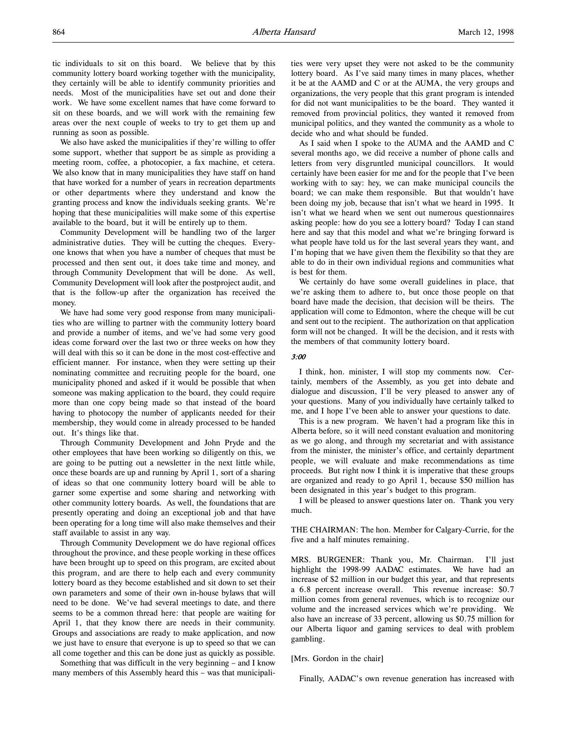tic individuals to sit on this board. We believe that by this community lottery board working together with the municipality, they certainly will be able to identify community priorities and needs. Most of the municipalities have set out and done their work. We have some excellent names that have come forward to sit on these boards, and we will work with the remaining few areas over the next couple of weeks to try to get them up and running as soon as possible.

We also have asked the municipalities if they're willing to offer some support, whether that support be as simple as providing a meeting room, coffee, a photocopier, a fax machine, et cetera. We also know that in many municipalities they have staff on hand that have worked for a number of years in recreation departments or other departments where they understand and know the granting process and know the individuals seeking grants. We're hoping that these municipalities will make some of this expertise available to the board, but it will be entirely up to them.

Community Development will be handling two of the larger administrative duties. They will be cutting the cheques. Everyone knows that when you have a number of cheques that must be processed and then sent out, it does take time and money, and through Community Development that will be done. As well, Community Development will look after the postproject audit, and that is the follow-up after the organization has received the money.

We have had some very good response from many municipalities who are willing to partner with the community lottery board and provide a number of items, and we've had some very good ideas come forward over the last two or three weeks on how they will deal with this so it can be done in the most cost-effective and efficient manner. For instance, when they were setting up their nominating committee and recruiting people for the board, one municipality phoned and asked if it would be possible that when someone was making application to the board, they could require more than one copy being made so that instead of the board having to photocopy the number of applicants needed for their membership, they would come in already processed to be handed out. It's things like that.

Through Community Development and John Pryde and the other employees that have been working so diligently on this, we are going to be putting out a newsletter in the next little while, once these boards are up and running by April 1, sort of a sharing of ideas so that one community lottery board will be able to garner some expertise and some sharing and networking with other community lottery boards. As well, the foundations that are presently operating and doing an exceptional job and that have been operating for a long time will also make themselves and their staff available to assist in any way.

Through Community Development we do have regional offices throughout the province, and these people working in these offices have been brought up to speed on this program, are excited about this program, and are there to help each and every community lottery board as they become established and sit down to set their own parameters and some of their own in-house bylaws that will need to be done. We've had several meetings to date, and there seems to be a common thread here: that people are waiting for April 1, that they know there are needs in their community. Groups and associations are ready to make application, and now we just have to ensure that everyone is up to speed so that we can all come together and this can be done just as quickly as possible.

Something that was difficult in the very beginning – and I know many members of this Assembly heard this – was that municipalities were very upset they were not asked to be the community lottery board. As I've said many times in many places, whether it be at the AAMD and C or at the AUMA, the very groups and organizations, the very people that this grant program is intended for did not want municipalities to be the board. They wanted it removed from provincial politics, they wanted it removed from municipal politics, and they wanted the community as a whole to decide who and what should be funded.

As I said when I spoke to the AUMA and the AAMD and C several months ago, we did receive a number of phone calls and letters from very disgruntled municipal councillors. It would certainly have been easier for me and for the people that I've been working with to say: hey, we can make municipal councils the board; we can make them responsible. But that wouldn't have been doing my job, because that isn't what we heard in 1995. It isn't what we heard when we sent out numerous questionnaires asking people: how do you see a lottery board? Today I can stand here and say that this model and what we're bringing forward is what people have told us for the last several years they want, and I'm hoping that we have given them the flexibility so that they are able to do in their own individual regions and communities what is best for them.

We certainly do have some overall guidelines in place, that we're asking them to adhere to, but once those people on that board have made the decision, that decision will be theirs. The application will come to Edmonton, where the cheque will be cut and sent out to the recipient. The authorization on that application form will not be changed. It will be the decision, and it rests with the members of that community lottery board.

*3:00*

I think, hon. minister, I will stop my comments now. Certainly, members of the Assembly, as you get into debate and dialogue and discussion, I'll be very pleased to answer any of your questions. Many of you individually have certainly talked to me, and I hope I've been able to answer your questions to date.

This is a new program. We haven't had a program like this in Alberta before, so it will need constant evaluation and monitoring as we go along, and through my secretariat and with assistance from the minister, the minister's office, and certainly department people, we will evaluate and make recommendations as time proceeds. But right now I think it is imperative that these groups are organized and ready to go April 1, because $50 million has been designated in this year's budget to this program.

I will be pleased to answer questions later on. Thank you very much.

THE CHAIRMAN: The hon. Member for Calgary-Currie, for the five and a half minutes remaining.

MRS. BURGENER: Thank you, Mr. Chairman. I'll just highlight the 1998-99 AADAC estimates. We have had an increase of $2 million in our budget this year, and that represents a 6.8 percent increase overall. This revenue increase: $0.7 million comes from general revenues, which is to recognize our volume and the increased services which we're providing. We also have an increase of 33 percent, allowing us $0.75 million for our Alberta liquor and gaming services to deal with problem gambling.

[Mrs. Gordon in the chair]

Finally, AADAC's own revenue generation has increased with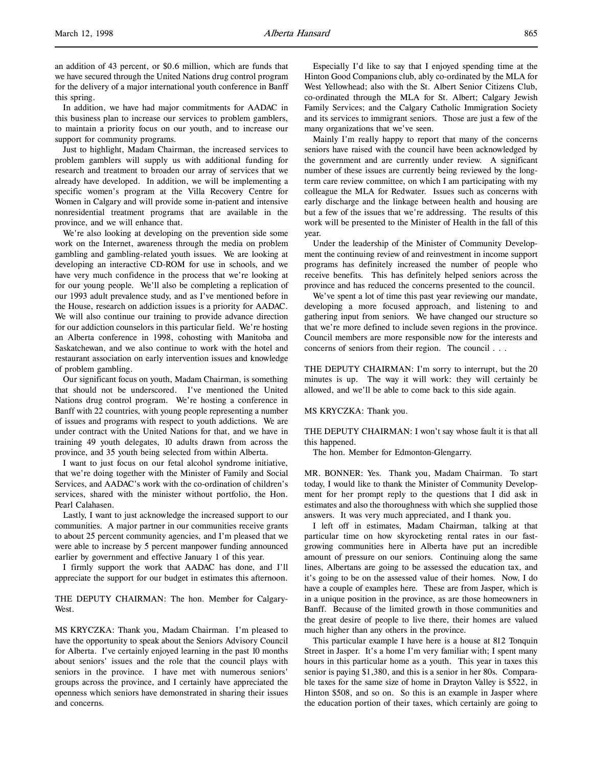an addition of 43 percent, or $0.6 million, which are funds that we have secured through the United Nations drug control program for the delivery of a major international youth conference in Banff this spring.

In addition, we have had major commitments for AADAC in this business plan to increase our services to problem gamblers, to maintain a priority focus on our youth, and to increase our support for community programs.

Just to highlight, Madam Chairman, the increased services to problem gamblers will supply us with additional funding for research and treatment to broaden our array of services that we already have developed. In addition, we will be implementing a specific women's program at the Villa Recovery Centre for Women in Calgary and will provide some in-patient and intensive nonresidential treatment programs that are available in the province, and we will enhance that.

We're also looking at developing on the prevention side some work on the Internet, awareness through the media on problem gambling and gambling-related youth issues. We are looking at developing an interactive CD-ROM for use in schools, and we have very much confidence in the process that we're looking at for our young people. We'll also be completing a replication of our 1993 adult prevalence study, and as I've mentioned before in the House, research on addiction issues is a priority for AADAC. We will also continue our training to provide advance direction for our addiction counselors in this particular field. We're hosting an Alberta conference in 1998, cohosting with Manitoba and Saskatchewan, and we also continue to work with the hotel and restaurant association on early intervention issues and knowledge of problem gambling.

Our significant focus on youth, Madam Chairman, is something that should not be underscored. I've mentioned the United Nations drug control program. We're hosting a conference in Banff with 22 countries, with young people representing a number of issues and programs with respect to youth addictions. We are under contract with the United Nations for that, and we have in training 49 youth delegates, 10 adults drawn from across the province, and 35 youth being selected from within Alberta.

I want to just focus on our fetal alcohol syndrome initiative, that we're doing together with the Minister of Family and Social Services, and AADAC's work with the co-ordination of children's services, shared with the minister without portfolio, the Hon. Pearl Calahasen.

Lastly, I want to just acknowledge the increased support to our communities. A major partner in our communities receive grants to about 25 percent community agencies, and I'm pleased that we were able to increase by 5 percent manpower funding announced earlier by government and effective January 1 of this year.

I firmly support the work that AADAC has done, and I'll appreciate the support for our budget in estimates this afternoon.

THE DEPUTY CHAIRMAN: The hon. Member for Calgary-West.

MS KRYCZKA: Thank you, Madam Chairman. I'm pleased to have the opportunity to speak about the Seniors Advisory Council for Alberta. I've certainly enjoyed learning in the past 10 months about seniors' issues and the role that the council plays with seniors in the province. I have met with numerous seniors' groups across the province, and I certainly have appreciated the openness which seniors have demonstrated in sharing their issues and concerns.

Especially I'd like to say that I enjoyed spending time at the Hinton Good Companions club, ably co-ordinated by the MLA for West Yellowhead; also with the St. Albert Senior Citizens Club, co-ordinated through the MLA for St. Albert; Calgary Jewish Family Services; and the Calgary Catholic Immigration Society and its services to immigrant seniors. Those are just a few of the many organizations that we've seen.

Mainly I'm really happy to report that many of the concerns seniors have raised with the council have been acknowledged by the government and are currently under review. A significant number of these issues are currently being reviewed by the long-term care review committee, on which I am participating with my colleague the MLA for Redwater. Issues such as concerns with early discharge and the linkage between health and housing are but a few of the issues that we're addressing. The results of this work will be presented to the Minister of Health in the fall of this year.

Under the leadership of the Minister of Community Development the continuing review of and reinvestment in income support programs has definitely increased the number of people who receive benefits. This has definitely helped seniors across the province and has reduced the concerns presented to the council.

We've spent a lot of time this past year reviewing our mandate, developing a more focused approach, and listening to and gathering input from seniors. We have changed our structure so that we're more defined to include seven regions in the province. Council members are more responsible now for the interests and concerns of seniors from their region. The council . . .

THE DEPUTY CHAIRMAN: I'm sorry to interrupt, but the 20 minutes is up. The way it will work: they will certainly be allowed, and we'll be able to come back to this side again.

MS KRYCZKA: Thank you.

THE DEPUTY CHAIRMAN: I won't say whose fault it is that all this happened.

The hon. Member for Edmonton-Glengarry.

MR. BONNER: Yes. Thank you, Madam Chairman. To start today, I would like to thank the Minister of Community Development for her prompt reply to the questions that I did ask in estimates and also the thoroughness with which she supplied those answers. It was very much appreciated, and I thank you.

I left off in estimates, Madam Chairman, talking at that particular time on how skyrocketing rental rates in our fast-growing communities here in Alberta have put an incredible amount of pressure on our seniors. Continuing along the same lines, Albertans are going to be assessed the education tax, and it's going to be on the assessed value of their homes. Now, I do have a couple of examples here. These are from Jasper, which is in a unique position in the province, as are those homeowners in Banff. Because of the limited growth in those communities and the great desire of people to live there, their homes are valued much higher than any others in the province.

This particular example I have here is a house at 812 Tonquin Street in Jasper. It's a home I'm very familiar with; I spent many hours in this particular home as a youth. This year in taxes this senior is paying $1,380, and this is a senior in her 80s. Comparable taxes for the same size of home in Drayton Valley is $522, in Hinton $508, and so on. So this is an example in Jasper where the education portion of their taxes, which certainly are going to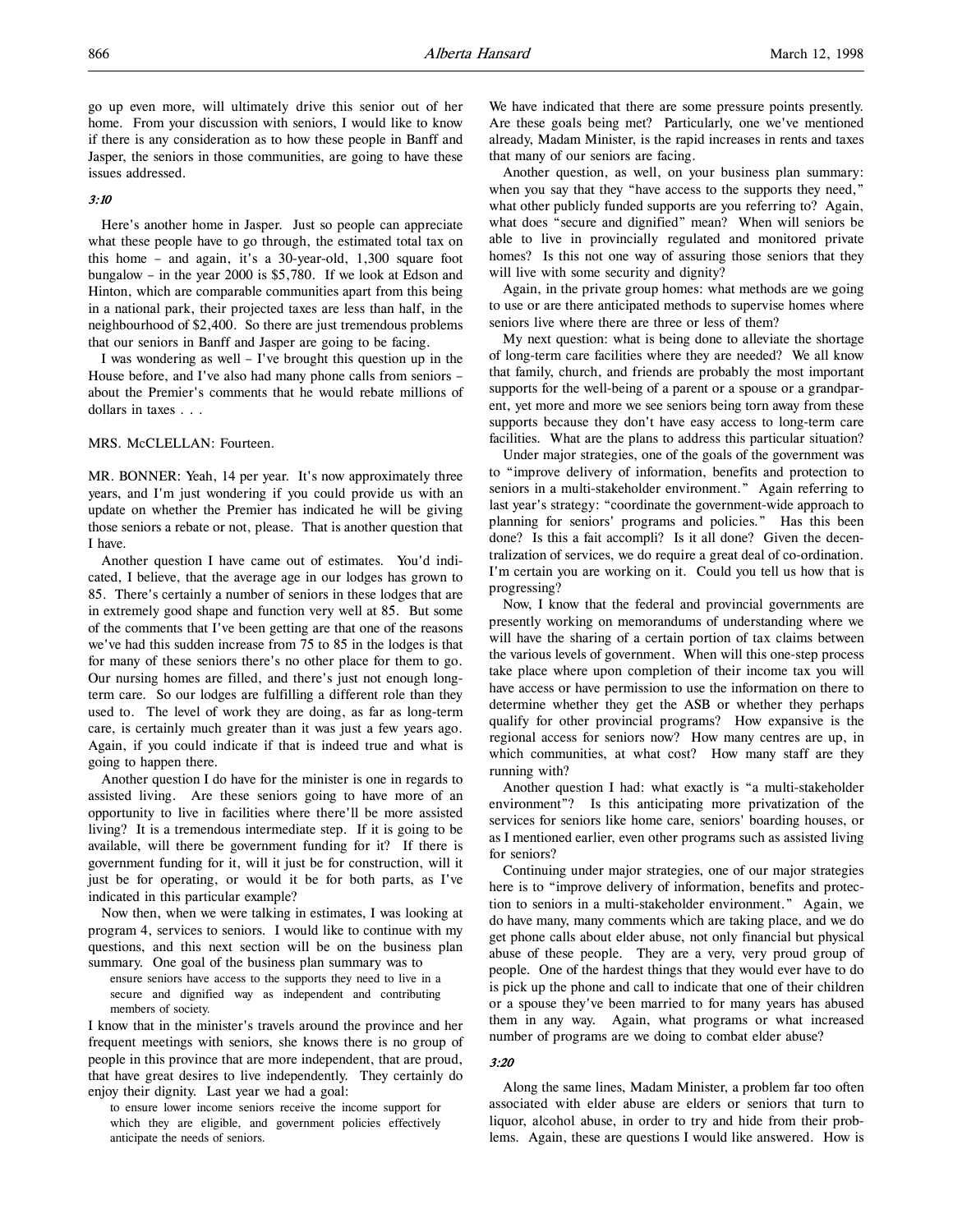go up even more, will ultimately drive this senior out of her home. From your discussion with seniors, I would like to know if there is any consideration as to how these people in Banff and Jasper, the seniors in those communities, are going to have these issues addressed.

*3:10*

Here's another home in Jasper. Just so people can appreciate what these people have to go through, the estimated total tax on this home – and again, it's a 30-year-old, 1,300 square foot bungalow – in the year 2000 is $5,780. If we look at Edson and Hinton, which are comparable communities apart from this being in a national park, their projected taxes are less than half, in the neighbourhood of $2,400. So there are just tremendous problems that our seniors in Banff and Jasper are going to be facing.

I was wondering as well – I've brought this question up in the House before, and I've also had many phone calls from seniors – about the Premier's comments that he would rebate millions of dollars in taxes . . .

MRS. McCLELLAN: Fourteen.

MR. BONNER: Yeah, 14 per year. It's now approximately three years, and I'm just wondering if you could provide us with an update on whether the Premier has indicated he will be giving those seniors a rebate or not, please. That is another question that I have.

Another question I have came out of estimates. You'd indicated, I believe, that the average age in our lodges has grown to 85. There's certainly a number of seniors in these lodges that are in extremely good shape and function very well at 85. But some of the comments that I've been getting are that one of the reasons we've had this sudden increase from 75 to 85 in the lodges is that for many of these seniors there's no other place for them to go. Our nursing homes are filled, and there's just not enough long-term care. So our lodges are fulfilling a different role than they used to. The level of work they are doing, as far as long-term care, is certainly much greater than it was just a few years ago. Again, if you could indicate if that is indeed true and what is going to happen there.

Another question I do have for the minister is one in regards to assisted living. Are these seniors going to have more of an opportunity to live in facilities where there'll be more assisted living? It is a tremendous intermediate step. If it is going to be available, will there be government funding for it? If there is government funding for it, will it just be for construction, will it just be for operating, or would it be for both parts, as I've indicated in this particular example?

Now then, when we were talking in estimates, I was looking at program 4, services to seniors. I would like to continue with my questions, and this next section will be on the business plan summary. One goal of the business plan summary was to

> ensure seniors have access to the supports they need to live in a secure and dignified way as independent and contributing members of society.

I know that in the minister's travels around the province and her frequent meetings with seniors, she knows there is no group of people in this province that are more independent, that are proud, that have great desires to live independently. They certainly do enjoy their dignity. Last year we had a goal:

> to ensure lower income seniors receive the income support for which they are eligible, and government policies effectively anticipate the needs of seniors.

We have indicated that there are some pressure points presently. Are these goals being met? Particularly, one we've mentioned already, Madam Minister, is the rapid increases in rents and taxes that many of our seniors are facing.

Another question, as well, on your business plan summary: when you say that they "have access to the supports they need," what other publicly funded supports are you referring to? Again, what does "secure and dignified" mean? When will seniors be able to live in provincially regulated and monitored private homes? Is this not one way of assuring those seniors that they will live with some security and dignity?

Again, in the private group homes: what methods are we going to use or are there anticipated methods to supervise homes where seniors live where there are three or less of them?

My next question: what is being done to alleviate the shortage of long-term care facilities where they are needed? We all know that family, church, and friends are probably the most important supports for the well-being of a parent or a spouse or a grandparent, yet more and more we see seniors being torn away from these supports because they don't have easy access to long-term care facilities. What are the plans to address this particular situation?

Under major strategies, one of the goals of the government was to "improve delivery of information, benefits and protection to seniors in a multi-stakeholder environment." Again referring to last year's strategy: "coordinate the government-wide approach to planning for seniors' programs and policies." Has this been done? Is this a fait accompli? Is it all done? Given the decentralization of services, we do require a great deal of co-ordination. I'm certain you are working on it. Could you tell us how that is progressing?

Now, I know that the federal and provincial governments are presently working on memorandums of understanding where we will have the sharing of a certain portion of tax claims between the various levels of government. When will this one-step process take place where upon completion of their income tax you will have access or have permission to use the information on there to determine whether they get the ASB or whether they perhaps qualify for other provincial programs? How expansive is the regional access for seniors now? How many centres are up, in which communities, at what cost? How many staff are they running with?

Another question I had: what exactly is "a multi-stakeholder environment"? Is this anticipating more privatization of the services for seniors like home care, seniors' boarding houses, or as I mentioned earlier, even other programs such as assisted living for seniors?

Continuing under major strategies, one of our major strategies here is to "improve delivery of information, benefits and protection to seniors in a multi-stakeholder environment." Again, we do have many, many comments which are taking place, and we do get phone calls about elder abuse, not only financial but physical abuse of these people. They are a very, very proud group of people. One of the hardest things that they would ever have to do is pick up the phone and call to indicate that one of their children or a spouse they've been married to for many years has abused them in any way. Again, what programs or what increased number of programs are we doing to combat elder abuse?

*3:20*

Along the same lines, Madam Minister, a problem far too often associated with elder abuse are elders or seniors that turn to liquor, alcohol abuse, in order to try and hide from their problems. Again, these are questions I would like answered. How is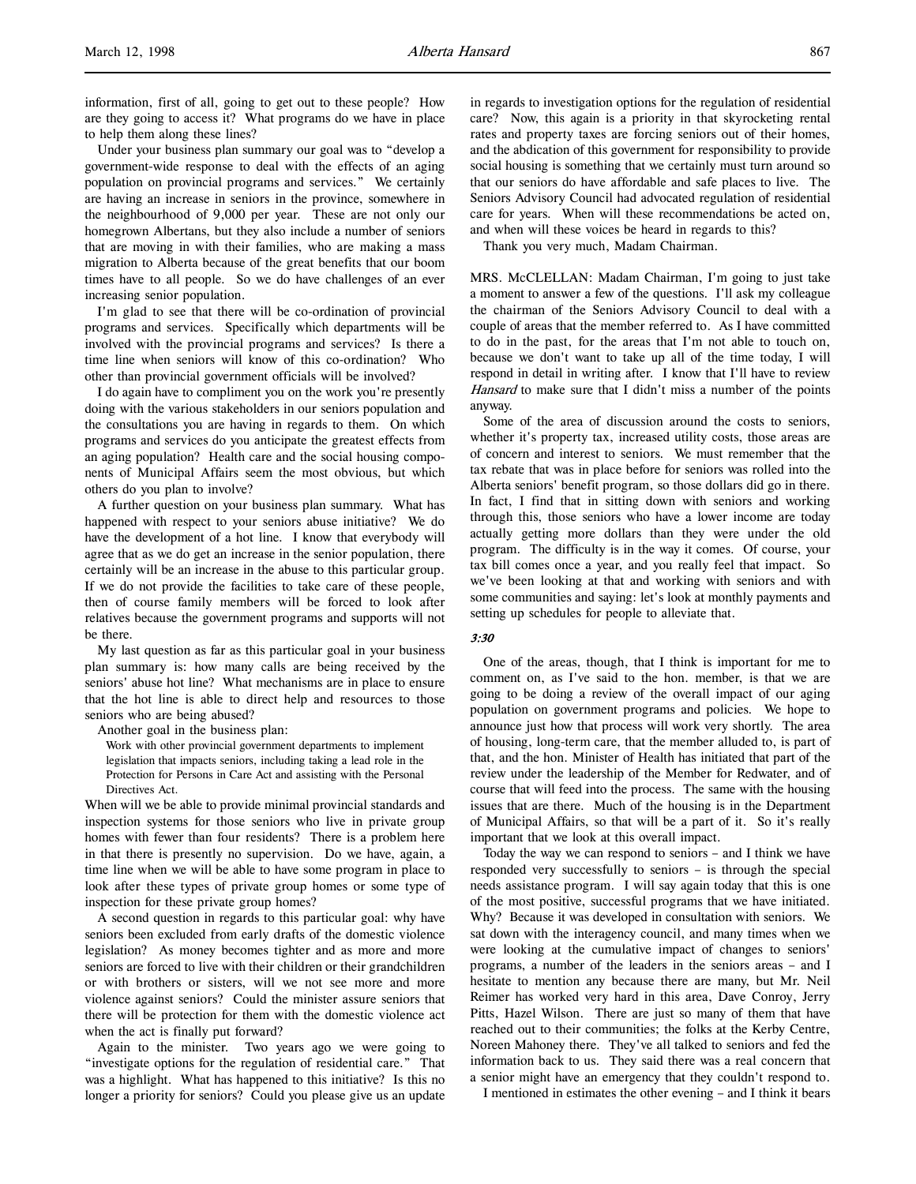information, first of all, going to get out to these people? How are they going to access it? What programs do we have in place to help them along these lines?

Under your business plan summary our goal was to "develop a government-wide response to deal with the effects of an aging population on provincial programs and services." We certainly are having an increase in seniors in the province, somewhere in the neighbourhood of 9,000 per year. These are not only our homegrown Albertans, but they also include a number of seniors that are moving in with their families, who are making a mass migration to Alberta because of the great benefits that our boom times have to all people. So we do have challenges of an ever increasing senior population.

I'm glad to see that there will be co-ordination of provincial programs and services. Specifically which departments will be involved with the provincial programs and services? Is there a time line when seniors will know of this co-ordination? Who other than provincial government officials will be involved?

I do again have to compliment you on the work you're presently doing with the various stakeholders in our seniors population and the consultations you are having in regards to them. On which programs and services do you anticipate the greatest effects from an aging population? Health care and the social housing components of Municipal Affairs seem the most obvious, but which others do you plan to involve?

A further question on your business plan summary. What has happened with respect to your seniors abuse initiative? We do have the development of a hot line. I know that everybody will agree that as we do get an increase in the senior population, there certainly will be an increase in the abuse to this particular group. If we do not provide the facilities to take care of these people, then of course family members will be forced to look after relatives because the government programs and supports will not be there.

My last question as far as this particular goal in your business plan summary is: how many calls are being received by the seniors' abuse hot line? What mechanisms are in place to ensure that the hot line is able to direct help and resources to those seniors who are being abused?

Another goal in the business plan:

> Work with other provincial government departments to implement legislation that impacts seniors, including taking a lead role in the Protection for Persons in Care Act and assisting with the Personal Directives Act.

When will we be able to provide minimal provincial standards and inspection systems for those seniors who live in private group homes with fewer than four residents? There is a problem here in that there is presently no supervision. Do we have, again, a time line when we will be able to have some program in place to look after these types of private group homes or some type of inspection for these private group homes?

A second question in regards to this particular goal: why have seniors been excluded from early drafts of the domestic violence legislation? As money becomes tighter and as more and more seniors are forced to live with their children or their grandchildren or with brothers or sisters, will we not see more and more violence against seniors? Could the minister assure seniors that there will be protection for them with the domestic violence act when the act is finally put forward?

Again to the minister. Two years ago we were going to "investigate options for the regulation of residential care." That was a highlight. What has happened to this initiative? Is this no longer a priority for seniors? Could you please give us an update in regards to investigation options for the regulation of residential care? Now, this again is a priority in that skyrocketing rental rates and property taxes are forcing seniors out of their homes, and the abdication of this government for responsibility to provide social housing is something that we certainly must turn around so that our seniors do have affordable and safe places to live. The Seniors Advisory Council had advocated regulation of residential care for years. When will these recommendations be acted on, and when will these voices be heard in regards to this?

Thank you very much, Madam Chairman.

MRS. McCLELLAN: Madam Chairman, I'm going to just take a moment to answer a few of the questions. I'll ask my colleague the chairman of the Seniors Advisory Council to deal with a couple of areas that the member referred to. As I have committed to do in the past, for the areas that I'm not able to touch on, because we don't want to take up all of the time today, I will respond in detail in writing after. I know that I'll have to review *Hansard* to make sure that I didn't miss a number of the points anyway.

Some of the area of discussion around the costs to seniors, whether it's property tax, increased utility costs, those areas are of concern and interest to seniors. We must remember that the tax rebate that was in place before for seniors was rolled into the Alberta seniors' benefit program, so those dollars did go in there. In fact, I find that in sitting down with seniors and working through this, those seniors who have a lower income are today actually getting more dollars than they were under the old program. The difficulty is in the way it comes. Of course, your tax bill comes once a year, and you really feel that impact. So we've been looking at that and working with seniors and with some communities and saying: let's look at monthly payments and setting up schedules for people to alleviate that.

*3:30*

One of the areas, though, that I think is important for me to comment on, as I've said to the hon. member, is that we are going to be doing a review of the overall impact of our aging population on government programs and policies. We hope to announce just how that process will work very shortly. The area of housing, long-term care, that the member alluded to, is part of that, and the hon. Minister of Health has initiated that part of the review under the leadership of the Member for Redwater, and of course that will feed into the process. The same with the housing issues that are there. Much of the housing is in the Department of Municipal Affairs, so that will be a part of it. So it's really important that we look at this overall impact.

Today the way we can respond to seniors – and I think we have responded very successfully to seniors – is through the special needs assistance program. I will say again today that this is one of the most positive, successful programs that we have initiated. Why? Because it was developed in consultation with seniors. We sat down with the interagency council, and many times when we were looking at the cumulative impact of changes to seniors' programs, a number of the leaders in the seniors areas – and I hesitate to mention any because there are many, but Mr. Neil Reimer has worked very hard in this area, Dave Conroy, Jerry Pitts, Hazel Wilson. There are just so many of them that have reached out to their communities; the folks at the Kerby Centre, Noreen Mahoney there. They've all talked to seniors and fed the information back to us. They said there was a real concern that a senior might have an emergency that they couldn't respond to.

I mentioned in estimates the other evening – and I think it bears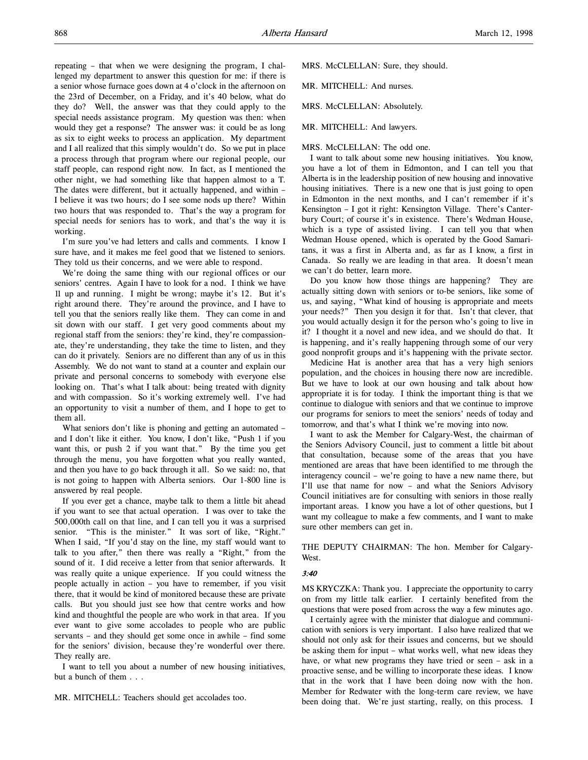repeating – that when we were designing the program, I challenged my department to answer this question for me: if there is a senior whose furnace goes down at 4 o'clock in the afternoon on the 23rd of December, on a Friday, and it's 40 below, what do they do? Well, the answer was that they could apply to the special needs assistance program. My question was then: when would they get a response? The answer was: it could be as long as six to eight weeks to process an application. My department and I all realized that this simply wouldn't do. So we put in place a process through that program where our regional people, our staff people, can respond right now. In fact, as I mentioned the other night, we had something like that happen almost to a T. The dates were different, but it actually happened, and within – I believe it was two hours; do I see some nods up there? Within two hours that was responded to. That's the way a program for special needs for seniors has to work, and that's the way it is working.

I'm sure you've had letters and calls and comments. I know I sure have, and it makes me feel good that we listened to seniors. They told us their concerns, and we were able to respond.

We're doing the same thing with our regional offices or our seniors' centres. Again I have to look for a nod. I think we have 11 up and running. I might be wrong; maybe it's 12. But it's right around there. They're around the province, and I have to tell you that the seniors really like them. They can come in and sit down with our staff. I get very good comments about my regional staff from the seniors: they're kind, they're compassionate, they're understanding, they take the time to listen, and they can do it privately. Seniors are no different than any of us in this Assembly. We do not want to stand at a counter and explain our private and personal concerns to somebody with everyone else looking on. That's what I talk about: being treated with dignity and with compassion. So it's working extremely well. I've had an opportunity to visit a number of them, and I hope to get to them all.

What seniors don't like is phoning and getting an automated – and I don't like it either. You know, I don't like, "Push 1 if you want this, or push 2 if you want that." By the time you get through the menu, you have forgotten what you really wanted, and then you have to go back through it all. So we said: no, that is not going to happen with Alberta seniors. Our 1-800 line is answered by real people.

If you ever get a chance, maybe talk to them a little bit ahead if you want to see that actual operation. I was over to take the 500,000th call on that line, and I can tell you it was a surprised senior. "This is the minister." It was sort of like, "Right." When I said, "If you'd stay on the line, my staff would want to talk to you after," then there was really a "Right," from the sound of it. I did receive a letter from that senior afterwards. It was really quite a unique experience. If you could witness the people actually in action – you have to remember, if you visit there, that it would be kind of monitored because these are private calls. But you should just see how that centre works and how kind and thoughtful the people are who work in that area. If you ever want to give some accolades to people who are public servants – and they should get some once in awhile – find some for the seniors' division, because they're wonderful over there. They really are.

I want to tell you about a number of new housing initiatives, but a bunch of them . . .

MR. MITCHELL: Teachers should get accolades too.

MRS. McCLELLAN: Sure, they should.

MR. MITCHELL: And nurses.

MRS. McCLELLAN: Absolutely.

MR. MITCHELL: And lawyers.

MRS. McCLELLAN: The odd one.

I want to talk about some new housing initiatives. You know, you have a lot of them in Edmonton, and I can tell you that Alberta is in the leadership position of new housing and innovative housing initiatives. There is a new one that is just going to open in Edmonton in the next months, and I can't remember if it's Kensington – I got it right: Kensington Village. There's Canterbury Court; of course it's in existence. There's Wedman House, which is a type of assisted living. I can tell you that when Wedman House opened, which is operated by the Good Samaritans, it was a first in Alberta and, as far as I know, a first in Canada. So really we are leading in that area. It doesn't mean we can't do better, learn more.

Do you know how those things are happening? They are actually sitting down with seniors or to-be seniors, like some of us, and saying, "What kind of housing is appropriate and meets your needs?" Then you design it for that. Isn't that clever, that you would actually design it for the person who's going to live in it? I thought it a novel and new idea, and we should do that. It is happening, and it's really happening through some of our very good nonprofit groups and it's happening with the private sector.

Medicine Hat is another area that has a very high seniors population, and the choices in housing there now are incredible. But we have to look at our own housing and talk about how appropriate it is for today. I think the important thing is that we continue to dialogue with seniors and that we continue to improve our programs for seniors to meet the seniors' needs of today and tomorrow, and that's what I think we're moving into now.

I want to ask the Member for Calgary-West, the chairman of the Seniors Advisory Council, just to comment a little bit about that consultation, because some of the areas that you have mentioned are areas that have been identified to me through the interagency council – we're going to have a new name there, but I'll use that name for now – and what the Seniors Advisory Council initiatives are for consulting with seniors in those really important areas. I know you have a lot of other questions, but I want my colleague to make a few comments, and I want to make sure other members can get in.

THE DEPUTY CHAIRMAN: The hon. Member for Calgary-West.

*3:40*

MS KRYCZKA: Thank you. I appreciate the opportunity to carry on from my little talk earlier. I certainly benefited from the questions that were posed from across the way a few minutes ago.

I certainly agree with the minister that dialogue and communication with seniors is very important. I also have realized that we should not only ask for their issues and concerns, but we should be asking them for input – what works well, what new ideas they have, or what new programs they have tried or seen – ask in a proactive sense, and be willing to incorporate these ideas. I know that in the work that I have been doing now with the hon. Member for Redwater with the long-term care review, we have been doing that. We're just starting, really, on this process. I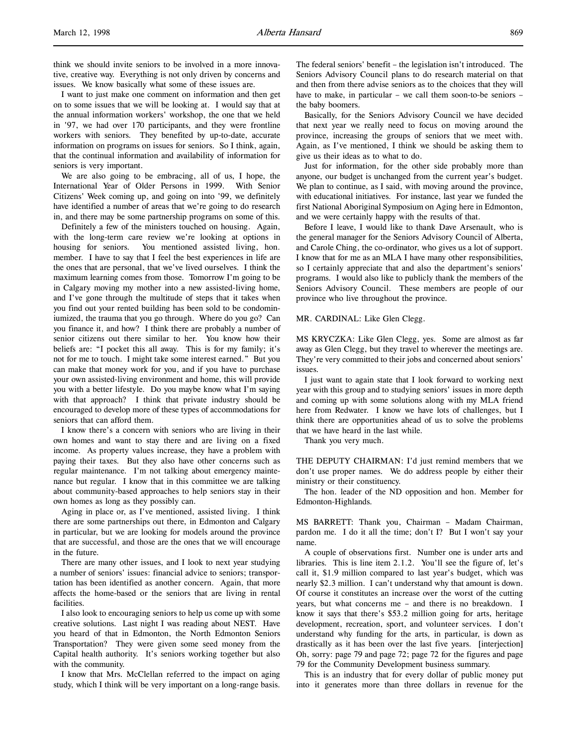think we should invite seniors to be involved in a more innovative, creative way. Everything is not only driven by concerns and issues. We know basically what some of these issues are.

I want to just make one comment on information and then get on to some issues that we will be looking at. I would say that at the annual information workers' workshop, the one that we held in '97, we had over 170 participants, and they were frontline workers with seniors. They benefited by up-to-date, accurate information on programs on issues for seniors. So I think, again, that the continual information and availability of information for seniors is very important.

We are also going to be embracing, all of us, I hope, the International Year of Older Persons in 1999. With Senior Citizens' Week coming up, and going on into '99, we definitely have identified a number of areas that we're going to do research in, and there may be some partnership programs on some of this.

Definitely a few of the ministers touched on housing. Again, with the long-term care review we're looking at options in housing for seniors. You mentioned assisted living, hon. member. I have to say that I feel the best experiences in life are the ones that are personal, that we've lived ourselves. I think the maximum learning comes from those. Tomorrow I'm going to be in Calgary moving my mother into a new assisted-living home, and I've gone through the multitude of steps that it takes when you find out your rented building has been sold to be condominiumized, the trauma that you go through. Where do you go? Can you finance it, and how? I think there are probably a number of senior citizens out there similar to her. You know how their beliefs are: "I pocket this all away. This is for my family; it's not for me to touch. I might take some interest earned." But you can make that money work for you, and if you have to purchase your own assisted-living environment and home, this will provide you with a better lifestyle. Do you maybe know what I'm saying with that approach? I think that private industry should be encouraged to develop more of these types of accommodations for seniors that can afford them.

I know there's a concern with seniors who are living in their own homes and want to stay there and are living on a fixed income. As property values increase, they have a problem with paying their taxes. But they also have other concerns such as regular maintenance. I'm not talking about emergency maintenance but regular. I know that in this committee we are talking about community-based approaches to help seniors stay in their own homes as long as they possibly can.

Aging in place or, as I've mentioned, assisted living. I think there are some partnerships out there, in Edmonton and Calgary in particular, but we are looking for models around the province that are successful, and those are the ones that we will encourage in the future.

There are many other issues, and I look to next year studying a number of seniors' issues: financial advice to seniors; transportation has been identified as another concern. Again, that more affects the home-based or the seniors that are living in rental facilities.

I also look to encouraging seniors to help us come up with some creative solutions. Last night I was reading about NEST. Have you heard of that in Edmonton, the North Edmonton Seniors Transportation? They were given some seed money from the Capital health authority. It's seniors working together but also with the community.

I know that Mrs. McClellan referred to the impact on aging study, which I think will be very important on a long-range basis. The federal seniors' benefit – the legislation isn't introduced. The Seniors Advisory Council plans to do research material on that and then from there advise seniors as to the choices that they will have to make, in particular – we call them soon-to-be seniors – the baby boomers.

Basically, for the Seniors Advisory Council we have decided that next year we really need to focus on moving around the province, increasing the groups of seniors that we meet with. Again, as I've mentioned, I think we should be asking them to give us their ideas as to what to do.

Just for information, for the other side probably more than anyone, our budget is unchanged from the current year's budget. We plan to continue, as I said, with moving around the province, with educational initiatives. For instance, last year we funded the first National Aboriginal Symposium on Aging here in Edmonton, and we were certainly happy with the results of that.

Before I leave, I would like to thank Dave Arsenault, who is the general manager for the Seniors Advisory Council of Alberta, and Carole Ching, the co-ordinator, who gives us a lot of support. I know that for me as an MLA I have many other responsibilities, so I certainly appreciate that and also the department's seniors' programs. I would also like to publicly thank the members of the Seniors Advisory Council. These members are people of our province who live throughout the province.

MR. CARDINAL: Like Glen Clegg.

MS KRYCZKA: Like Glen Clegg, yes. Some are almost as far away as Glen Clegg, but they travel to wherever the meetings are. They're very committed to their jobs and concerned about seniors' issues.

I just want to again state that I look forward to working next year with this group and to studying seniors' issues in more depth and coming up with some solutions along with my MLA friend here from Redwater. I know we have lots of challenges, but I think there are opportunities ahead of us to solve the problems that we have heard in the last while.

Thank you very much.

THE DEPUTY CHAIRMAN: I'd just remind members that we don't use proper names. We do address people by either their ministry or their constituency.

The hon. leader of the ND opposition and hon. Member for Edmonton-Highlands.

MS BARRETT: Thank you, Chairman – Madam Chairman, pardon me. I do it all the time; don't I? But I won't say your name.

A couple of observations first. Number one is under arts and libraries. This is line item 2.1.2. You'll see the figure of, let's call it, $1.9 million compared to last year's budget, which was nearly $2.3 million. I can't understand why that amount is down. Of course it constitutes an increase over the worst of the cutting years, but what concerns me – and there is no breakdown. I know it says that there's $53.2 million going for arts, heritage development, recreation, sport, and volunteer services. I don't understand why funding for the arts, in particular, is down as drastically as it has been over the last five years. [interjection] Oh, sorry: page 79 and page 72; page 72 for the figures and page 79 for the Community Development business summary.

This is an industry that for every dollar of public money put into it generates more than three dollars in revenue for the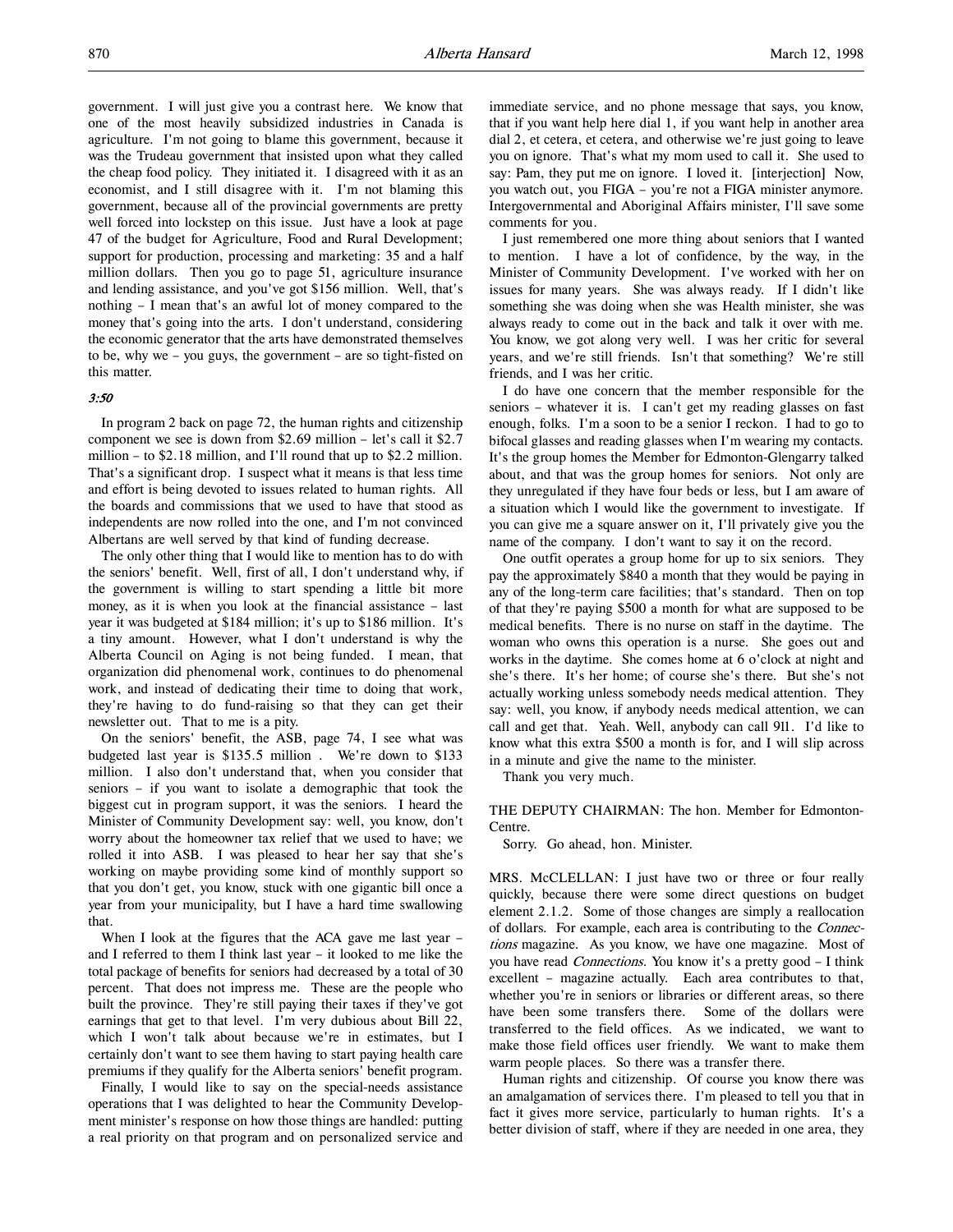government. I will just give you a contrast here. We know that one of the most heavily subsidized industries in Canada is agriculture. I'm not going to blame this government, because it was the Trudeau government that insisted upon what they called the cheap food policy. They initiated it. I disagreed with it as an economist, and I still disagree with it. I'm not blaming this government, because all of the provincial governments are pretty well forced into lockstep on this issue. Just have a look at page 47 of the budget for Agriculture, Food and Rural Development; support for production, processing and marketing: 35 and a half million dollars. Then you go to page 51, agriculture insurance and lending assistance, and you've got $156 million. Well, that's nothing – I mean that's an awful lot of money compared to the money that's going into the arts. I don't understand, considering the economic generator that the arts have demonstrated themselves to be, why we – you guys, the government – are so tight-fisted on this matter.

*3:50*

In program 2 back on page 72, the human rights and citizenship component we see is down from $2.69 million – let's call it $2.7 million – to $2.18 million, and I'll round that up to $2.2 million. That's a significant drop. I suspect what it means is that less time and effort is being devoted to issues related to human rights. All the boards and commissions that we used to have that stood as independents are now rolled into the one, and I'm not convinced Albertans are well served by that kind of funding decrease.

The only other thing that I would like to mention has to do with the seniors' benefit. Well, first of all, I don't understand why, if the government is willing to start spending a little bit more money, as it is when you look at the financial assistance – last year it was budgeted at $184 million; it's up to $186 million. It's a tiny amount. However, what I don't understand is why the Alberta Council on Aging is not being funded. I mean, that organization did phenomenal work, continues to do phenomenal work, and instead of dedicating their time to doing that work, they're having to do fund-raising so that they can get their newsletter out. That to me is a pity.

On the seniors' benefit, the ASB, page 74, I see what was budgeted last year is $135.5 million . We're down to $133 million. I also don't understand that, when you consider that seniors – if you want to isolate a demographic that took the biggest cut in program support, it was the seniors. I heard the Minister of Community Development say: well, you know, don't worry about the homeowner tax relief that we used to have; we rolled it into ASB. I was pleased to hear her say that she's working on maybe providing some kind of monthly support so that you don't get, you know, stuck with one gigantic bill once a year from your municipality, but I have a hard time swallowing that.

When I look at the figures that the ACA gave me last year – and I referred to them I think last year – it looked to me like the total package of benefits for seniors had decreased by a total of 30 percent. That does not impress me. These are the people who built the province. They're still paying their taxes if they've got earnings that get to that level. I'm very dubious about Bill 22, which I won't talk about because we're in estimates, but I certainly don't want to see them having to start paying health care premiums if they qualify for the Alberta seniors' benefit program.

Finally, I would like to say on the special-needs assistance operations that I was delighted to hear the Community Development minister's response on how those things are handled: putting a real priority on that program and on personalized service and immediate service, and no phone message that says, you know, that if you want help here dial 1, if you want help in another area dial 2, et cetera, et cetera, and otherwise we're just going to leave you on ignore. That's what my mom used to call it. She used to say: Pam, they put me on ignore. I loved it. [interjection] Now, you watch out, you FIGA – you're not a FIGA minister anymore. Intergovernmental and Aboriginal Affairs minister, I'll save some comments for you.

I just remembered one more thing about seniors that I wanted to mention. I have a lot of confidence, by the way, in the Minister of Community Development. I've worked with her on issues for many years. She was always ready. If I didn't like something she was doing when she was Health minister, she was always ready to come out in the back and talk it over with me. You know, we got along very well. I was her critic for several years, and we're still friends. Isn't that something? We're still friends, and I was her critic.

I do have one concern that the member responsible for the seniors – whatever it is. I can't get my reading glasses on fast enough, folks. I'm a soon to be a senior I reckon. I had to go to bifocal glasses and reading glasses when I'm wearing my contacts. It's the group homes the Member for Edmonton-Glengarry talked about, and that was the group homes for seniors. Not only are they unregulated if they have four beds or less, but I am aware of a situation which I would like the government to investigate. If you can give me a square answer on it, I'll privately give you the name of the company. I don't want to say it on the record.

One outfit operates a group home for up to six seniors. They pay the approximately $840 a month that they would be paying in any of the long-term care facilities; that's standard. Then on top of that they're paying $500 a month for what are supposed to be medical benefits. There is no nurse on staff in the daytime. The woman who owns this operation is a nurse. She goes out and works in the daytime. She comes home at 6 o'clock at night and she's there. It's her home; of course she's there. But she's not actually working unless somebody needs medical attention. They say: well, you know, if anybody needs medical attention, we can call and get that. Yeah. Well, anybody can call 911. I'd like to know what this extra $500 a month is for, and I will slip across in a minute and give the name to the minister.

Thank you very much.

THE DEPUTY CHAIRMAN: The hon. Member for Edmonton-Centre.

Sorry. Go ahead, hon. Minister.

MRS. McCLELLAN: I just have two or three or four really quickly, because there were some direct questions on budget element 2.1.2. Some of those changes are simply a reallocation of dollars. For example, each area is contributing to the *Connections* magazine. As you know, we have one magazine. Most of you have read *Connections*. You know it's a pretty good – I think excellent – magazine actually. Each area contributes to that, whether you're in seniors or libraries or different areas, so there have been some transfers there. Some of the dollars were transferred to the field offices. As we indicated, we want to make those field offices user friendly. We want to make them warm people places. So there was a transfer there.

Human rights and citizenship. Of course you know there was an amalgamation of services there. I'm pleased to tell you that in fact it gives more service, particularly to human rights. It's a better division of staff, where if they are needed in one area, they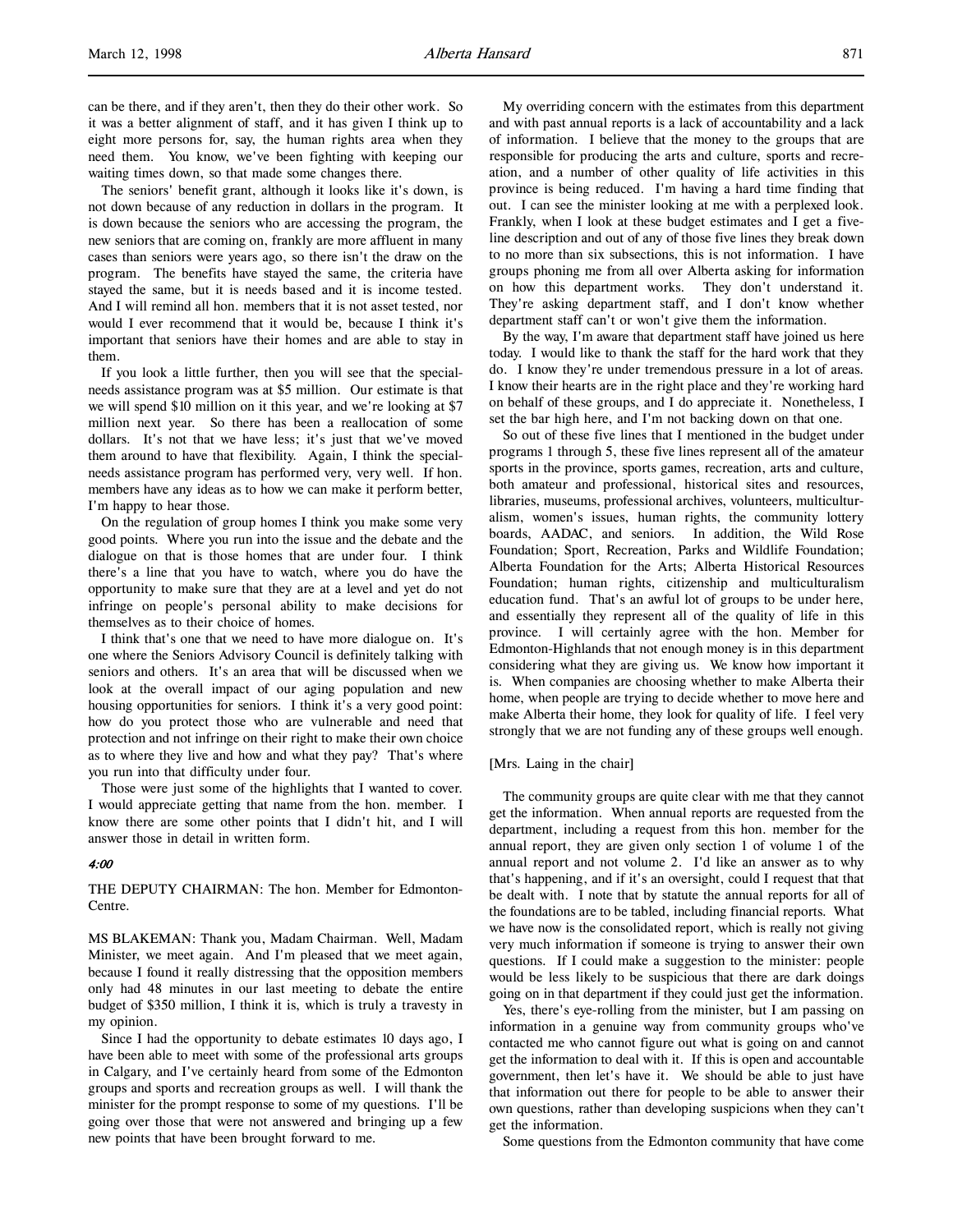can be there, and if they aren't, then they do their other work. So it was a better alignment of staff, and it has given I think up to eight more persons for, say, the human rights area when they need them. You know, we've been fighting with keeping our waiting times down, so that made some changes there.

The seniors' benefit grant, although it looks like it's down, is not down because of any reduction in dollars in the program. It is down because the seniors who are accessing the program, the new seniors that are coming on, frankly are more affluent in many cases than seniors were years ago, so there isn't the draw on the program. The benefits have stayed the same, the criteria have stayed the same, but it is needs based and it is income tested. And I will remind all hon. members that it is not asset tested, nor would I ever recommend that it would be, because I think it's important that seniors have their homes and are able to stay in them.

If you look a little further, then you will see that the special-needs assistance program was at $5 million. Our estimate is that we will spend $10 million on it this year, and we're looking at $7 million next year. So there has been a reallocation of some dollars. It's not that we have less; it's just that we've moved them around to have that flexibility. Again, I think the special-needs assistance program has performed very, very well. If hon. members have any ideas as to how we can make it perform better, I'm happy to hear those.

On the regulation of group homes I think you make some very good points. Where you run into the issue and the debate and the dialogue on that is those homes that are under four. I think there's a line that you have to watch, where you do have the opportunity to make sure that they are at a level and yet do not infringe on people's personal ability to make decisions for themselves as to their choice of homes.

I think that's one that we need to have more dialogue on. It's one where the Seniors Advisory Council is definitely talking with seniors and others. It's an area that will be discussed when we look at the overall impact of our aging population and new housing opportunities for seniors. I think it's a very good point: how do you protect those who are vulnerable and need that protection and not infringe on their right to make their own choice as to where they live and how and what they pay? That's where you run into that difficulty under four.

Those were just some of the highlights that I wanted to cover. I would appreciate getting that name from the hon. member. I know there are some other points that I didn't hit, and I will answer those in detail in written form.

*4:00*

THE DEPUTY CHAIRMAN: The hon. Member for Edmonton-Centre.

MS BLAKEMAN: Thank you, Madam Chairman. Well, Madam Minister, we meet again. And I'm pleased that we meet again, because I found it really distressing that the opposition members only had 48 minutes in our last meeting to debate the entire budget of $350 million, I think it is, which is truly a travesty in my opinion.

Since I had the opportunity to debate estimates 10 days ago, I have been able to meet with some of the professional arts groups in Calgary, and I've certainly heard from some of the Edmonton groups and sports and recreation groups as well. I will thank the minister for the prompt response to some of my questions. I'll be going over those that were not answered and bringing up a few new points that have been brought forward to me.

My overriding concern with the estimates from this department and with past annual reports is a lack of accountability and a lack of information. I believe that the money to the groups that are responsible for producing the arts and culture, sports and recreation, and a number of other quality of life activities in this province is being reduced. I'm having a hard time finding that out. I can see the minister looking at me with a perplexed look. Frankly, when I look at these budget estimates and I get a five-line description and out of any of those five lines they break down to no more than six subsections, this is not information. I have groups phoning me from all over Alberta asking for information on how this department works. They don't understand it. They're asking department staff, and I don't know whether department staff can't or won't give them the information.

By the way, I'm aware that department staff have joined us here today. I would like to thank the staff for the hard work that they do. I know they're under tremendous pressure in a lot of areas. I know their hearts are in the right place and they're working hard on behalf of these groups, and I do appreciate it. Nonetheless, I set the bar high here, and I'm not backing down on that one.

So out of these five lines that I mentioned in the budget under programs 1 through 5, these five lines represent all of the amateur sports in the province, sports games, recreation, arts and culture, both amateur and professional, historical sites and resources, libraries, museums, professional archives, volunteers, multiculturalism, women's issues, human rights, the community lottery boards, AADAC, and seniors. In addition, the Wild Rose Foundation; Sport, Recreation, Parks and Wildlife Foundation; Alberta Foundation for the Arts; Alberta Historical Resources Foundation; human rights, citizenship and multiculturalism education fund. That's an awful lot of groups to be under here, and essentially they represent all of the quality of life in this province. I will certainly agree with the hon. Member for Edmonton-Highlands that not enough money is in this department considering what they are giving us. We know how important it is. When companies are choosing whether to make Alberta their home, when people are trying to decide whether to move here and make Alberta their home, they look for quality of life. I feel very strongly that we are not funding any of these groups well enough.

[Mrs. Laing in the chair]

The community groups are quite clear with me that they cannot get the information. When annual reports are requested from the department, including a request from this hon. member for the annual report, they are given only section 1 of volume 1 of the annual report and not volume 2. I'd like an answer as to why that's happening, and if it's an oversight, could I request that that be dealt with. I note that by statute the annual reports for all of the foundations are to be tabled, including financial reports. What we have now is the consolidated report, which is really not giving very much information if someone is trying to answer their own questions. If I could make a suggestion to the minister: people would be less likely to be suspicious that there are dark doings going on in that department if they could just get the information.

Yes, there's eye-rolling from the minister, but I am passing on information in a genuine way from community groups who've contacted me who cannot figure out what is going on and cannot get the information to deal with it. If this is open and accountable government, then let's have it. We should be able to just have that information out there for people to be able to answer their own questions, rather than developing suspicions when they can't get the information.

Some questions from the Edmonton community that have come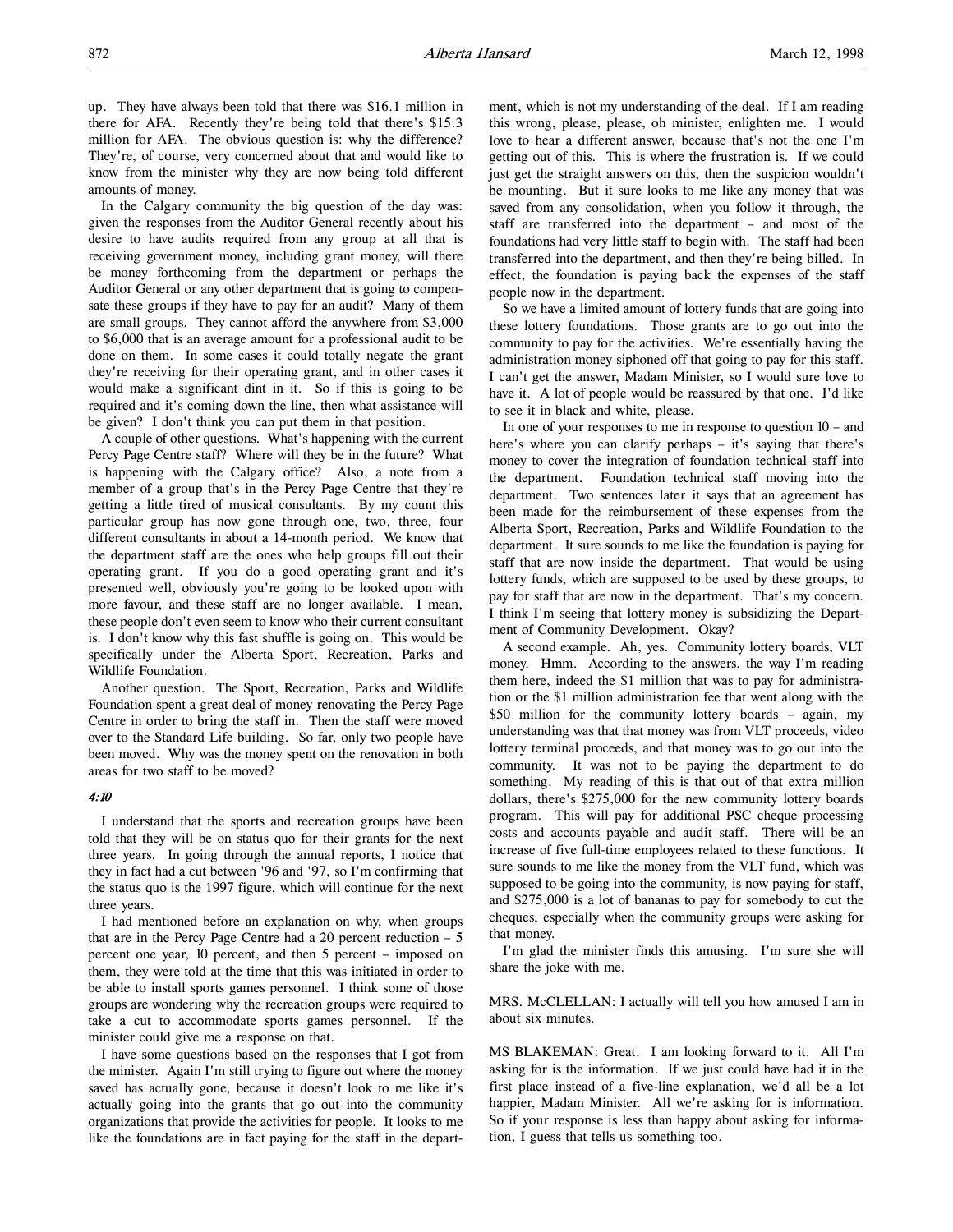up. They have always been told that there was $16.1 million in there for AFA. Recently they're being told that there's $15.3 million for AFA. The obvious question is: why the difference? They're, of course, very concerned about that and would like to know from the minister why they are now being told different amounts of money.

In the Calgary community the big question of the day was: given the responses from the Auditor General recently about his desire to have audits required from any group at all that is receiving government money, including grant money, will there be money forthcoming from the department or perhaps the Auditor General or any other department that is going to compensate these groups if they have to pay for an audit? Many of them are small groups. They cannot afford the anywhere from $3,000 to $6,000 that is an average amount for a professional audit to be done on them. In some cases it could totally negate the grant they're receiving for their operating grant, and in other cases it would make a significant dint in it. So if this is going to be required and it's coming down the line, then what assistance will be given? I don't think you can put them in that position.

A couple of other questions. What's happening with the current Percy Page Centre staff? Where will they be in the future? What is happening with the Calgary office? Also, a note from a member of a group that's in the Percy Page Centre that they're getting a little tired of musical consultants. By my count this particular group has now gone through one, two, three, four different consultants in about a 14-month period. We know that the department staff are the ones who help groups fill out their operating grant. If you do a good operating grant and it's presented well, obviously you're going to be looked upon with more favour, and these staff are no longer available. I mean, these people don't even seem to know who their current consultant is. I don't know why this fast shuffle is going on. This would be specifically under the Alberta Sport, Recreation, Parks and Wildlife Foundation.

Another question. The Sport, Recreation, Parks and Wildlife Foundation spent a great deal of money renovating the Percy Page Centre in order to bring the staff in. Then the staff were moved over to the Standard Life building. So far, only two people have been moved. Why was the money spent on the renovation in both areas for two staff to be moved?

*4:10*

I understand that the sports and recreation groups have been told that they will be on status quo for their grants for the next three years. In going through the annual reports, I notice that they in fact had a cut between '96 and '97, so I'm confirming that the status quo is the 1997 figure, which will continue for the next three years.

I had mentioned before an explanation on why, when groups that are in the Percy Page Centre had a 20 percent reduction – 5 percent one year, 10 percent, and then 5 percent – imposed on them, they were told at the time that this was initiated in order to be able to install sports games personnel. I think some of those groups are wondering why the recreation groups were required to take a cut to accommodate sports games personnel. If the minister could give me a response on that.

I have some questions based on the responses that I got from the minister. Again I'm still trying to figure out where the money saved has actually gone, because it doesn't look to me like it's actually going into the grants that go out into the community organizations that provide the activities for people. It looks to me like the foundations are in fact paying for the staff in the department, which is not my understanding of the deal. If I am reading this wrong, please, please, oh minister, enlighten me. I would love to hear a different answer, because that's not the one I'm getting out of this. This is where the frustration is. If we could just get the straight answers on this, then the suspicion wouldn't be mounting. But it sure looks to me like any money that was saved from any consolidation, when you follow it through, the staff are transferred into the department – and most of the foundations had very little staff to begin with. The staff had been transferred into the department, and then they're being billed. In effect, the foundation is paying back the expenses of the staff people now in the department.

So we have a limited amount of lottery funds that are going into these lottery foundations. Those grants are to go out into the community to pay for the activities. We're essentially having the administration money siphoned off that going to pay for this staff. I can't get the answer, Madam Minister, so I would sure love to have it. A lot of people would be reassured by that one. I'd like to see it in black and white, please.

In one of your responses to me in response to question 10 – and here's where you can clarify perhaps – it's saying that there's money to cover the integration of foundation technical staff into the department. Foundation technical staff moving into the department. Two sentences later it says that an agreement has been made for the reimbursement of these expenses from the Alberta Sport, Recreation, Parks and Wildlife Foundation to the department. It sure sounds to me like the foundation is paying for staff that are now inside the department. That would be using lottery funds, which are supposed to be used by these groups, to pay for staff that are now in the department. That's my concern. I think I'm seeing that lottery money is subsidizing the Department of Community Development. Okay?

A second example. Ah, yes. Community lottery boards, VLT money. Hmm. According to the answers, the way I'm reading them here, indeed the $1 million that was to pay for administration or the $1 million administration fee that went along with the $50 million for the community lottery boards – again, my understanding was that that money was from VLT proceeds, video lottery terminal proceeds, and that money was to go out into the community. It was not to be paying the department to do something. My reading of this is that out of that extra million dollars, there's $275,000 for the new community lottery boards program. This will pay for additional PSC cheque processing costs and accounts payable and audit staff. There will be an increase of five full-time employees related to these functions. It sure sounds to me like the money from the VLT fund, which was supposed to be going into the community, is now paying for staff, and $275,000 is a lot of bananas to pay for somebody to cut the cheques, especially when the community groups were asking for that money.

I'm glad the minister finds this amusing. I'm sure she will share the joke with me.

MRS. McCLELLAN: I actually will tell you how amused I am in about six minutes.

MS BLAKEMAN: Great. I am looking forward to it. All I'm asking for is the information. If we just could have had it in the first place instead of a five-line explanation, we'd all be a lot happier, Madam Minister. All we're asking for is information. So if your response is less than happy about asking for information, I guess that tells us something too.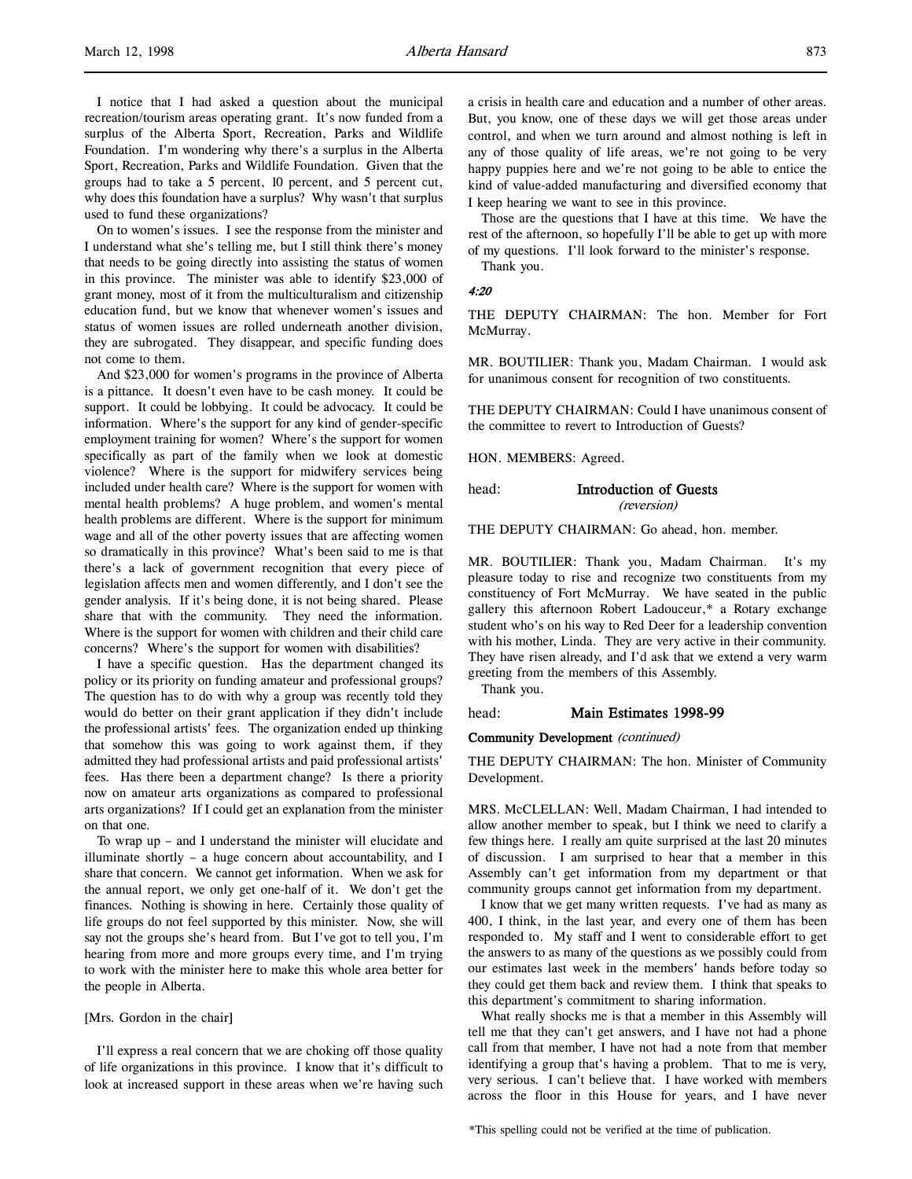I notice that I had asked a question about the municipal recreation/tourism areas operating grant. It's now funded from a surplus of the Alberta Sport, Recreation, Parks and Wildlife Foundation. I'm wondering why there's a surplus in the Alberta Sport, Recreation, Parks and Wildlife Foundation. Given that the groups had to take a 5 percent, 10 percent, and 5 percent cut, why does this foundation have a surplus? Why wasn't that surplus used to fund these organizations?

On to women's issues. I see the response from the minister and I understand what she's telling me, but I still think there's money that needs to be going directly into assisting the status of women in this province. The minister was able to identify $23,000 of grant money, most of it from the multiculturalism and citizenship education fund, but we know that whenever women's issues and status of women issues are rolled underneath another division, they are subrogated. They disappear, and specific funding does not come to them.

And $23,000 for women's programs in the province of Alberta is a pittance. It doesn't even have to be cash money. It could be support. It could be lobbying. It could be advocacy. It could be information. Where's the support for any kind of gender-specific employment training for women? Where's the support for women specifically as part of the family when we look at domestic violence? Where is the support for midwifery services being included under health care? Where is the support for women with mental health problems? A huge problem, and women's mental health problems are different. Where is the support for minimum wage and all of the other poverty issues that are affecting women so dramatically in this province? What's been said to me is that there's a lack of government recognition that every piece of legislation affects men and women differently, and I don't see the gender analysis. If it's being done, it is not being shared. Please share that with the community. They need the information. Where is the support for women with children and their child care concerns? Where's the support for women with disabilities?

I have a specific question. Has the department changed its policy or its priority on funding amateur and professional groups? The question has to do with why a group was recently told they would do better on their grant application if they didn't include the professional artists' fees. The organization ended up thinking that somehow this was going to work against them, if they admitted they had professional artists and paid professional artists' fees. Has there been a department change? Is there a priority now on amateur arts organizations as compared to professional arts organizations? If I could get an explanation from the minister on that one.

To wrap up – and I understand the minister will elucidate and illuminate shortly – a huge concern about accountability, and I share that concern. We cannot get information. When we ask for the annual report, we only get one-half of it. We don't get the finances. Nothing is showing in here. Certainly those quality of life groups do not feel supported by this minister. Now, she will say not the groups she's heard from. But I've got to tell you, I'm hearing from more and more groups every time, and I'm trying to work with the minister here to make this whole area better for the people in Alberta.

[Mrs. Gordon in the chair]

I'll express a real concern that we are choking off those quality of life organizations in this province. I know that it's difficult to look at increased support in these areas when we're having such a crisis in health care and education and a number of other areas. But, you know, one of these days we will get those areas under control, and when we turn around and almost nothing is left in any of those quality of life areas, we're not going to be very happy puppies here and we're not going to be able to entice the kind of value-added manufacturing and diversified economy that I keep hearing we want to see in this province.

Those are the questions that I have at this time. We have the rest of the afternoon, so hopefully I'll be able to get up with more of my questions. I'll look forward to the minister's response.

Thank you.

*4:20*

THE DEPUTY CHAIRMAN: The hon. Member for Fort McMurray.

MR. BOUTILIER: Thank you, Madam Chairman. I would ask for unanimous consent for recognition of two constituents.

THE DEPUTY CHAIRMAN: Could I have unanimous consent of the committee to revert to Introduction of Guests?

HON. MEMBERS: Agreed.

head: **Introduction of Guests**
*(reversion)*

THE DEPUTY CHAIRMAN: Go ahead, hon. member.

MR. BOUTILIER: Thank you, Madam Chairman. It's my pleasure today to rise and recognize two constituents from my constituency of Fort McMurray. We have seated in the public gallery this afternoon Robert Ladouceur,* a Rotary exchange student who's on his way to Red Deer for a leadership convention with his mother, Linda. They are very active in their community. They have risen already, and I'd ask that we extend a very warm greeting from the members of this Assembly.

Thank you.

head: **Main Estimates 1998-99**

**Community Development** *(continued)*

THE DEPUTY CHAIRMAN: The hon. Minister of Community Development.

MRS. McCLELLAN: Well, Madam Chairman, I had intended to allow another member to speak, but I think we need to clarify a few things here. I really am quite surprised at the last 20 minutes of discussion. I am surprised to hear that a member in this Assembly can't get information from my department or that community groups cannot get information from my department.

I know that we get many written requests. I've had as many as 400, I think, in the last year, and every one of them has been responded to. My staff and I went to considerable effort to get the answers to as many of the questions as we possibly could from our estimates last week in the members' hands before today so they could get them back and review them. I think that speaks to this department's commitment to sharing information.

What really shocks me is that a member in this Assembly will tell me that they can't get answers, and I have not had a phone call from that member, I have not had a note from that member identifying a group that's having a problem. That to me is very, very serious. I can't believe that. I have worked with members across the floor in this House for years, and I have never

*This spelling could not be verified at the time of publication.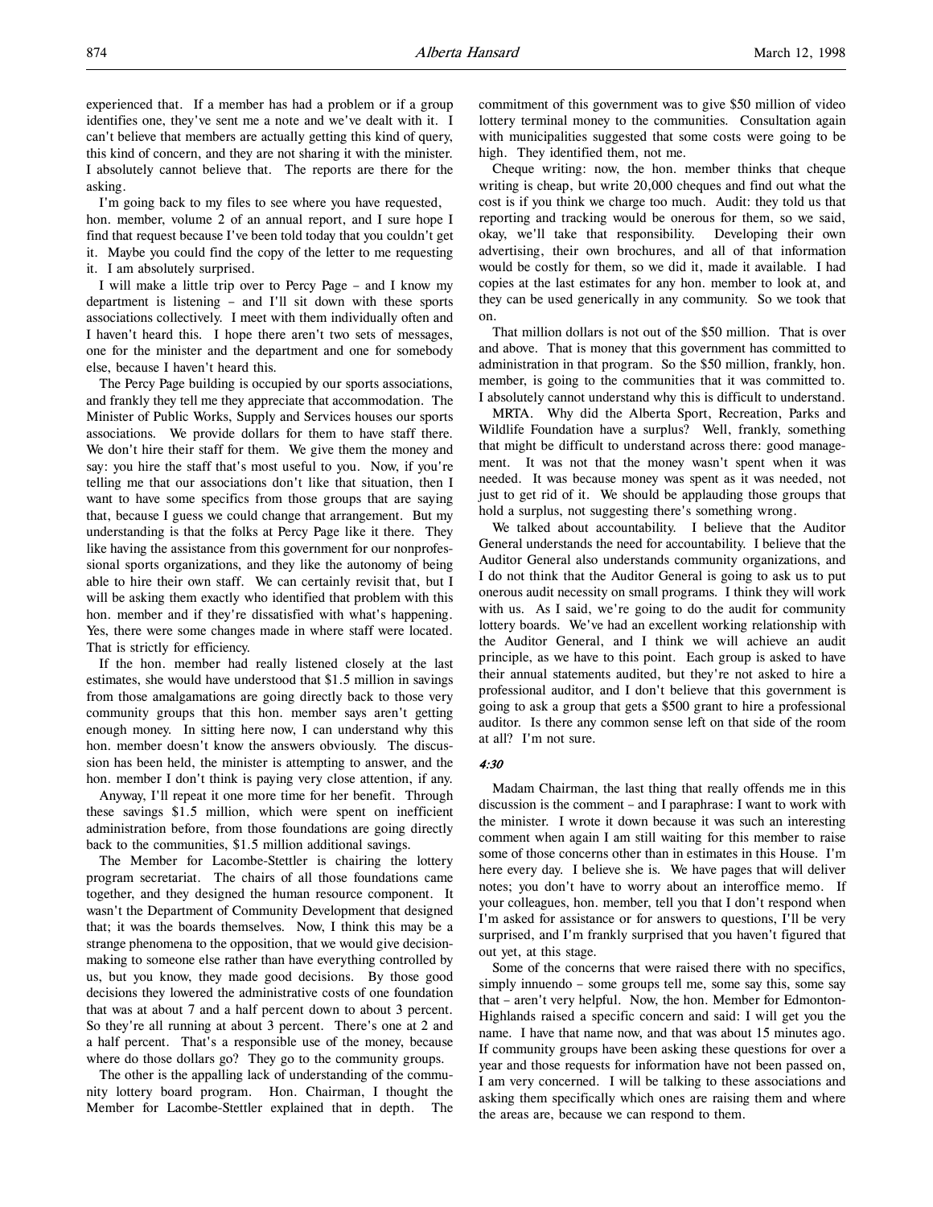experienced that. If a member has had a problem or if a group identifies one, they've sent me a note and we've dealt with it. I can't believe that members are actually getting this kind of query, this kind of concern, and they are not sharing it with the minister. I absolutely cannot believe that. The reports are there for the asking.

I'm going back to my files to see where you have requested, hon. member, volume 2 of an annual report, and I sure hope I find that request because I've been told today that you couldn't get it. Maybe you could find the copy of the letter to me requesting it. I am absolutely surprised.

I will make a little trip over to Percy Page – and I know my department is listening – and I'll sit down with these sports associations collectively. I meet with them individually often and I haven't heard this. I hope there aren't two sets of messages, one for the minister and the department and one for somebody else, because I haven't heard this.

The Percy Page building is occupied by our sports associations, and frankly they tell me they appreciate that accommodation. The Minister of Public Works, Supply and Services houses our sports associations. We provide dollars for them to have staff there. We don't hire their staff for them. We give them the money and say: you hire the staff that's most useful to you. Now, if you're telling me that our associations don't like that situation, then I want to have some specifics from those groups that are saying that, because I guess we could change that arrangement. But my understanding is that the folks at Percy Page like it there. They like having the assistance from this government for our nonprofessional sports organizations, and they like the autonomy of being able to hire their own staff. We can certainly revisit that, but I will be asking them exactly who identified that problem with this hon. member and if they're dissatisfied with what's happening. Yes, there were some changes made in where staff were located. That is strictly for efficiency.

If the hon. member had really listened closely at the last estimates, she would have understood that $1.5 million in savings from those amalgamations are going directly back to those very community groups that this hon. member says aren't getting enough money. In sitting here now, I can understand why this hon. member doesn't know the answers obviously. The discussion has been held, the minister is attempting to answer, and the hon. member I don't think is paying very close attention, if any.

Anyway, I'll repeat it one more time for her benefit. Through these savings $1.5 million, which were spent on inefficient administration before, from those foundations are going directly back to the communities, $1.5 million additional savings.

The Member for Lacombe-Stettler is chairing the lottery program secretariat. The chairs of all those foundations came together, and they designed the human resource component. It wasn't the Department of Community Development that designed that; it was the boards themselves. Now, I think this may be a strange phenomena to the opposition, that we would give decision-making to someone else rather than have everything controlled by us, but you know, they made good decisions. By those good decisions they lowered the administrative costs of one foundation that was at about 7 and a half percent down to about 3 percent. So they're all running at about 3 percent. There's one at 2 and a half percent. That's a responsible use of the money, because where do those dollars go? They go to the community groups.

The other is the appalling lack of understanding of the community lottery board program. Hon. Chairman, I thought the Member for Lacombe-Stettler explained that in depth. The commitment of this government was to give $50 million of video lottery terminal money to the communities. Consultation again with municipalities suggested that some costs were going to be high. They identified them, not me.

Cheque writing: now, the hon. member thinks that cheque writing is cheap, but write 20,000 cheques and find out what the cost is if you think we charge too much. Audit: they told us that reporting and tracking would be onerous for them, so we said, okay, we'll take that responsibility. Developing their own advertising, their own brochures, and all of that information would be costly for them, so we did it, made it available. I had copies at the last estimates for any hon. member to look at, and they can be used generically in any community. So we took that on.

That million dollars is not out of the $50 million. That is over and above. That is money that this government has committed to administration in that program. So the $50 million, frankly, hon. member, is going to the communities that it was committed to. I absolutely cannot understand why this is difficult to understand.

MRTA. Why did the Alberta Sport, Recreation, Parks and Wildlife Foundation have a surplus? Well, frankly, something that might be difficult to understand across there: good management. It was not that the money wasn't spent when it was needed. It was because money was spent as it was needed, not just to get rid of it. We should be applauding those groups that hold a surplus, not suggesting there's something wrong.

We talked about accountability. I believe that the Auditor General understands the need for accountability. I believe that the Auditor General also understands community organizations, and I do not think that the Auditor General is going to ask us to put onerous audit necessity on small programs. I think they will work with us. As I said, we're going to do the audit for community lottery boards. We've had an excellent working relationship with the Auditor General, and I think we will achieve an audit principle, as we have to this point. Each group is asked to have their annual statements audited, but they're not asked to hire a professional auditor, and I don't believe that this government is going to ask a group that gets a $500 grant to hire a professional auditor. Is there any common sense left on that side of the room at all? I'm not sure.

*4:30*

Madam Chairman, the last thing that really offends me in this discussion is the comment – and I paraphrase: I want to work with the minister. I wrote it down because it was such an interesting comment when again I am still waiting for this member to raise some of those concerns other than in estimates in this House. I'm here every day. I believe she is. We have pages that will deliver notes; you don't have to worry about an interoffice memo. If your colleagues, hon. member, tell you that I don't respond when I'm asked for assistance or for answers to questions, I'll be very surprised, and I'm frankly surprised that you haven't figured that out yet, at this stage.

Some of the concerns that were raised there with no specifics, simply innuendo – some groups tell me, some say this, some say that – aren't very helpful. Now, the hon. Member for Edmonton-Highlands raised a specific concern and said: I will get you the name. I have that name now, and that was about 15 minutes ago. If community groups have been asking these questions for over a year and those requests for information have not been passed on, I am very concerned. I will be talking to these associations and asking them specifically which ones are raising them and where the areas are, because we can respond to them.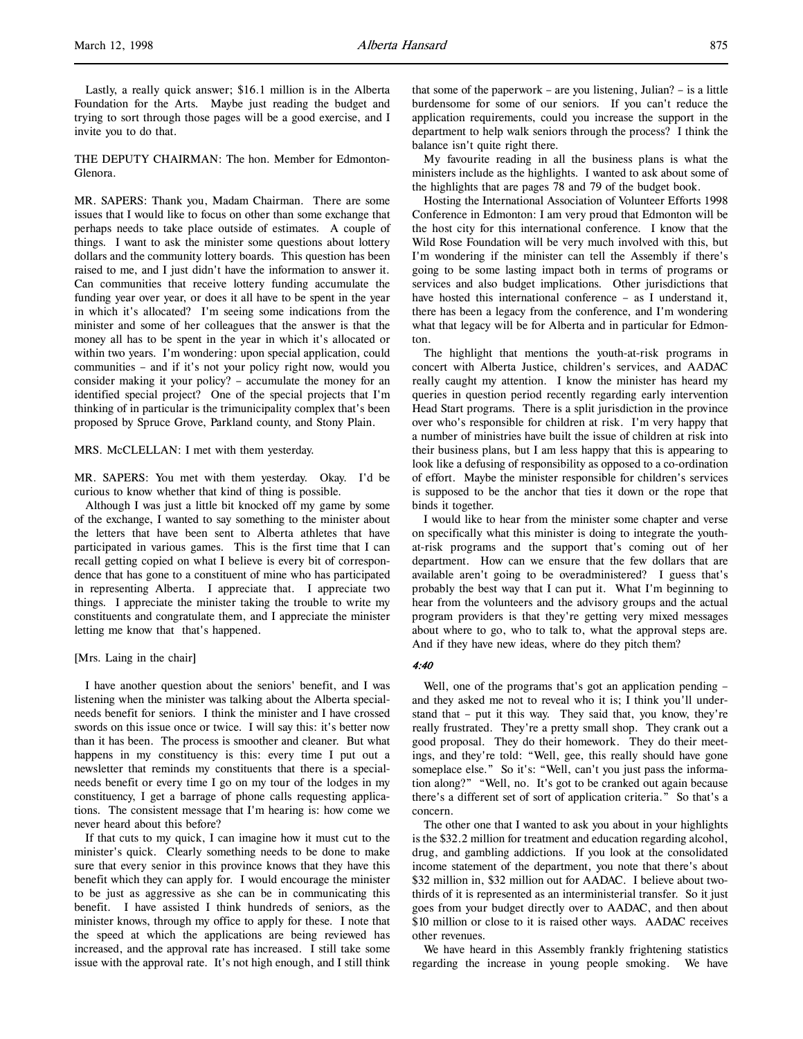Lastly, a really quick answer; $16.1 million is in the Alberta Foundation for the Arts. Maybe just reading the budget and trying to sort through those pages will be a good exercise, and I invite you to do that.

THE DEPUTY CHAIRMAN: The hon. Member for Edmonton-Glenora.

MR. SAPERS: Thank you, Madam Chairman. There are some issues that I would like to focus on other than some exchange that perhaps needs to take place outside of estimates. A couple of things. I want to ask the minister some questions about lottery dollars and the community lottery boards. This question has been raised to me, and I just didn't have the information to answer it. Can communities that receive lottery funding accumulate the funding year over year, or does it all have to be spent in the year in which it's allocated? I'm seeing some indications from the minister and some of her colleagues that the answer is that the money all has to be spent in the year in which it's allocated or within two years. I'm wondering: upon special application, could communities – and if it's not your policy right now, would you consider making it your policy? – accumulate the money for an identified special project? One of the special projects that I'm thinking of in particular is the trimunicipality complex that's been proposed by Spruce Grove, Parkland county, and Stony Plain.

MRS. McCLELLAN: I met with them yesterday.

MR. SAPERS: You met with them yesterday. Okay. I'd be curious to know whether that kind of thing is possible.

Although I was just a little bit knocked off my game by some of the exchange, I wanted to say something to the minister about the letters that have been sent to Alberta athletes that have participated in various games. This is the first time that I can recall getting copied on what I believe is every bit of correspondence that has gone to a constituent of mine who has participated in representing Alberta. I appreciate that. I appreciate two things. I appreciate the minister taking the trouble to write my constituents and congratulate them, and I appreciate the minister letting me know that that's happened.

[Mrs. Laing in the chair]

I have another question about the seniors' benefit, and I was listening when the minister was talking about the Alberta special-needs benefit for seniors. I think the minister and I have crossed swords on this issue once or twice. I will say this: it's better now than it has been. The process is smoother and cleaner. But what happens in my constituency is this: every time I put out a newsletter that reminds my constituents that there is a special-needs benefit or every time I go on my tour of the lodges in my constituency, I get a barrage of phone calls requesting applications. The consistent message that I'm hearing is: how come we never heard about this before?

If that cuts to my quick, I can imagine how it must cut to the minister's quick. Clearly something needs to be done to make sure that every senior in this province knows that they have this benefit which they can apply for. I would encourage the minister to be just as aggressive as she can be in communicating this benefit. I have assisted I think hundreds of seniors, as the minister knows, through my office to apply for these. I note that the speed at which the applications are being reviewed has increased, and the approval rate has increased. I still take some issue with the approval rate. It's not high enough, and I still think that some of the paperwork – are you listening, Julian? – is a little burdensome for some of our seniors. If you can't reduce the application requirements, could you increase the support in the department to help walk seniors through the process? I think the balance isn't quite right there.

My favourite reading in all the business plans is what the ministers include as the highlights. I wanted to ask about some of the highlights that are pages 78 and 79 of the budget book.

Hosting the International Association of Volunteer Efforts 1998 Conference in Edmonton: I am very proud that Edmonton will be the host city for this international conference. I know that the Wild Rose Foundation will be very much involved with this, but I'm wondering if the minister can tell the Assembly if there's going to be some lasting impact both in terms of programs or services and also budget implications. Other jurisdictions that have hosted this international conference – as I understand it, there has been a legacy from the conference, and I'm wondering what that legacy will be for Alberta and in particular for Edmonton.

The highlight that mentions the youth-at-risk programs in concert with Alberta Justice, children's services, and AADAC really caught my attention. I know the minister has heard my queries in question period recently regarding early intervention Head Start programs. There is a split jurisdiction in the province over who's responsible for children at risk. I'm very happy that a number of ministries have built the issue of children at risk into their business plans, but I am less happy that this is appearing to look like a defusing of responsibility as opposed to a co-ordination of effort. Maybe the minister responsible for children's services is supposed to be the anchor that ties it down or the rope that binds it together.

I would like to hear from the minister some chapter and verse on specifically what this minister is doing to integrate the youth-at-risk programs and the support that's coming out of her department. How can we ensure that the few dollars that are available aren't going to be overadministered? I guess that's probably the best way that I can put it. What I'm beginning to hear from the volunteers and the advisory groups and the actual program providers is that they're getting very mixed messages about where to go, who to talk to, what the approval steps are. And if they have new ideas, where do they pitch them?

*4:40*

Well, one of the programs that's got an application pending – and they asked me not to reveal who it is; I think you'll understand that – put it this way. They said that, you know, they're really frustrated. They're a pretty small shop. They crank out a good proposal. They do their homework. They do their meetings, and they're told: "Well, gee, this really should have gone someplace else." So it's: "Well, can't you just pass the information along?" "Well, no. It's got to be cranked out again because there's a different set of sort of application criteria." So that's a concern.

The other one that I wanted to ask you about in your highlights is the $32.2 million for treatment and education regarding alcohol, drug, and gambling addictions. If you look at the consolidated income statement of the department, you note that there's about $32 million in, $32 million out for AADAC. I believe about two-thirds of it is represented as an interministerial transfer. So it just goes from your budget directly over to AADAC, and then about $10 million or close to it is raised other ways. AADAC receives other revenues.

We have heard in this Assembly frankly frightening statistics regarding the increase in young people smoking. We have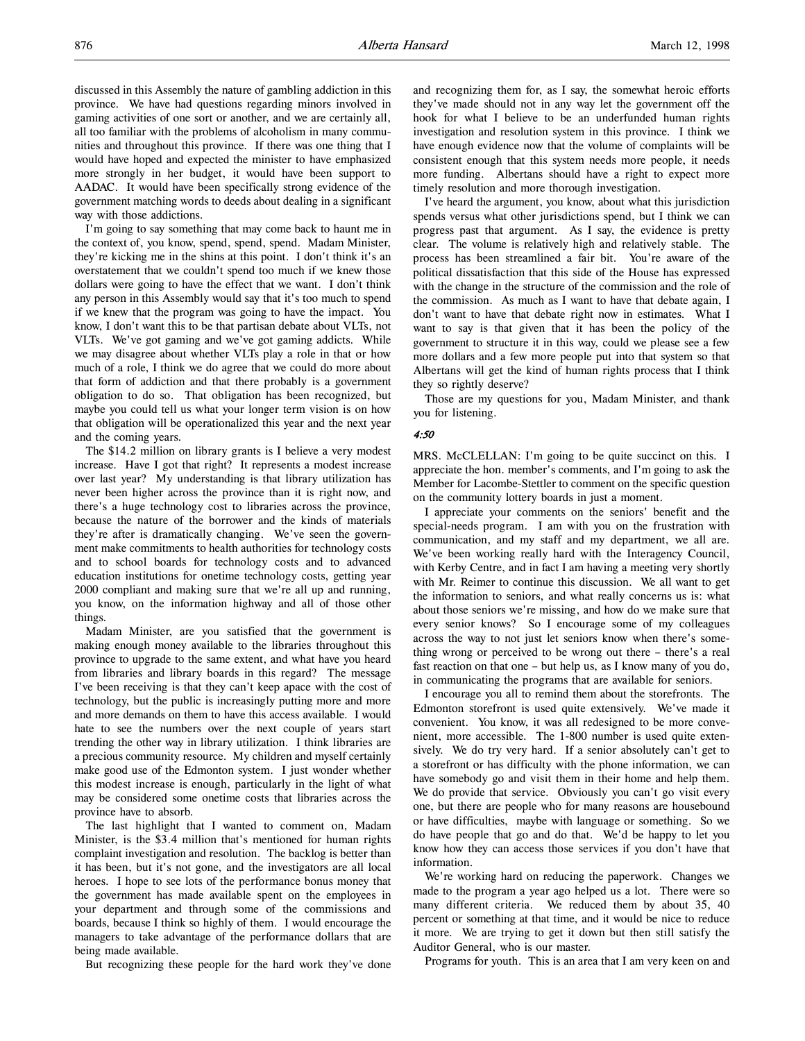discussed in this Assembly the nature of gambling addiction in this province. We have had questions regarding minors involved in gaming activities of one sort or another, and we are certainly all, all too familiar with the problems of alcoholism in many communities and throughout this province. If there was one thing that I would have hoped and expected the minister to have emphasized more strongly in her budget, it would have been support to AADAC. It would have been specifically strong evidence of the government matching words to deeds about dealing in a significant way with those addictions.

I'm going to say something that may come back to haunt me in the context of, you know, spend, spend, spend. Madam Minister, they're kicking me in the shins at this point. I don't think it's an overstatement that we couldn't spend too much if we knew those dollars were going to have the effect that we want. I don't think any person in this Assembly would say that it's too much to spend if we knew that the program was going to have the impact. You know, I don't want this to be that partisan debate about VLTs, not VLTs. We've got gaming and we've got gaming addicts. While we may disagree about whether VLTs play a role in that or how much of a role, I think we do agree that we could do more about that form of addiction and that there probably is a government obligation to do so. That obligation has been recognized, but maybe you could tell us what your longer term vision is on how that obligation will be operationalized this year and the next year and the coming years.

The $14.2 million on library grants is I believe a very modest increase. Have I got that right? It represents a modest increase over last year? My understanding is that library utilization has never been higher across the province than it is right now, and there's a huge technology cost to libraries across the province, because the nature of the borrower and the kinds of materials they're after is dramatically changing. We've seen the government make commitments to health authorities for technology costs and to school boards for technology costs and to advanced education institutions for onetime technology costs, getting year 2000 compliant and making sure that we're all up and running, you know, on the information highway and all of those other things.

Madam Minister, are you satisfied that the government is making enough money available to the libraries throughout this province to upgrade to the same extent, and what have you heard from libraries and library boards in this regard? The message I've been receiving is that they can't keep apace with the cost of technology, but the public is increasingly putting more and more and more demands on them to have this access available. I would hate to see the numbers over the next couple of years start trending the other way in library utilization. I think libraries are a precious community resource. My children and myself certainly make good use of the Edmonton system. I just wonder whether this modest increase is enough, particularly in the light of what may be considered some onetime costs that libraries across the province have to absorb.

The last highlight that I wanted to comment on, Madam Minister, is the $3.4 million that's mentioned for human rights complaint investigation and resolution. The backlog is better than it has been, but it's not gone, and the investigators are all local heroes. I hope to see lots of the performance bonus money that the government has made available spent on the employees in your department and through some of the commissions and boards, because I think so highly of them. I would encourage the managers to take advantage of the performance dollars that are being made available.

But recognizing these people for the hard work they've done and recognizing them for, as I say, the somewhat heroic efforts they've made should not in any way let the government off the hook for what I believe to be an underfunded human rights investigation and resolution system in this province. I think we have enough evidence now that the volume of complaints will be consistent enough that this system needs more people, it needs more funding. Albertans should have a right to expect more timely resolution and more thorough investigation.

I've heard the argument, you know, about what this jurisdiction spends versus what other jurisdictions spend, but I think we can progress past that argument. As I say, the evidence is pretty clear. The volume is relatively high and relatively stable. The process has been streamlined a fair bit. You're aware of the political dissatisfaction that this side of the House has expressed with the change in the structure of the commission and the role of the commission. As much as I want to have that debate again, I don't want to have that debate right now in estimates. What I want to say is that given that it has been the policy of the government to structure it in this way, could we please see a few more dollars and a few more people put into that system so that Albertans will get the kind of human rights process that I think they so rightly deserve?

Those are my questions for you, Madam Minister, and thank you for listening.

*4:50*

MRS. McCLELLAN: I'm going to be quite succinct on this. I appreciate the hon. member's comments, and I'm going to ask the Member for Lacombe-Stettler to comment on the specific question on the community lottery boards in just a moment.

I appreciate your comments on the seniors' benefit and the special-needs program. I am with you on the frustration with communication, and my staff and my department, we all are. We've been working really hard with the Interagency Council, with Kerby Centre, and in fact I am having a meeting very shortly with Mr. Reimer to continue this discussion. We all want to get the information to seniors, and what really concerns us is: what about those seniors we're missing, and how do we make sure that every senior knows? So I encourage some of my colleagues across the way to not just let seniors know when there's something wrong or perceived to be wrong out there – there's a real fast reaction on that one – but help us, as I know many of you do, in communicating the programs that are available for seniors.

I encourage you all to remind them about the storefronts. The Edmonton storefront is used quite extensively. We've made it convenient. You know, it was all redesigned to be more convenient, more accessible. The 1-800 number is used quite extensively. We do try very hard. If a senior absolutely can't get to a storefront or has difficulty with the phone information, we can have somebody go and visit them in their home and help them. We do provide that service. Obviously you can't go visit every one, but there are people who for many reasons are housebound or have difficulties, maybe with language or something. So we do have people that go and do that. We'd be happy to let you know how they can access those services if you don't have that information.

We're working hard on reducing the paperwork. Changes we made to the program a year ago helped us a lot. There were so many different criteria. We reduced them by about 35, 40 percent or something at that time, and it would be nice to reduce it more. We are trying to get it down but then still satisfy the Auditor General, who is our master.

Programs for youth. This is an area that I am very keen on and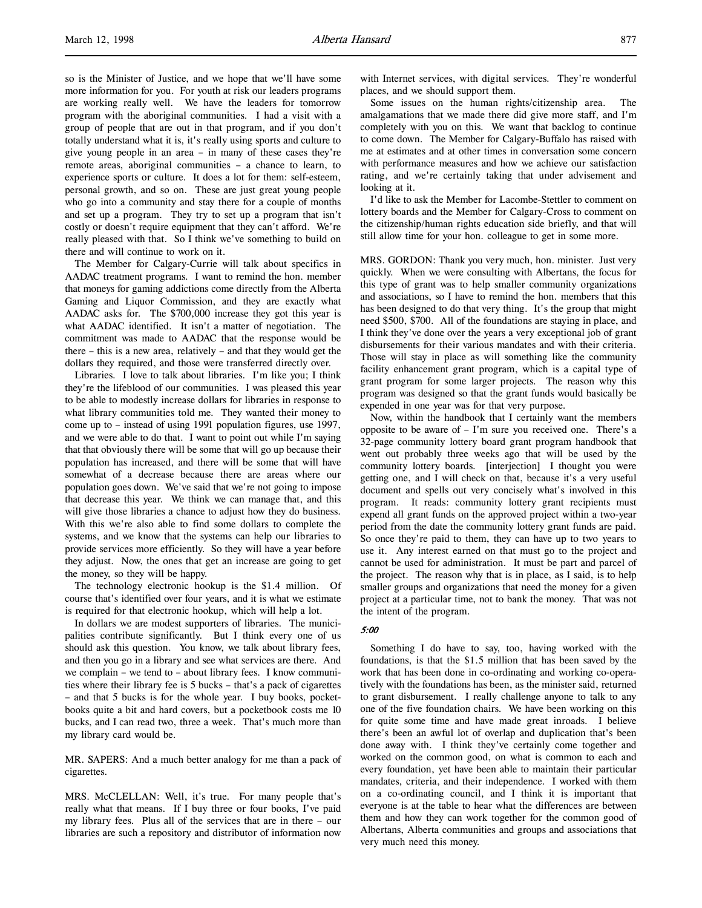so is the Minister of Justice, and we hope that we'll have some more information for you. For youth at risk our leaders programs are working really well. We have the leaders for tomorrow program with the aboriginal communities. I had a visit with a group of people that are out in that program, and if you don't totally understand what it is, it's really using sports and culture to give young people in an area – in many of these cases they're remote areas, aboriginal communities – a chance to learn, to experience sports or culture. It does a lot for them: self-esteem, personal growth, and so on. These are just great young people who go into a community and stay there for a couple of months and set up a program. They try to set up a program that isn't costly or doesn't require equipment that they can't afford. We're really pleased with that. So I think we've something to build on there and will continue to work on it.

The Member for Calgary-Currie will talk about specifics in AADAC treatment programs. I want to remind the hon. member that moneys for gaming addictions come directly from the Alberta Gaming and Liquor Commission, and they are exactly what AADAC asks for. The $700,000 increase they got this year is what AADAC identified. It isn't a matter of negotiation. The commitment was made to AADAC that the response would be there – this is a new area, relatively – and that they would get the dollars they required, and those were transferred directly over.

Libraries. I love to talk about libraries. I'm like you; I think they're the lifeblood of our communities. I was pleased this year to be able to modestly increase dollars for libraries in response to what library communities told me. They wanted their money to come up to – instead of using 1991 population figures, use 1997, and we were able to do that. I want to point out while I'm saying that that obviously there will be some that will go up because their population has increased, and there will be some that will have somewhat of a decrease because there are areas where our population goes down. We've said that we're not going to impose that decrease this year. We think we can manage that, and this will give those libraries a chance to adjust how they do business. With this we're also able to find some dollars to complete the systems, and we know that the systems can help our libraries to provide services more efficiently. So they will have a year before they adjust. Now, the ones that get an increase are going to get the money, so they will be happy.

The technology electronic hookup is the $1.4 million. Of course that's identified over four years, and it is what we estimate is required for that electronic hookup, which will help a lot.

In dollars we are modest supporters of libraries. The municipalities contribute significantly. But I think every one of us should ask this question. You know, we talk about library fees, and then you go in a library and see what services are there. And we complain – we tend to – about library fees. I know communities where their library fee is 5 bucks – that's a pack of cigarettes – and that 5 bucks is for the whole year. I buy books, pocketbooks quite a bit and hard covers, but a pocketbook costs me 10 bucks, and I can read two, three a week. That's much more than my library card would be.

MR. SAPERS: And a much better analogy for me than a pack of cigarettes.

MRS. McCLELLAN: Well, it's true. For many people that's really what that means. If I buy three or four books, I've paid my library fees. Plus all of the services that are in there – our libraries are such a repository and distributor of information now with Internet services, with digital services. They're wonderful places, and we should support them.

Some issues on the human rights/citizenship area. The amalgamations that we made there did give more staff, and I'm completely with you on this. We want that backlog to continue to come down. The Member for Calgary-Buffalo has raised with me at estimates and at other times in conversation some concern with performance measures and how we achieve our satisfaction rating, and we're certainly taking that under advisement and looking at it.

I'd like to ask the Member for Lacombe-Stettler to comment on lottery boards and the Member for Calgary-Cross to comment on the citizenship/human rights education side briefly, and that will still allow time for your hon. colleague to get in some more.

MRS. GORDON: Thank you very much, hon. minister. Just very quickly. When we were consulting with Albertans, the focus for this type of grant was to help smaller community organizations and associations, so I have to remind the hon. members that this has been designed to do that very thing. It's the group that might need $500, $700. All of the foundations are staying in place, and I think they've done over the years a very exceptional job of grant disbursements for their various mandates and with their criteria. Those will stay in place as will something like the community facility enhancement grant program, which is a capital type of grant program for some larger projects. The reason why this program was designed so that the grant funds would basically be expended in one year was for that very purpose.

Now, within the handbook that I certainly want the members opposite to be aware of – I'm sure you received one. There's a 32-page community lottery board grant program handbook that went out probably three weeks ago that will be used by the community lottery boards. [interjection] I thought you were getting one, and I will check on that, because it's a very useful document and spells out very concisely what's involved in this program. It reads: community lottery grant recipients must expend all grant funds on the approved project within a two-year period from the date the community lottery grant funds are paid. So once they're paid to them, they can have up to two years to use it. Any interest earned on that must go to the project and cannot be used for administration. It must be part and parcel of the project. The reason why that is in place, as I said, is to help smaller groups and organizations that need the money for a given project at a particular time, not to bank the money. That was not the intent of the program.

*5:00*

Something I do have to say, too, having worked with the foundations, is that the $1.5 million that has been saved by the work that has been done in co-ordinating and working co-operatively with the foundations has been, as the minister said, returned to grant disbursement. I really challenge anyone to talk to any one of the five foundation chairs. We have been working on this for quite some time and have made great inroads. I believe there's been an awful lot of overlap and duplication that's been done away with. I think they've certainly come together and worked on the common good, on what is common to each and every foundation, yet have been able to maintain their particular mandates, criteria, and their independence. I worked with them on a co-ordinating council, and I think it is important that everyone is at the table to hear what the differences are between them and how they can work together for the common good of Albertans, Alberta communities and groups and associations that very much need this money.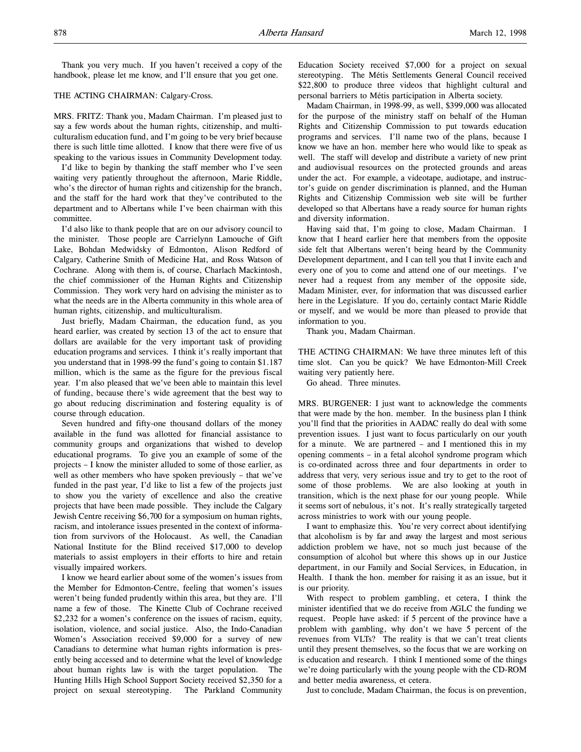Thank you very much. If you haven't received a copy of the handbook, please let me know, and I'll ensure that you get one.

THE ACTING CHAIRMAN: Calgary-Cross.

MRS. FRITZ: Thank you, Madam Chairman. I'm pleased just to say a few words about the human rights, citizenship, and multiculturalism education fund, and I'm going to be very brief because there is such little time allotted. I know that there were five of us speaking to the various issues in Community Development today.

I'd like to begin by thanking the staff member who I've seen waiting very patiently throughout the afternoon, Marie Riddle, who's the director of human rights and citizenship for the branch, and the staff for the hard work that they've contributed to the department and to Albertans while I've been chairman with this committee.

I'd also like to thank people that are on our advisory council to the minister. Those people are Carrielynn Lamouche of Gift Lake, Bohdan Medwidsky of Edmonton, Alison Redford of Calgary, Catherine Smith of Medicine Hat, and Ross Watson of Cochrane. Along with them is, of course, Charlach Mackintosh, the chief commissioner of the Human Rights and Citizenship Commission. They work very hard on advising the minister as to what the needs are in the Alberta community in this whole area of human rights, citizenship, and multiculturalism.

Just briefly, Madam Chairman, the education fund, as you heard earlier, was created by section 13 of the act to ensure that dollars are available for the very important task of providing education programs and services. I think it's really important that you understand that in 1998-99 the fund's going to contain $1.187 million, which is the same as the figure for the previous fiscal year. I'm also pleased that we've been able to maintain this level of funding, because there's wide agreement that the best way to go about reducing discrimination and fostering equality is of course through education.

Seven hundred and fifty-one thousand dollars of the money available in the fund was allotted for financial assistance to community groups and organizations that wished to develop educational programs. To give you an example of some of the projects – I know the minister alluded to some of those earlier, as well as other members who have spoken previously – that we've funded in the past year, I'd like to list a few of the projects just to show you the variety of excellence and also the creative projects that have been made possible. They include the Calgary Jewish Centre receiving $6,700 for a symposium on human rights, racism, and intolerance issues presented in the context of information from survivors of the Holocaust. As well, the Canadian National Institute for the Blind received $17,000 to develop materials to assist employers in their efforts to hire and retain visually impaired workers.

I know we heard earlier about some of the women's issues from the Member for Edmonton-Centre, feeling that women's issues weren't being funded prudently within this area, but they are. I'll name a few of those. The Kinette Club of Cochrane received $2,232 for a women's conference on the issues of racism, equity, isolation, violence, and social justice. Also, the Indo-Canadian Women's Association received $9,000 for a survey of new Canadians to determine what human rights information is presently being accessed and to determine what the level of knowledge about human rights law is with the target population. The Hunting Hills High School Support Society received $2,350 for a project on sexual stereotyping. The Parkland Community Education Society received $7,000 for a project on sexual stereotyping. The Métis Settlements General Council received $22,800 to produce three videos that highlight cultural and personal barriers to Métis participation in Alberta society.

Madam Chairman, in 1998-99, as well, $399,000 was allocated for the purpose of the ministry staff on behalf of the Human Rights and Citizenship Commission to put towards education programs and services. I'll name two of the plans, because I know we have an hon. member here who would like to speak as well. The staff will develop and distribute a variety of new print and audiovisual resources on the protected grounds and areas under the act. For example, a videotape, audiotape, and instructor's guide on gender discrimination is planned, and the Human Rights and Citizenship Commission web site will be further developed so that Albertans have a ready source for human rights and diversity information.

Having said that, I'm going to close, Madam Chairman. I know that I heard earlier here that members from the opposite side felt that Albertans weren't being heard by the Community Development department, and I can tell you that I invite each and every one of you to come and attend one of our meetings. I've never had a request from any member of the opposite side, Madam Minister, ever, for information that was discussed earlier here in the Legislature. If you do, certainly contact Marie Riddle or myself, and we would be more than pleased to provide that information to you.

Thank you, Madam Chairman.

THE ACTING CHAIRMAN: We have three minutes left of this time slot. Can you be quick? We have Edmonton-Mill Creek waiting very patiently here.

Go ahead. Three minutes.

MRS. BURGENER: I just want to acknowledge the comments that were made by the hon. member. In the business plan I think you'll find that the priorities in AADAC really do deal with some prevention issues. I just want to focus particularly on our youth for a minute. We are partnered – and I mentioned this in my opening comments – in a fetal alcohol syndrome program which is co-ordinated across three and four departments in order to address that very, very serious issue and try to get to the root of some of those problems. We are also looking at youth in transition, which is the next phase for our young people. While it seems sort of nebulous, it's not. It's really strategically targeted across ministries to work with our young people.

I want to emphasize this. You're very correct about identifying that alcoholism is by far and away the largest and most serious addiction problem we have, not so much just because of the consumption of alcohol but where this shows up in our Justice department, in our Family and Social Services, in Education, in Health. I thank the hon. member for raising it as an issue, but it is our priority.

With respect to problem gambling, et cetera, I think the minister identified that we do receive from AGLC the funding we request. People have asked: if 5 percent of the province have a problem with gambling, why don't we have 5 percent of the revenues from VLTs? The reality is that we can't treat clients until they present themselves, so the focus that we are working on is education and research. I think I mentioned some of the things we're doing particularly with the young people with the CD-ROM and better media awareness, et cetera.

Just to conclude, Madam Chairman, the focus is on prevention,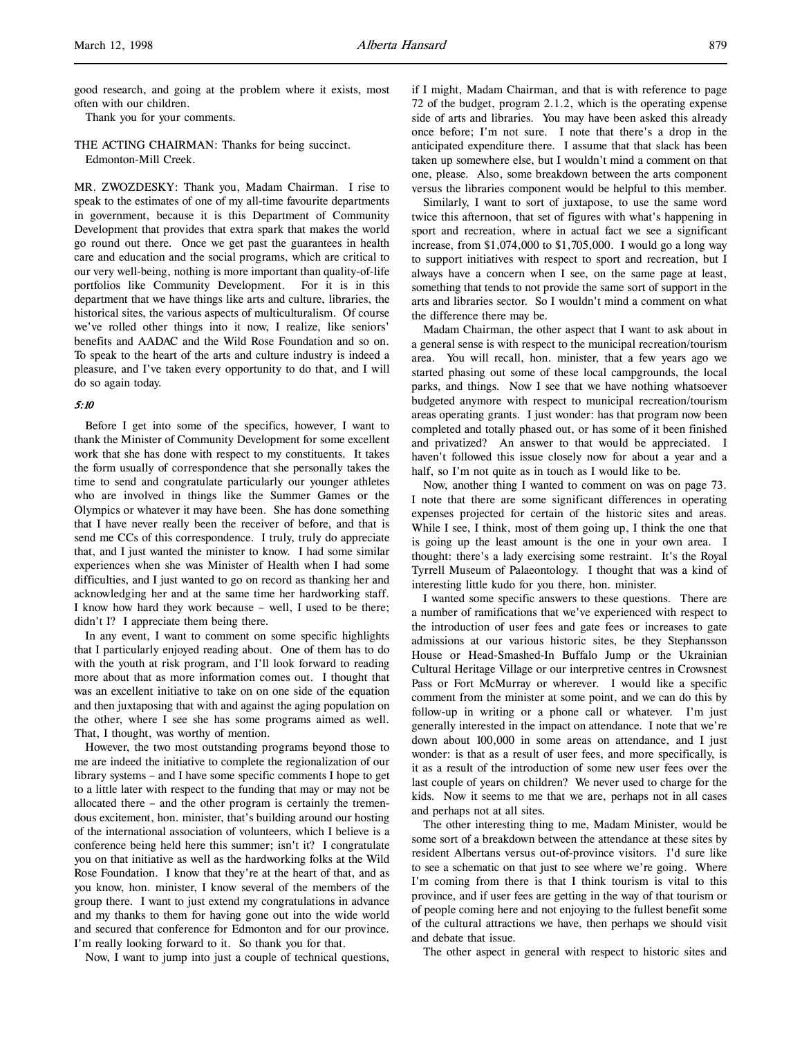good research, and going at the problem where it exists, most often with our children.

Thank you for your comments.

THE ACTING CHAIRMAN: Thanks for being succinct.

Edmonton-Mill Creek.

MR. ZWOZDESKY: Thank you, Madam Chairman. I rise to speak to the estimates of one of my all-time favourite departments in government, because it is this Department of Community Development that provides that extra spark that makes the world go round out there. Once we get past the guarantees in health care and education and the social programs, which are critical to our very well-being, nothing is more important than quality-of-life portfolios like Community Development. For it is in this department that we have things like arts and culture, libraries, the historical sites, the various aspects of multiculturalism. Of course we've rolled other things into it now, I realize, like seniors' benefits and AADAC and the Wild Rose Foundation and so on. To speak to the heart of the arts and culture industry is indeed a pleasure, and I've taken every opportunity to do that, and I will do so again today.

*5:10*

Before I get into some of the specifics, however, I want to thank the Minister of Community Development for some excellent work that she has done with respect to my constituents. It takes the form usually of correspondence that she personally takes the time to send and congratulate particularly our younger athletes who are involved in things like the Summer Games or the Olympics or whatever it may have been. She has done something that I have never really been the receiver of before, and that is send me CCs of this correspondence. I truly, truly do appreciate that, and I just wanted the minister to know. I had some similar experiences when she was Minister of Health when I had some difficulties, and I just wanted to go on record as thanking her and acknowledging her and at the same time her hardworking staff. I know how hard they work because – well, I used to be there; didn't I? I appreciate them being there.

In any event, I want to comment on some specific highlights that I particularly enjoyed reading about. One of them has to do with the youth at risk program, and I'll look forward to reading more about that as more information comes out. I thought that was an excellent initiative to take on on one side of the equation and then juxtaposing that with and against the aging population on the other, where I see she has some programs aimed as well. That, I thought, was worthy of mention.

However, the two most outstanding programs beyond those to me are indeed the initiative to complete the regionalization of our library systems – and I have some specific comments I hope to get to a little later with respect to the funding that may or may not be allocated there – and the other program is certainly the tremendous excitement, hon. minister, that's building around our hosting of the international association of volunteers, which I believe is a conference being held here this summer; isn't it? I congratulate you on that initiative as well as the hardworking folks at the Wild Rose Foundation. I know that they're at the heart of that, and as you know, hon. minister, I know several of the members of the group there. I want to just extend my congratulations in advance and my thanks to them for having gone out into the wide world and secured that conference for Edmonton and for our province. I'm really looking forward to it. So thank you for that.

Now, I want to jump into just a couple of technical questions, if I might, Madam Chairman, and that is with reference to page 72 of the budget, program 2.1.2, which is the operating expense side of arts and libraries. You may have been asked this already once before; I'm not sure. I note that there's a drop in the anticipated expenditure there. I assume that that slack has been taken up somewhere else, but I wouldn't mind a comment on that one, please. Also, some breakdown between the arts component versus the libraries component would be helpful to this member.

Similarly, I want to sort of juxtapose, to use the same word twice this afternoon, that set of figures with what's happening in sport and recreation, where in actual fact we see a significant increase, from $1,074,000 to $1,705,000. I would go a long way to support initiatives with respect to sport and recreation, but I always have a concern when I see, on the same page at least, something that tends to not provide the same sort of support in the arts and libraries sector. So I wouldn't mind a comment on what the difference there may be.

Madam Chairman, the other aspect that I want to ask about in a general sense is with respect to the municipal recreation/tourism area. You will recall, hon. minister, that a few years ago we started phasing out some of these local campgrounds, the local parks, and things. Now I see that we have nothing whatsoever budgeted anymore with respect to municipal recreation/tourism areas operating grants. I just wonder: has that program now been completed and totally phased out, or has some of it been finished and privatized? An answer to that would be appreciated. I haven't followed this issue closely now for about a year and a half, so I'm not quite as in touch as I would like to be.

Now, another thing I wanted to comment on was on page 73. I note that there are some significant differences in operating expenses projected for certain of the historic sites and areas. While I see, I think, most of them going up, I think the one that is going up the least amount is the one in your own area. I thought: there's a lady exercising some restraint. It's the Royal Tyrrell Museum of Palaeontology. I thought that was a kind of interesting little kudo for you there, hon. minister.

I wanted some specific answers to these questions. There are a number of ramifications that we've experienced with respect to the introduction of user fees and gate fees or increases to gate admissions at our various historic sites, be they Stephansson House or Head-Smashed-In Buffalo Jump or the Ukrainian Cultural Heritage Village or our interpretive centres in Crowsnest Pass or Fort McMurray or wherever. I would like a specific comment from the minister at some point, and we can do this by follow-up in writing or a phone call or whatever. I'm just generally interested in the impact on attendance. I note that we're down about 100,000 in some areas on attendance, and I just wonder: is that as a result of user fees, and more specifically, is it as a result of the introduction of some new user fees over the last couple of years on children? We never used to charge for the kids. Now it seems to me that we are, perhaps not in all cases and perhaps not at all sites.

The other interesting thing to me, Madam Minister, would be some sort of a breakdown between the attendance at these sites by resident Albertans versus out-of-province visitors. I'd sure like to see a schematic on that just to see where we're going. Where I'm coming from there is that I think tourism is vital to this province, and if user fees are getting in the way of that tourism or of people coming here and not enjoying to the fullest benefit some of the cultural attractions we have, then perhaps we should visit and debate that issue.

The other aspect in general with respect to historic sites and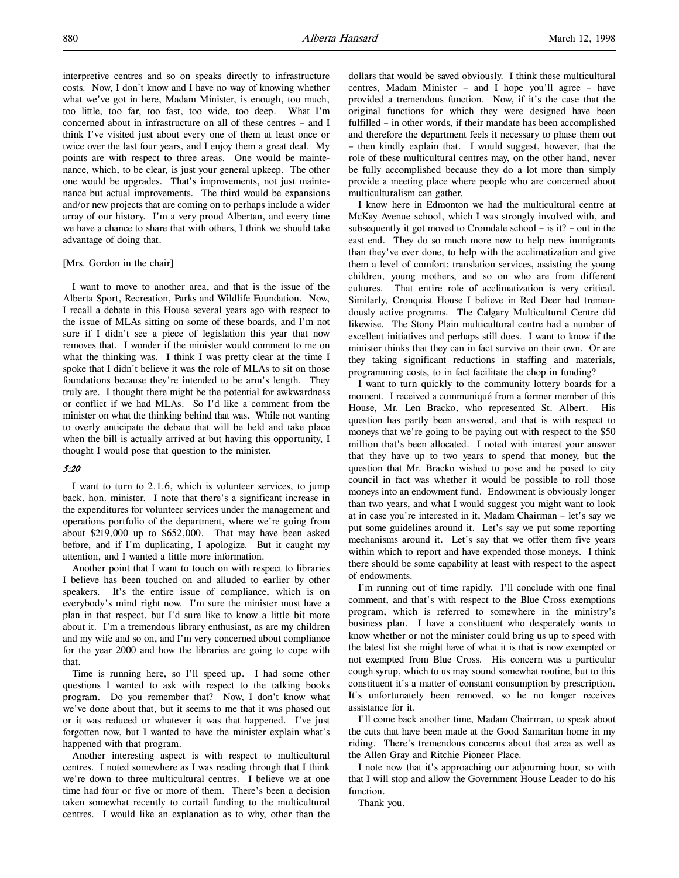interpretive centres and so on speaks directly to infrastructure costs. Now, I don't know and I have no way of knowing whether what we've got in here, Madam Minister, is enough, too much, too little, too far, too fast, too wide, too deep. What I'm concerned about in infrastructure on all of these centres – and I think I've visited just about every one of them at least once or twice over the last four years, and I enjoy them a great deal. My points are with respect to three areas. One would be maintenance, which, to be clear, is just your general upkeep. The other one would be upgrades. That's improvements, not just maintenance but actual improvements. The third would be expansions and/or new projects that are coming on to perhaps include a wider array of our history. I'm a very proud Albertan, and every time we have a chance to share that with others, I think we should take advantage of doing that.

[Mrs. Gordon in the chair]

I want to move to another area, and that is the issue of the Alberta Sport, Recreation, Parks and Wildlife Foundation. Now, I recall a debate in this House several years ago with respect to the issue of MLAs sitting on some of these boards, and I'm not sure if I didn't see a piece of legislation this year that now removes that. I wonder if the minister would comment to me on what the thinking was. I think I was pretty clear at the time I spoke that I didn't believe it was the role of MLAs to sit on those foundations because they're intended to be arm's length. They truly are. I thought there might be the potential for awkwardness or conflict if we had MLAs. So I'd like a comment from the minister on what the thinking behind that was. While not wanting to overly anticipate the debate that will be held and take place when the bill is actually arrived at but having this opportunity, I thought I would pose that question to the minister.

*5:20*

I want to turn to 2.1.6, which is volunteer services, to jump back, hon. minister. I note that there's a significant increase in the expenditures for volunteer services under the management and operations portfolio of the department, where we're going from about $219,000 up to $652,000. That may have been asked before, and if I'm duplicating, I apologize. But it caught my attention, and I wanted a little more information.

Another point that I want to touch on with respect to libraries I believe has been touched on and alluded to earlier by other speakers. It's the entire issue of compliance, which is on everybody's mind right now. I'm sure the minister must have a plan in that respect, but I'd sure like to know a little bit more about it. I'm a tremendous library enthusiast, as are my children and my wife and so on, and I'm very concerned about compliance for the year 2000 and how the libraries are going to cope with that.

Time is running here, so I'll speed up. I had some other questions I wanted to ask with respect to the talking books program. Do you remember that? Now, I don't know what we've done about that, but it seems to me that it was phased out or it was reduced or whatever it was that happened. I've just forgotten now, but I wanted to have the minister explain what's happened with that program.

Another interesting aspect is with respect to multicultural centres. I noted somewhere as I was reading through that I think we're down to three multicultural centres. I believe we at one time had four or five or more of them. There's been a decision taken somewhat recently to curtail funding to the multicultural centres. I would like an explanation as to why, other than the dollars that would be saved obviously. I think these multicultural centres, Madam Minister – and I hope you'll agree – have provided a tremendous function. Now, if it's the case that the original functions for which they were designed have been fulfilled – in other words, if their mandate has been accomplished and therefore the department feels it necessary to phase them out – then kindly explain that. I would suggest, however, that the role of these multicultural centres may, on the other hand, never be fully accomplished because they do a lot more than simply provide a meeting place where people who are concerned about multiculturalism can gather.

I know here in Edmonton we had the multicultural centre at McKay Avenue school, which I was strongly involved with, and subsequently it got moved to Cromdale school – is it? – out in the east end. They do so much more now to help new immigrants than they've ever done, to help with the acclimatization and give them a level of comfort: translation services, assisting the young children, young mothers, and so on who are from different cultures. That entire role of acclimatization is very critical. Similarly, Cronquist House I believe in Red Deer had tremendously active programs. The Calgary Multicultural Centre did likewise. The Stony Plain multicultural centre had a number of excellent initiatives and perhaps still does. I want to know if the minister thinks that they can in fact survive on their own. Or are they taking significant reductions in staffing and materials, programming costs, to in fact facilitate the chop in funding?

I want to turn quickly to the community lottery boards for a moment. I received a communiqué from a former member of this House, Mr. Len Bracko, who represented St. Albert. His question has partly been answered, and that is with respect to moneys that we're going to be paying out with respect to the $50 million that's been allocated. I noted with interest your answer that they have up to two years to spend that money, but the question that Mr. Bracko wished to pose and he posed to city council in fact was whether it would be possible to roll those moneys into an endowment fund. Endowment is obviously longer than two years, and what I would suggest you might want to look at in case you're interested in it, Madam Chairman – let's say we put some guidelines around it. Let's say we put some reporting mechanisms around it. Let's say that we offer them five years within which to report and have expended those moneys. I think there should be some capability at least with respect to the aspect of endowments.

I'm running out of time rapidly. I'll conclude with one final comment, and that's with respect to the Blue Cross exemptions program, which is referred to somewhere in the ministry's business plan. I have a constituent who desperately wants to know whether or not the minister could bring us up to speed with the latest list she might have of what it is that is now exempted or not exempted from Blue Cross. His concern was a particular cough syrup, which to us may sound somewhat routine, but to this constituent it's a matter of constant consumption by prescription. It's unfortunately been removed, so he no longer receives assistance for it.

I'll come back another time, Madam Chairman, to speak about the cuts that have been made at the Good Samaritan home in my riding. There's tremendous concerns about that area as well as the Allen Gray and Ritchie Pioneer Place.

I note now that it's approaching our adjourning hour, so with that I will stop and allow the Government House Leader to do his function.

Thank you.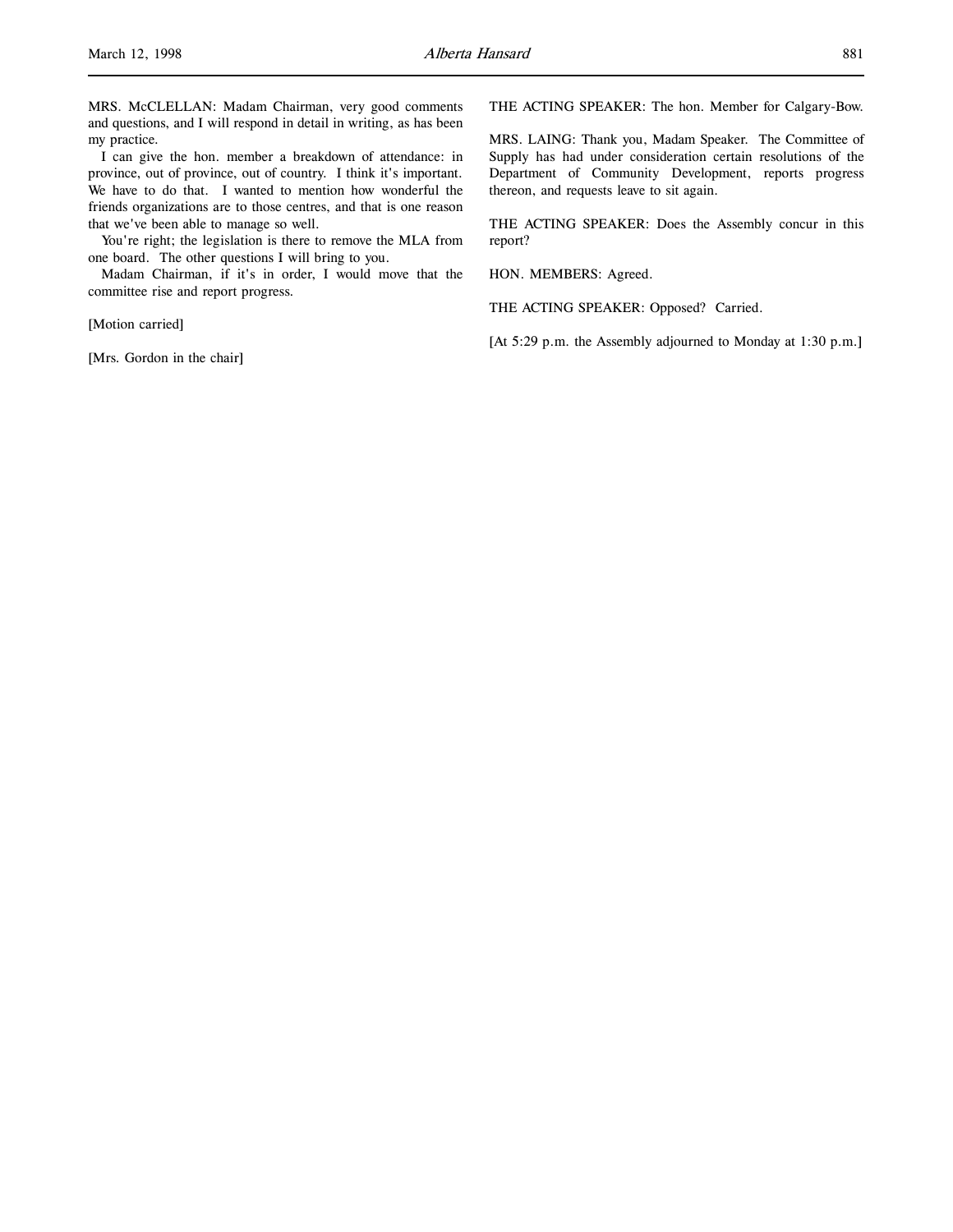MRS. McCLELLAN: Madam Chairman, very good comments and questions, and I will respond in detail in writing, as has been my practice.

I can give the hon. member a breakdown of attendance: in province, out of province, out of country. I think it's important. We have to do that. I wanted to mention how wonderful the friends organizations are to those centres, and that is one reason that we've been able to manage so well.

You're right; the legislation is there to remove the MLA from one board. The other questions I will bring to you.

Madam Chairman, if it's in order, I would move that the committee rise and report progress.

[Motion carried]

[Mrs. Gordon in the chair]

THE ACTING SPEAKER: The hon. Member for Calgary-Bow.

MRS. LAING: Thank you, Madam Speaker. The Committee of Supply has had under consideration certain resolutions of the Department of Community Development, reports progress thereon, and requests leave to sit again.

THE ACTING SPEAKER: Does the Assembly concur in this report?

HON. MEMBERS: Agreed.

THE ACTING SPEAKER: Opposed? Carried.

[At 5:29 p.m. the Assembly adjourned to Monday at 1:30 p.m.]